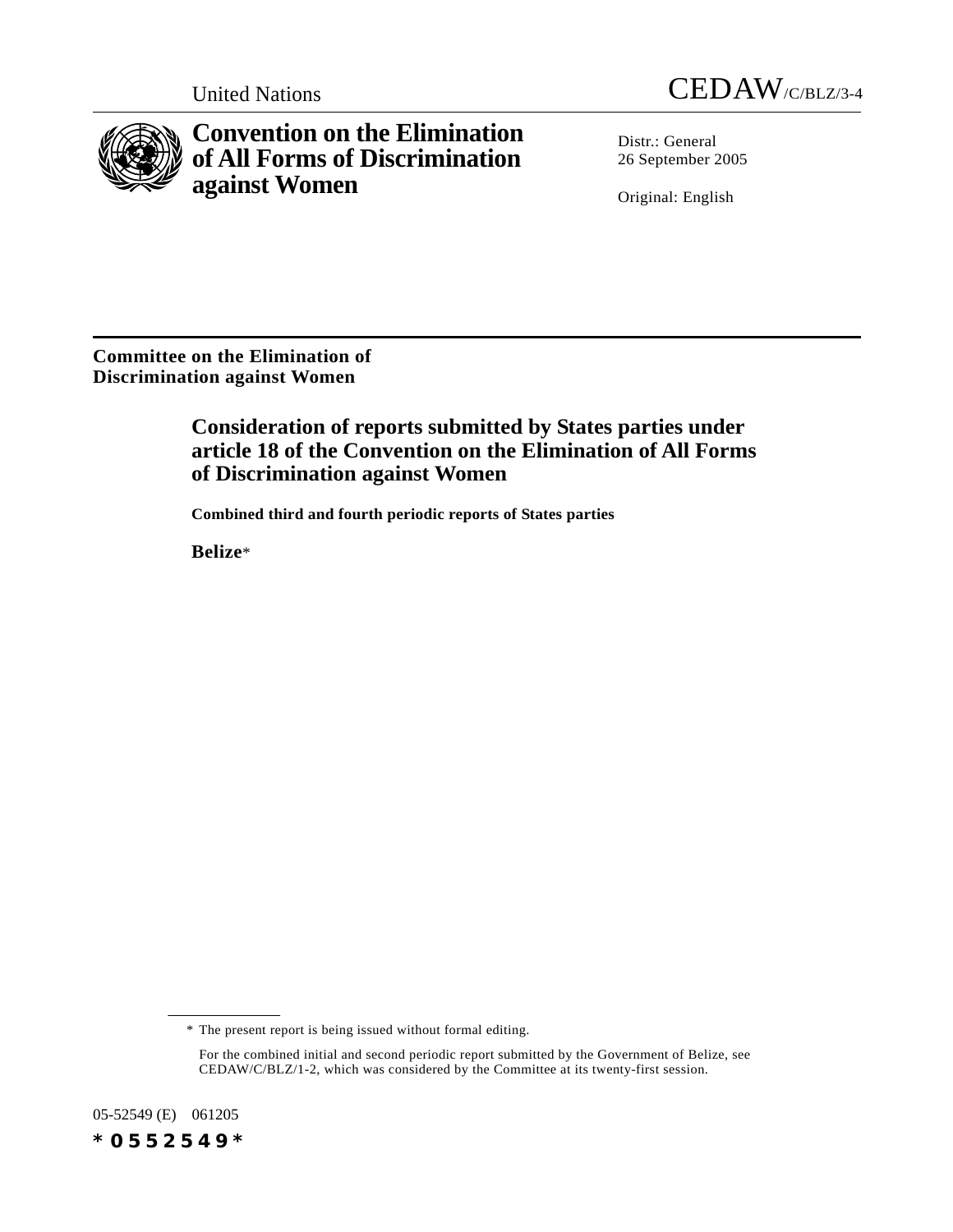United Nations CEDAW/C/BLZ/3-4

# Convention on the Elimination of All Forms of Discrimination against Women

Distr.: General
26 September 2005

Original: English

**Committee on the Elimination of Discrimination against Women**

## Consideration of reports submitted by States parties under article 18 of the Convention on the Elimination of All Forms of Discrimination against Women

**Combined third and fourth periodic reports of States parties**

**Belize***

---

\* The present report is being issued without formal editing.

For the combined initial and second periodic report submitted by the Government of Belize, see CEDAW/C/BLZ/1-2, which was considered by the Committee at its twenty-first session.

05-52549 (E) 061205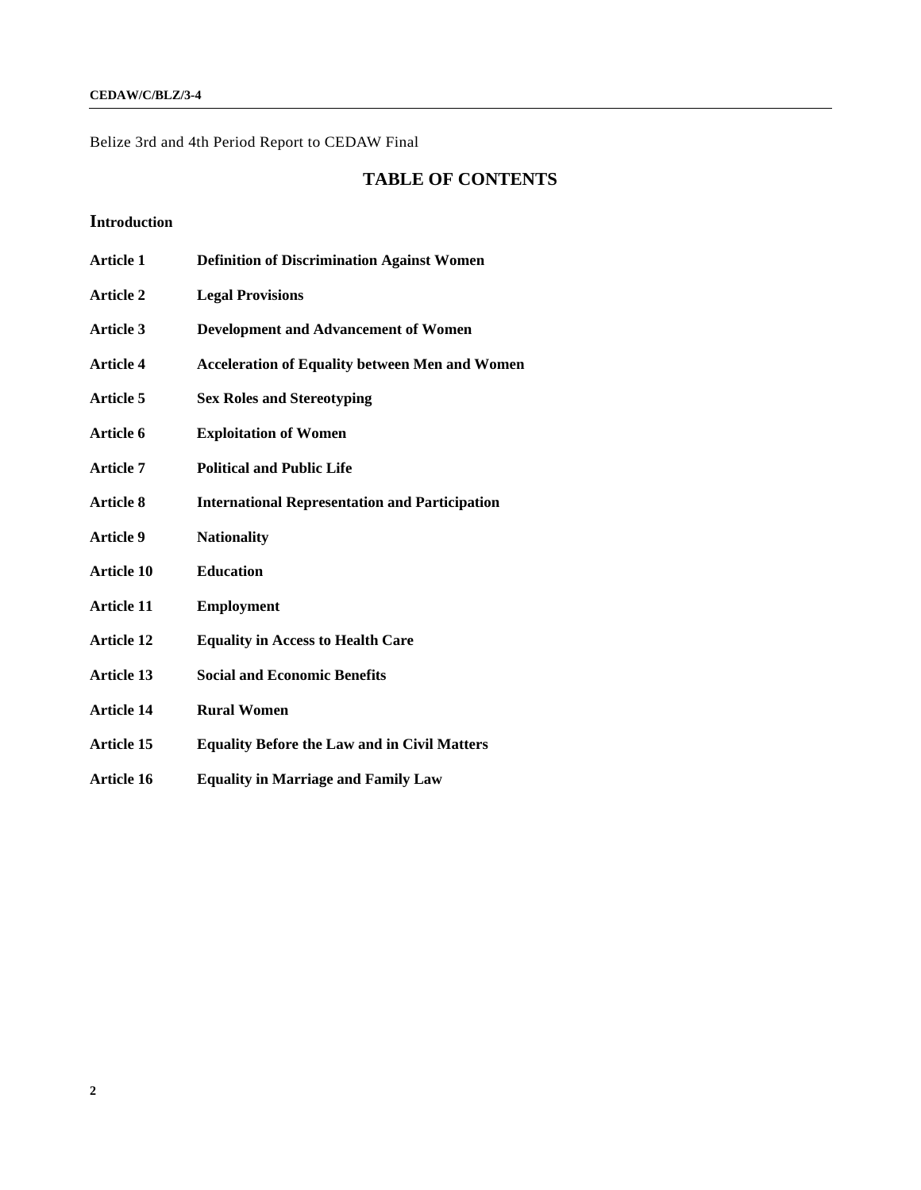Belize 3rd and 4th Period Report to CEDAW Final

# TABLE OF CONTENTS

**Introduction**

| | |
|---|---|
| **Article 1** | **Definition of Discrimination Against Women** |
| **Article 2** | **Legal Provisions** |
| **Article 3** | **Development and Advancement of Women** |
| **Article 4** | **Acceleration of Equality between Men and Women** |
| **Article 5** | **Sex Roles and Stereotyping** |
| **Article 6** | **Exploitation of Women** |
| **Article 7** | **Political and Public Life** |
| **Article 8** | **International Representation and Participation** |
| **Article 9** | **Nationality** |
| **Article 10** | **Education** |
| **Article 11** | **Employment** |
| **Article 12** | **Equality in Access to Health Care** |
| **Article 13** | **Social and Economic Benefits** |
| **Article 14** | **Rural Women** |
| **Article 15** | **Equality Before the Law and in Civil Matters** |
| **Article 16** | **Equality in Marriage and Family Law** |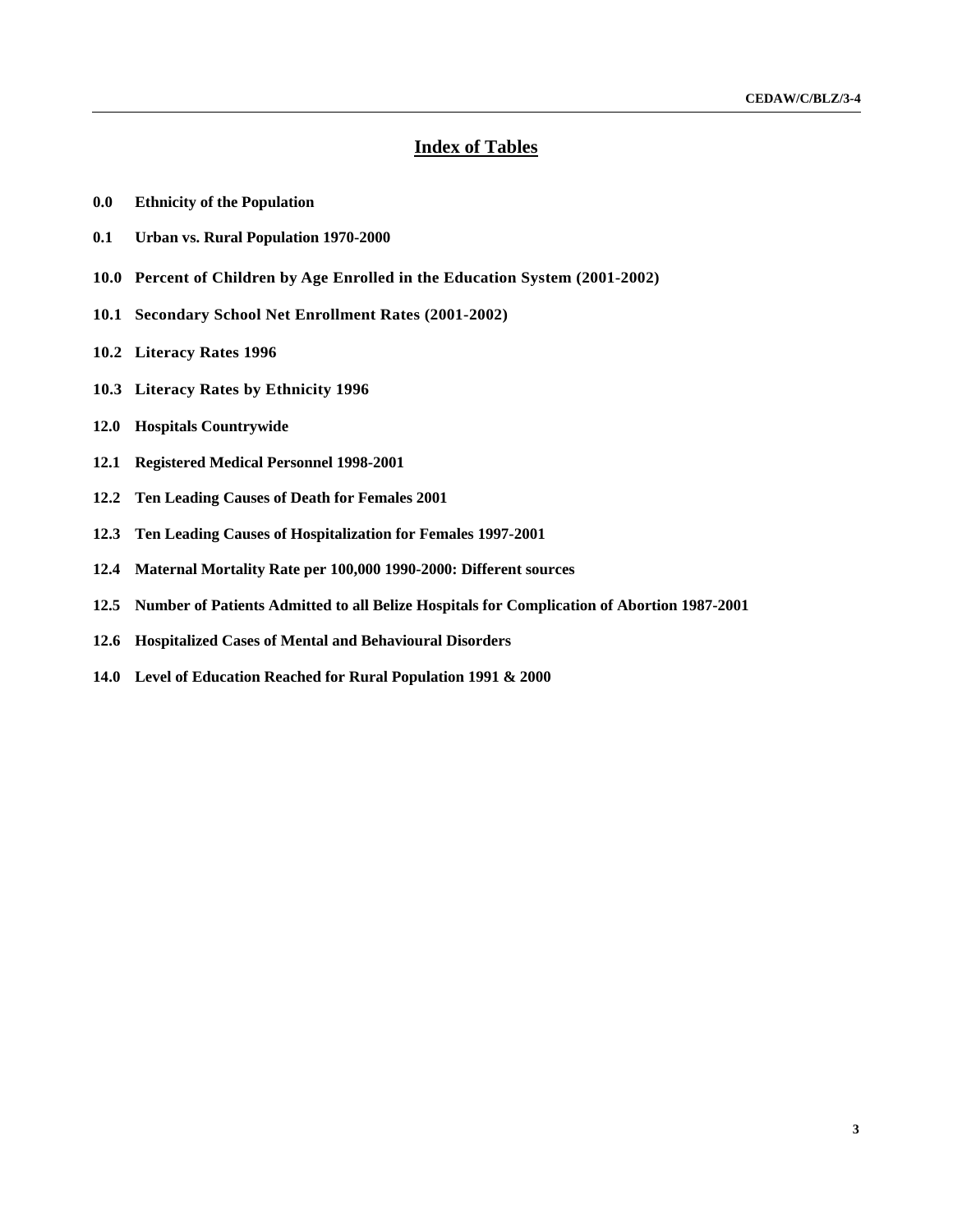# Index of Tables

**0.0 Ethnicity of the Population**

**0.1 Urban vs. Rural Population 1970-2000**

**10.0 Percent of Children by Age Enrolled in the Education System (2001-2002)**

**10.1 Secondary School Net Enrollment Rates (2001-2002)**

**10.2 Literacy Rates 1996**

**10.3 Literacy Rates by Ethnicity 1996**

**12.0 Hospitals Countrywide**

**12.1 Registered Medical Personnel 1998-2001**

**12.2 Ten Leading Causes of Death for Females 2001**

**12.3 Ten Leading Causes of Hospitalization for Females 1997-2001**

**12.4 Maternal Mortality Rate per 100,000 1990-2000: Different sources**

**12.5 Number of Patients Admitted to all Belize Hospitals for Complication of Abortion 1987-2001**

**12.6 Hospitalized Cases of Mental and Behavioural Disorders**

**14.0 Level of Education Reached for Rural Population 1991 & 2000**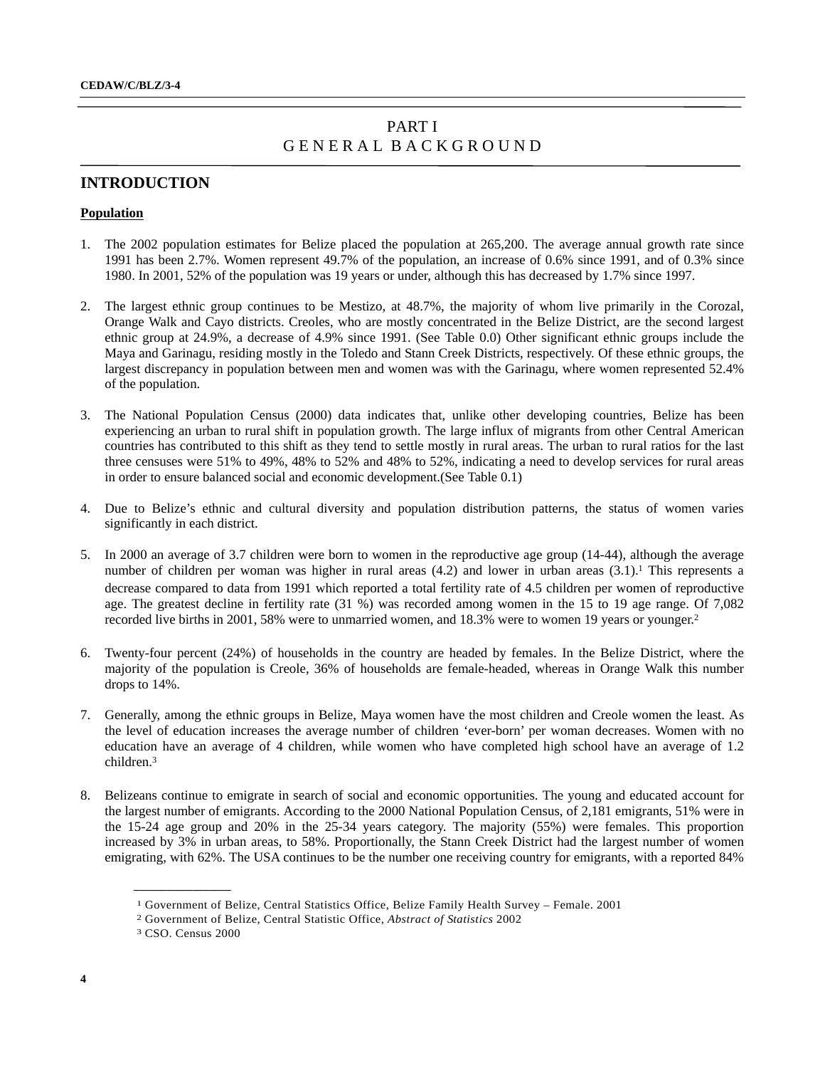# PART I
# GENERAL BACKGROUND

## INTRODUCTION

**Population**

1. The 2002 population estimates for Belize placed the population at 265,200. The average annual growth rate since 1991 has been 2.7%. Women represent 49.7% of the population, an increase of 0.6% since 1991, and of 0.3% since 1980. In 2001, 52% of the population was 19 years or under, although this has decreased by 1.7% since 1997.

2. The largest ethnic group continues to be Mestizo, at 48.7%, the majority of whom live primarily in the Corozal, Orange Walk and Cayo districts. Creoles, who are mostly concentrated in the Belize District, are the second largest ethnic group at 24.9%, a decrease of 4.9% since 1991. (See Table 0.0) Other significant ethnic groups include the Maya and Garinagu, residing mostly in the Toledo and Stann Creek Districts, respectively. Of these ethnic groups, the largest discrepancy in population between men and women was with the Garinagu, where women represented 52.4% of the population.

3. The National Population Census (2000) data indicates that, unlike other developing countries, Belize has been experiencing an urban to rural shift in population growth. The large influx of migrants from other Central American countries has contributed to this shift as they tend to settle mostly in rural areas. The urban to rural ratios for the last three censuses were 51% to 49%, 48% to 52% and 48% to 52%, indicating a need to develop services for rural areas in order to ensure balanced social and economic development.(See Table 0.1)

4. Due to Belize's ethnic and cultural diversity and population distribution patterns, the status of women varies significantly in each district.

5. In 2000 an average of 3.7 children were born to women in the reproductive age group (14-44), although the average number of children per woman was higher in rural areas (4.2) and lower in urban areas (3.1).[1] This represents a decrease compared to data from 1991 which reported a total fertility rate of 4.5 children per women of reproductive age. The greatest decline in fertility rate (31 %) was recorded among women in the 15 to 19 age range. Of 7,082 recorded live births in 2001, 58% were to unmarried women, and 18.3% were to women 19 years or younger.[2]

6. Twenty-four percent (24%) of households in the country are headed by females. In the Belize District, where the majority of the population is Creole, 36% of households are female-headed, whereas in Orange Walk this number drops to 14%.

7. Generally, among the ethnic groups in Belize, Maya women have the most children and Creole women the least. As the level of education increases the average number of children 'ever-born' per woman decreases. Women with no education have an average of 4 children, while women who have completed high school have an average of 1.2 children.[3]

8. Belizeans continue to emigrate in search of social and economic opportunities. The young and educated account for the largest number of emigrants. According to the 2000 National Population Census, of 2,181 emigrants, 51% were in the 15-24 age group and 20% in the 25-34 years category. The majority (55%) were females. This proportion increased by 3% in urban areas, to 58%. Proportionally, the Stann Creek District had the largest number of women emigrating, with 62%. The USA continues to be the number one receiving country for emigrants, with a reported 84%

---

[1] Government of Belize, Central Statistics Office, Belize Family Health Survey – Female. 2001

[2] Government of Belize, Central Statistic Office, *Abstract of Statistics* 2002

[3] CSO. Census 2000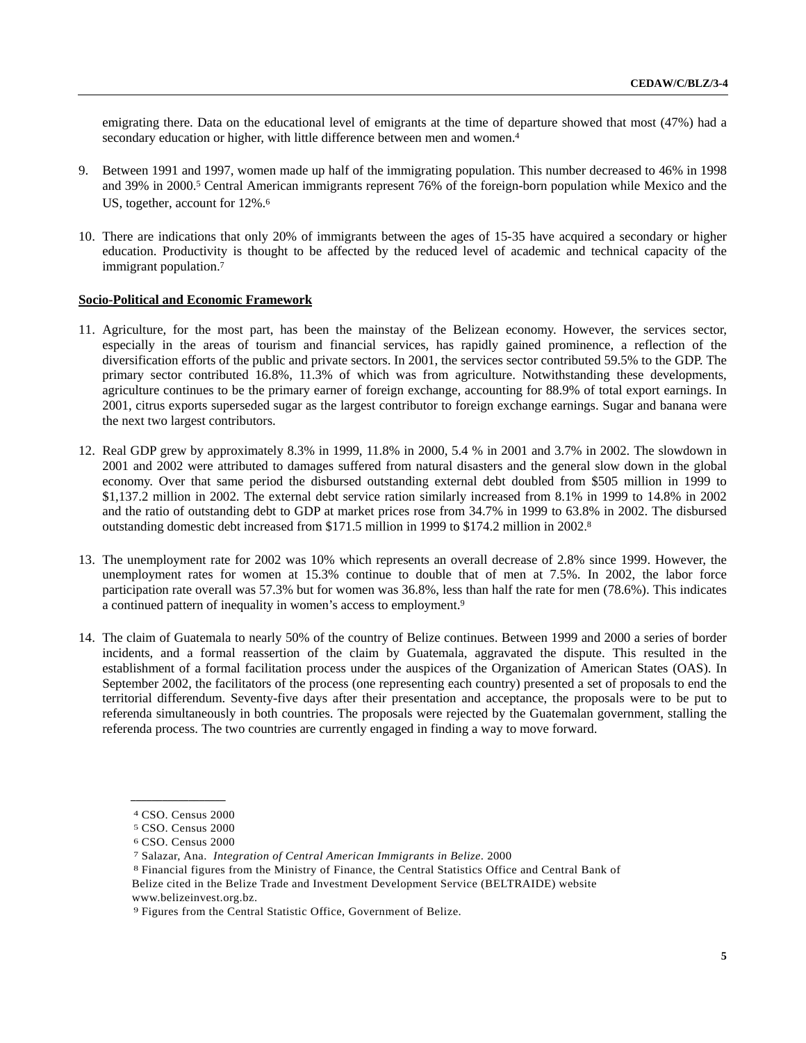emigrating there. Data on the educational level of emigrants at the time of departure showed that most (47%) had a secondary education or higher, with little difference between men and women.[4]

9. Between 1991 and 1997, women made up half of the immigrating population. This number decreased to 46% in 1998 and 39% in 2000.[5] Central American immigrants represent 76% of the foreign-born population while Mexico and the US, together, account for 12%.[6]

10. There are indications that only 20% of immigrants between the ages of 15-35 have acquired a secondary or higher education. Productivity is thought to be affected by the reduced level of academic and technical capacity of the immigrant population.[7]

**Socio-Political and Economic Framework**

11. Agriculture, for the most part, has been the mainstay of the Belizean economy. However, the services sector, especially in the areas of tourism and financial services, has rapidly gained prominence, a reflection of the diversification efforts of the public and private sectors. In 2001, the services sector contributed 59.5% to the GDP. The primary sector contributed 16.8%, 11.3% of which was from agriculture. Notwithstanding these developments, agriculture continues to be the primary earner of foreign exchange, accounting for 88.9% of total export earnings. In 2001, citrus exports superseded sugar as the largest contributor to foreign exchange earnings. Sugar and banana were the next two largest contributors.

12. Real GDP grew by approximately 8.3% in 1999, 11.8% in 2000, 5.4 % in 2001 and 3.7% in 2002. The slowdown in 2001 and 2002 were attributed to damages suffered from natural disasters and the general slow down in the global economy. Over that same period the disbursed outstanding external debt doubled from $505 million in 1999 to $1,137.2 million in 2002. The external debt service ration similarly increased from 8.1% in 1999 to 14.8% in 2002 and the ratio of outstanding debt to GDP at market prices rose from 34.7% in 1999 to 63.8% in 2002. The disbursed outstanding domestic debt increased from $171.5 million in 1999 to $174.2 million in 2002.[8]

13. The unemployment rate for 2002 was 10% which represents an overall decrease of 2.8% since 1999. However, the unemployment rates for women at 15.3% continue to double that of men at 7.5%. In 2002, the labor force participation rate overall was 57.3% but for women was 36.8%, less than half the rate for men (78.6%). This indicates a continued pattern of inequality in women's access to employment.[9]

14. The claim of Guatemala to nearly 50% of the country of Belize continues. Between 1999 and 2000 a series of border incidents, and a formal reassertion of the claim by Guatemala, aggravated the dispute. This resulted in the establishment of a formal facilitation process under the auspices of the Organization of American States (OAS). In September 2002, the facilitators of the process (one representing each country) presented a set of proposals to end the territorial differendum. Seventy-five days after their presentation and acceptance, the proposals were to be put to referenda simultaneously in both countries. The proposals were rejected by the Guatemalan government, stalling the referenda process. The two countries are currently engaged in finding a way to move forward.

---

[4] CSO. Census 2000

[5] CSO. Census 2000

[6] CSO. Census 2000

[7] Salazar, Ana. *Integration of Central American Immigrants in Belize*. 2000

[8] Financial figures from the Ministry of Finance, the Central Statistics Office and Central Bank of Belize cited in the Belize Trade and Investment Development Service (BELTRAIDE) website www.belizeinvest.org.bz.

[9] Figures from the Central Statistic Office, Government of Belize.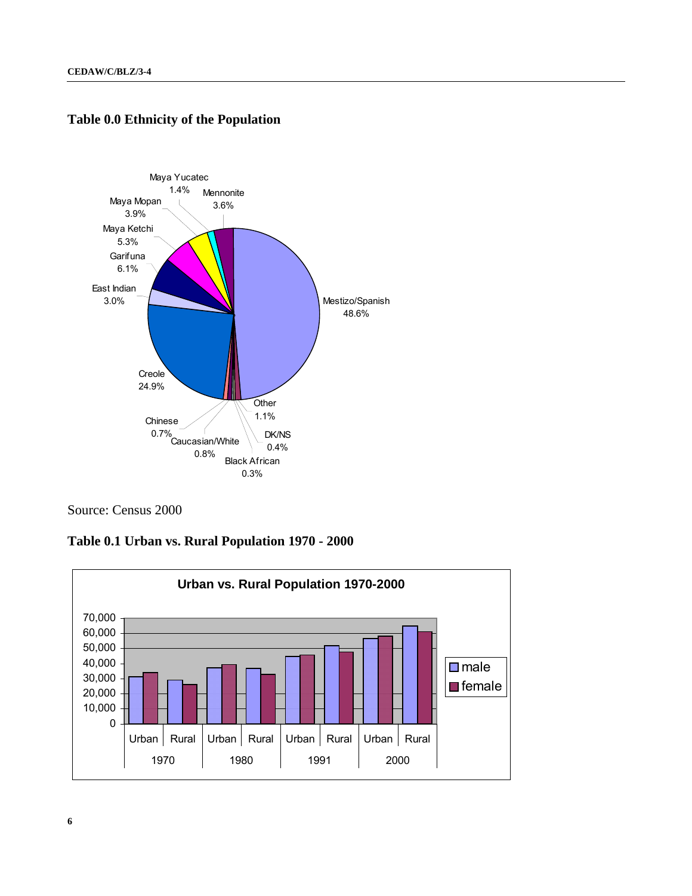## Table 0.0 Ethnicity of the Population

| Ethnicity | Percentage |
|---|---|
| Mestizo/Spanish | 48.6% |
| Creole | 24.9% |
| Garifuna | 6.1% |
| Maya Ketchi | 5.3% |
| Maya Mopan | 3.9% |
| Mennonite | 3.6% |
| East Indian | 3.0% |
| Maya Yucatec | 1.4% |
| Other | 1.1% |
| Caucasian/White | 0.8% |
| Chinese | 0.7% |
| DK/NS | 0.4% |
| Black African | 0.3% |

Source: Census 2000

## Table 0.1 Urban vs. Rural Population 1970 - 2000

**Urban vs. Rural Population 1970-2000**

| Year | Area | male | female |
|---|---|---|---|
| 1970 | Urban | ~31,000 | ~34,000 |
| 1970 | Rural | ~29,000 | ~26,000 |
| 1980 | Urban | ~37,000 | ~39,000 |
| 1980 | Rural | ~37,000 | ~33,000 |
| 1991 | Urban | ~45,000 | ~46,000 |
| 1991 | Rural | ~52,000 | ~48,000 |
| 2000 | Urban | ~56,000 | ~58,000 |
| 2000 | Rural | ~65,000 | ~61,000 |

*Values approximated from the bar chart (y-axis scale 0–70,000).*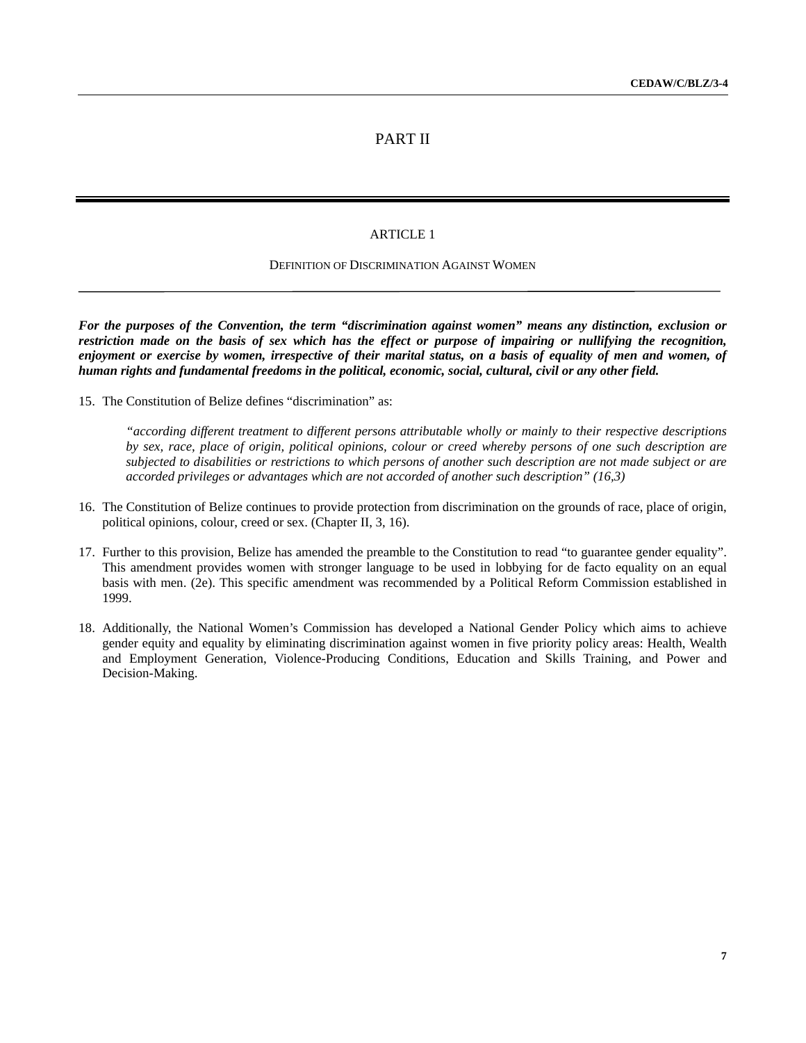# PART II

## ARTICLE 1

### Definition of Discrimination Against Women

***For the purposes of the Convention, the term "discrimination against women" means any distinction, exclusion or restriction made on the basis of sex which has the effect or purpose of impairing or nullifying the recognition, enjoyment or exercise by women, irrespective of their marital status, on a basis of equality of men and women, of human rights and fundamental freedoms in the political, economic, social, cultural, civil or any other field.***

15. The Constitution of Belize defines "discrimination" as:

    *"according different treatment to different persons attributable wholly or mainly to their respective descriptions by sex, race, place of origin, political opinions, colour or creed whereby persons of one such description are subjected to disabilities or restrictions to which persons of another such description are not made subject or are accorded privileges or advantages which are not accorded of another such description" (16,3)*

16. The Constitution of Belize continues to provide protection from discrimination on the grounds of race, place of origin, political opinions, colour, creed or sex. (Chapter II, 3, 16).

17. Further to this provision, Belize has amended the preamble to the Constitution to read "to guarantee gender equality". This amendment provides women with stronger language to be used in lobbying for de facto equality on an equal basis with men. (2e). This specific amendment was recommended by a Political Reform Commission established in 1999.

18. Additionally, the National Women's Commission has developed a National Gender Policy which aims to achieve gender equity and equality by eliminating discrimination against women in five priority policy areas: Health, Wealth and Employment Generation, Violence-Producing Conditions, Education and Skills Training, and Power and Decision-Making.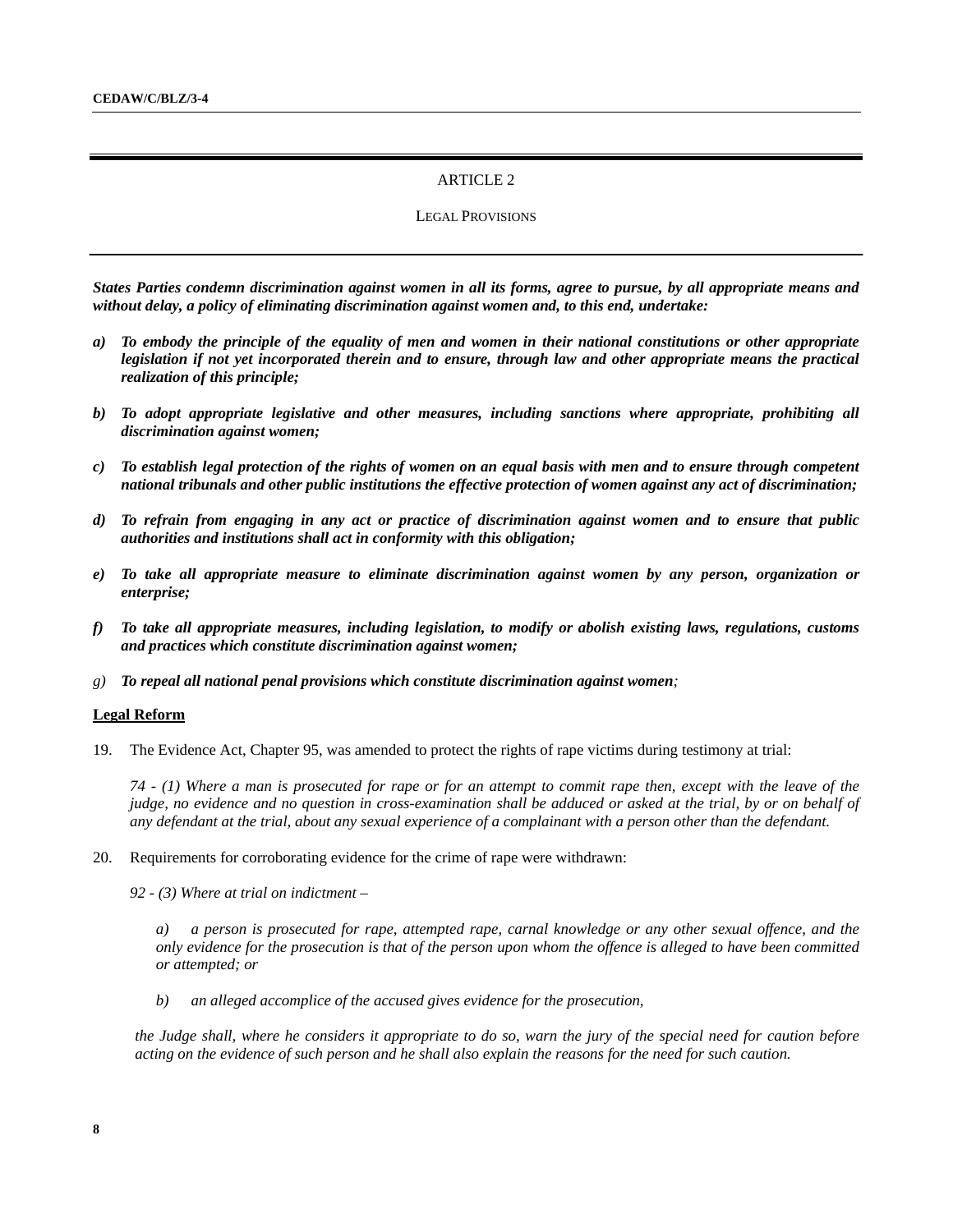## ARTICLE 2

### LEGAL PROVISIONS

***States Parties condemn discrimination against women in all its forms, agree to pursue, by all appropriate means and without delay, a policy of eliminating discrimination against women and, to this end, undertake:***

***a) To embody the principle of the equality of men and women in their national constitutions or other appropriate legislation if not yet incorporated therein and to ensure, through law and other appropriate means the practical realization of this principle;***

***b) To adopt appropriate legislative and other measures, including sanctions where appropriate, prohibiting all discrimination against women;***

***c) To establish legal protection of the rights of women on an equal basis with men and to ensure through competent national tribunals and other public institutions the effective protection of women against any act of discrimination;***

***d) To refrain from engaging in any act or practice of discrimination against women and to ensure that public authorities and institutions shall act in conformity with this obligation;***

***e) To take all appropriate measure to eliminate discrimination against women by any person, organization or enterprise;***

***f) To take all appropriate measures, including legislation, to modify or abolish existing laws, regulations, customs and practices which constitute discrimination against women;***

*g)* ***To repeal all national penal provisions which constitute discrimination against women****;*

**Legal Reform**

19. The Evidence Act, Chapter 95, was amended to protect the rights of rape victims during testimony at trial:

*74 - (1) Where a man is prosecuted for rape or for an attempt to commit rape then, except with the leave of the judge, no evidence and no question in cross-examination shall be adduced or asked at the trial, by or on behalf of any defendant at the trial, about any sexual experience of a complainant with a person other than the defendant.*

20. Requirements for corroborating evidence for the crime of rape were withdrawn:

*92 - (3) Where at trial on indictment –*

*a) a person is prosecuted for rape, attempted rape, carnal knowledge or any other sexual offence, and the only evidence for the prosecution is that of the person upon whom the offence is alleged to have been committed or attempted; or*

*b) an alleged accomplice of the accused gives evidence for the prosecution,*

*the Judge shall, where he considers it appropriate to do so, warn the jury of the special need for caution before acting on the evidence of such person and he shall also explain the reasons for the need for such caution.*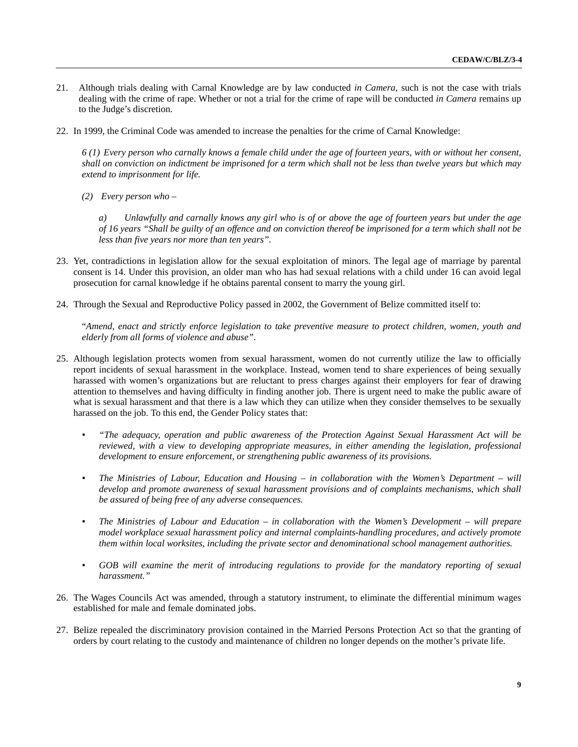21. Although trials dealing with Carnal Knowledge are by law conducted *in Camera,* such is not the case with trials dealing with the crime of rape. Whether or not a trial for the crime of rape will be conducted *in Camera* remains up to the Judge's discretion.

22. In 1999, the Criminal Code was amended to increase the penalties for the crime of Carnal Knowledge:

    *6 (1) Every person who carnally knows a female child under the age of fourteen years, with or without her consent, shall on conviction on indictment be imprisoned for a term which shall not be less than twelve years but which may extend to imprisonment for life.*

    *(2) Every person who –*

    *a) Unlawfully and carnally knows any girl who is of or above the age of fourteen years but under the age of 16 years "Shall be guilty of an offence and on conviction thereof be imprisoned for a term which shall not be less than five years nor more than ten years".*

23. Yet, contradictions in legislation allow for the sexual exploitation of minors. The legal age of marriage by parental consent is 14. Under this provision, an older man who has had sexual relations with a child under 16 can avoid legal prosecution for carnal knowledge if he obtains parental consent to marry the young girl.

24. Through the Sexual and Reproductive Policy passed in 2002, the Government of Belize committed itself to:

    "*Amend, enact and strictly enforce legislation to take preventive measure to protect children, women, youth and elderly from all forms of violence and abuse".*

25. Although legislation protects women from sexual harassment, women do not currently utilize the law to officially report incidents of sexual harassment in the workplace. Instead, women tend to share experiences of being sexually harassed with women's organizations but are reluctant to press charges against their employers for fear of drawing attention to themselves and having difficulty in finding another job. There is urgent need to make the public aware of what is sexual harassment and that there is a law which they can utilize when they consider themselves to be sexually harassed on the job. To this end, the Gender Policy states that:

    - *"The adequacy, operation and public awareness of the Protection Against Sexual Harassment Act will be reviewed, with a view to developing appropriate measures, in either amending the legislation, professional development to ensure enforcement, or strengthening public awareness of its provisions.*

    - *The Ministries of Labour, Education and Housing – in collaboration with the Women's Department – will develop and promote awareness of sexual harassment provisions and of complaints mechanisms, which shall be assured of being free of any adverse consequences.*

    - *The Ministries of Labour and Education – in collaboration with the Women's Development – will prepare model workplace sexual harassment policy and internal complaints-handling procedures, and actively promote them within local worksites, including the private sector and denominational school management authorities.*

    - *GOB will examine the merit of introducing regulations to provide for the mandatory reporting of sexual harassment."*

26. The Wages Councils Act was amended, through a statutory instrument, to eliminate the differential minimum wages established for male and female dominated jobs.

27. Belize repealed the discriminatory provision contained in the Married Persons Protection Act so that the granting of orders by court relating to the custody and maintenance of children no longer depends on the mother's private life.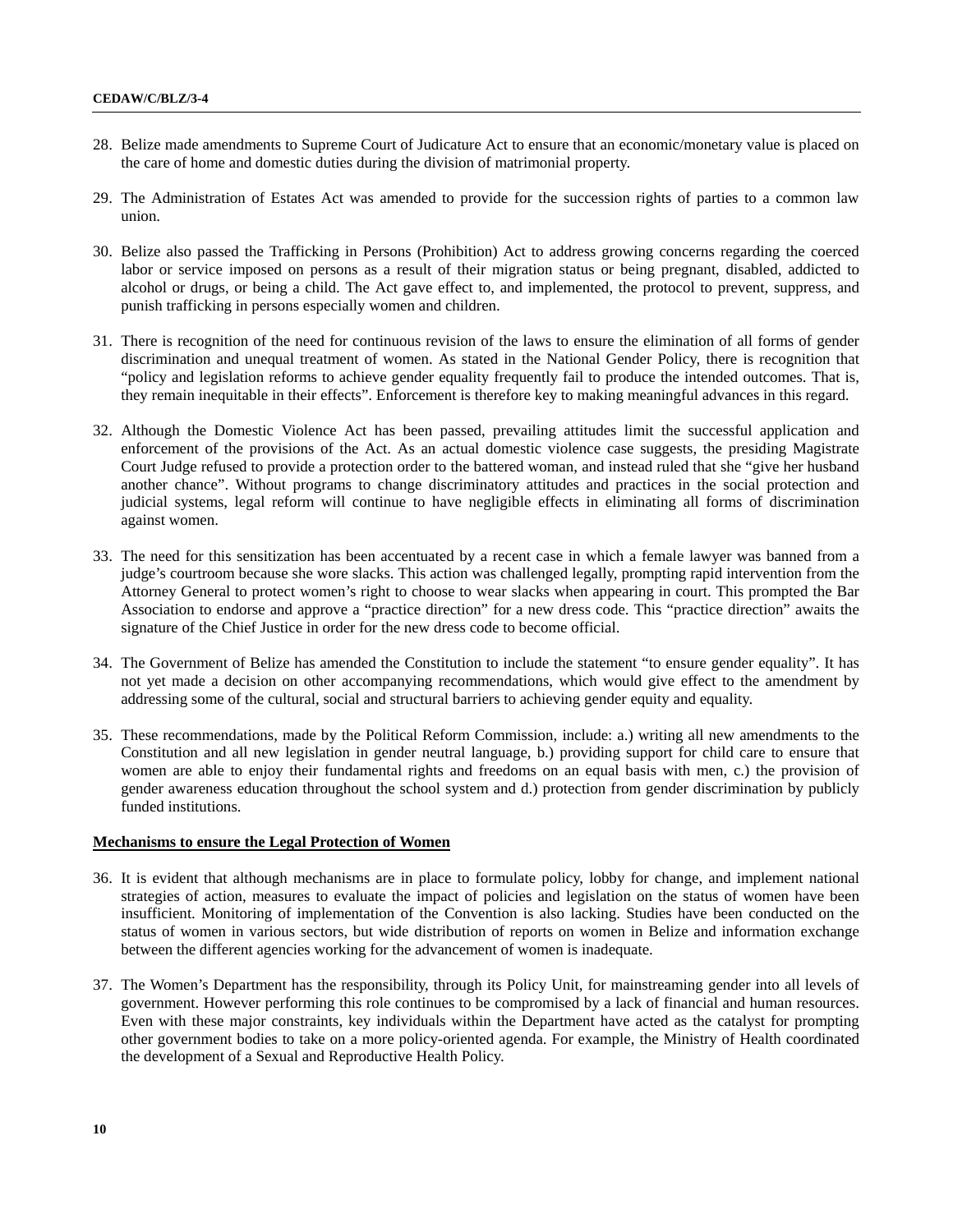28. Belize made amendments to Supreme Court of Judicature Act to ensure that an economic/monetary value is placed on the care of home and domestic duties during the division of matrimonial property.

29. The Administration of Estates Act was amended to provide for the succession rights of parties to a common law union.

30. Belize also passed the Trafficking in Persons (Prohibition) Act to address growing concerns regarding the coerced labor or service imposed on persons as a result of their migration status or being pregnant, disabled, addicted to alcohol or drugs, or being a child. The Act gave effect to, and implemented, the protocol to prevent, suppress, and punish trafficking in persons especially women and children.

31. There is recognition of the need for continuous revision of the laws to ensure the elimination of all forms of gender discrimination and unequal treatment of women. As stated in the National Gender Policy, there is recognition that "policy and legislation reforms to achieve gender equality frequently fail to produce the intended outcomes. That is, they remain inequitable in their effects". Enforcement is therefore key to making meaningful advances in this regard.

32. Although the Domestic Violence Act has been passed, prevailing attitudes limit the successful application and enforcement of the provisions of the Act. As an actual domestic violence case suggests, the presiding Magistrate Court Judge refused to provide a protection order to the battered woman, and instead ruled that she "give her husband another chance". Without programs to change discriminatory attitudes and practices in the social protection and judicial systems, legal reform will continue to have negligible effects in eliminating all forms of discrimination against women.

33. The need for this sensitization has been accentuated by a recent case in which a female lawyer was banned from a judge's courtroom because she wore slacks. This action was challenged legally, prompting rapid intervention from the Attorney General to protect women's right to choose to wear slacks when appearing in court. This prompted the Bar Association to endorse and approve a "practice direction" for a new dress code. This "practice direction" awaits the signature of the Chief Justice in order for the new dress code to become official.

34. The Government of Belize has amended the Constitution to include the statement "to ensure gender equality". It has not yet made a decision on other accompanying recommendations, which would give effect to the amendment by addressing some of the cultural, social and structural barriers to achieving gender equity and equality.

35. These recommendations, made by the Political Reform Commission, include: a.) writing all new amendments to the Constitution and all new legislation in gender neutral language, b.) providing support for child care to ensure that women are able to enjoy their fundamental rights and freedoms on an equal basis with men, c.) the provision of gender awareness education throughout the school system and d.) protection from gender discrimination by publicly funded institutions.

**Mechanisms to ensure the Legal Protection of Women**

36. It is evident that although mechanisms are in place to formulate policy, lobby for change, and implement national strategies of action, measures to evaluate the impact of policies and legislation on the status of women have been insufficient. Monitoring of implementation of the Convention is also lacking. Studies have been conducted on the status of women in various sectors, but wide distribution of reports on women in Belize and information exchange between the different agencies working for the advancement of women is inadequate.

37. The Women's Department has the responsibility, through its Policy Unit, for mainstreaming gender into all levels of government. However performing this role continues to be compromised by a lack of financial and human resources. Even with these major constraints, key individuals within the Department have acted as the catalyst for prompting other government bodies to take on a more policy-oriented agenda. For example, the Ministry of Health coordinated the development of a Sexual and Reproductive Health Policy.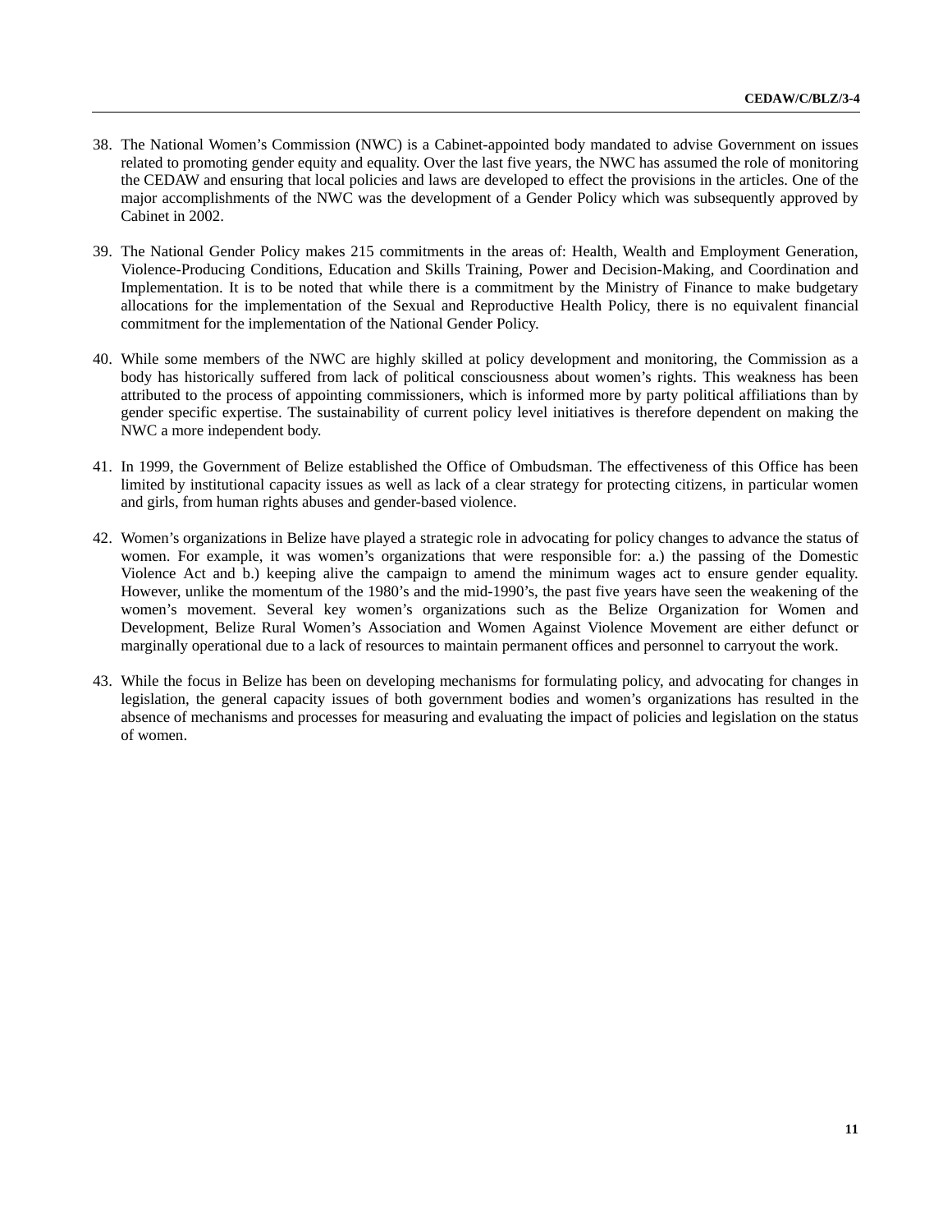38. The National Women's Commission (NWC) is a Cabinet-appointed body mandated to advise Government on issues related to promoting gender equity and equality. Over the last five years, the NWC has assumed the role of monitoring the CEDAW and ensuring that local policies and laws are developed to effect the provisions in the articles. One of the major accomplishments of the NWC was the development of a Gender Policy which was subsequently approved by Cabinet in 2002.

39. The National Gender Policy makes 215 commitments in the areas of: Health, Wealth and Employment Generation, Violence-Producing Conditions, Education and Skills Training, Power and Decision-Making, and Coordination and Implementation. It is to be noted that while there is a commitment by the Ministry of Finance to make budgetary allocations for the implementation of the Sexual and Reproductive Health Policy, there is no equivalent financial commitment for the implementation of the National Gender Policy.

40. While some members of the NWC are highly skilled at policy development and monitoring, the Commission as a body has historically suffered from lack of political consciousness about women's rights. This weakness has been attributed to the process of appointing commissioners, which is informed more by party political affiliations than by gender specific expertise. The sustainability of current policy level initiatives is therefore dependent on making the NWC a more independent body.

41. In 1999, the Government of Belize established the Office of Ombudsman. The effectiveness of this Office has been limited by institutional capacity issues as well as lack of a clear strategy for protecting citizens, in particular women and girls, from human rights abuses and gender-based violence.

42. Women's organizations in Belize have played a strategic role in advocating for policy changes to advance the status of women. For example, it was women's organizations that were responsible for: a.) the passing of the Domestic Violence Act and b.) keeping alive the campaign to amend the minimum wages act to ensure gender equality. However, unlike the momentum of the 1980's and the mid-1990's, the past five years have seen the weakening of the women's movement. Several key women's organizations such as the Belize Organization for Women and Development, Belize Rural Women's Association and Women Against Violence Movement are either defunct or marginally operational due to a lack of resources to maintain permanent offices and personnel to carryout the work.

43. While the focus in Belize has been on developing mechanisms for formulating policy, and advocating for changes in legislation, the general capacity issues of both government bodies and women's organizations has resulted in the absence of mechanisms and processes for measuring and evaluating the impact of policies and legislation on the status of women.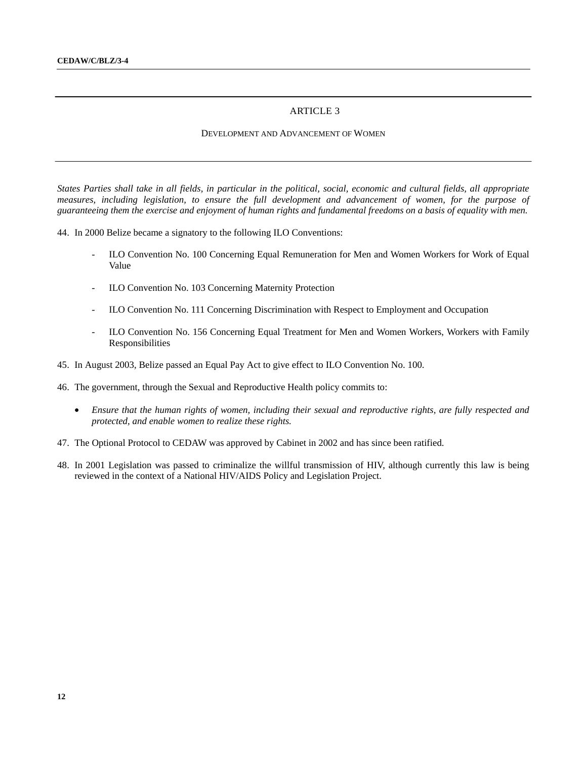# ARTICLE 3

## DEVELOPMENT AND ADVANCEMENT OF WOMEN

*States Parties shall take in all fields, in particular in the political, social, economic and cultural fields, all appropriate measures, including legislation, to ensure the full development and advancement of women, for the purpose of guaranteeing them the exercise and enjoyment of human rights and fundamental freedoms on a basis of equality with men.*

44. In 2000 Belize became a signatory to the following ILO Conventions:

   - ILO Convention No. 100 Concerning Equal Remuneration for Men and Women Workers for Work of Equal Value
   - ILO Convention No. 103 Concerning Maternity Protection
   - ILO Convention No. 111 Concerning Discrimination with Respect to Employment and Occupation
   - ILO Convention No. 156 Concerning Equal Treatment for Men and Women Workers, Workers with Family Responsibilities

45. In August 2003, Belize passed an Equal Pay Act to give effect to ILO Convention No. 100.

46. The government, through the Sexual and Reproductive Health policy commits to:

   - *Ensure that the human rights of women, including their sexual and reproductive rights, are fully respected and protected, and enable women to realize these rights.*

47. The Optional Protocol to CEDAW was approved by Cabinet in 2002 and has since been ratified.

48. In 2001 Legislation was passed to criminalize the willful transmission of HIV, although currently this law is being reviewed in the context of a National HIV/AIDS Policy and Legislation Project.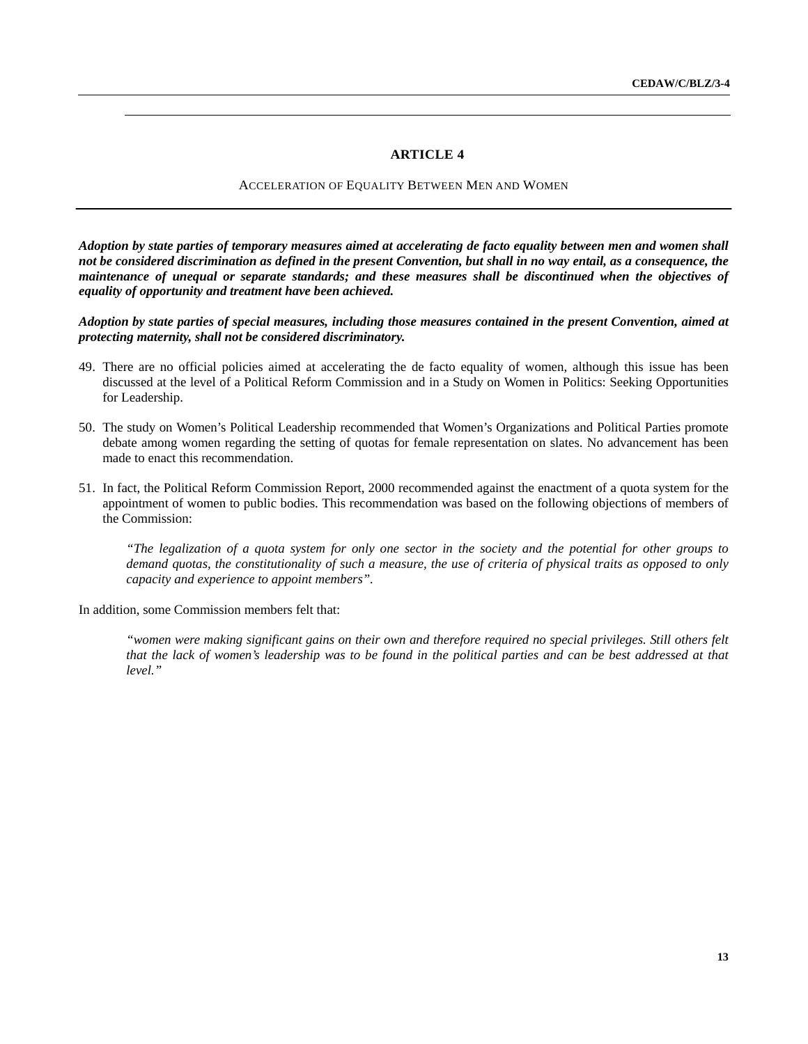## ARTICLE 4

ACCELERATION OF EQUALITY BETWEEN MEN AND WOMEN

***Adoption by state parties of temporary measures aimed at accelerating de facto equality between men and women shall not be considered discrimination as defined in the present Convention, but shall in no way entail, as a consequence, the maintenance of unequal or separate standards; and these measures shall be discontinued when the objectives of equality of opportunity and treatment have been achieved.***

***Adoption by state parties of special measures, including those measures contained in the present Convention, aimed at protecting maternity, shall not be considered discriminatory.***

49. There are no official policies aimed at accelerating the de facto equality of women, although this issue has been discussed at the level of a Political Reform Commission and in a Study on Women in Politics: Seeking Opportunities for Leadership.

50. The study on Women's Political Leadership recommended that Women's Organizations and Political Parties promote debate among women regarding the setting of quotas for female representation on slates. No advancement has been made to enact this recommendation.

51. In fact, the Political Reform Commission Report, 2000 recommended against the enactment of a quota system for the appointment of women to public bodies. This recommendation was based on the following objections of members of the Commission:

> *"The legalization of a quota system for only one sector in the society and the potential for other groups to demand quotas, the constitutionality of such a measure, the use of criteria of physical traits as opposed to only capacity and experience to appoint members".*

In addition, some Commission members felt that:

> *"women were making significant gains on their own and therefore required no special privileges. Still others felt that the lack of women's leadership was to be found in the political parties and can be best addressed at that level."*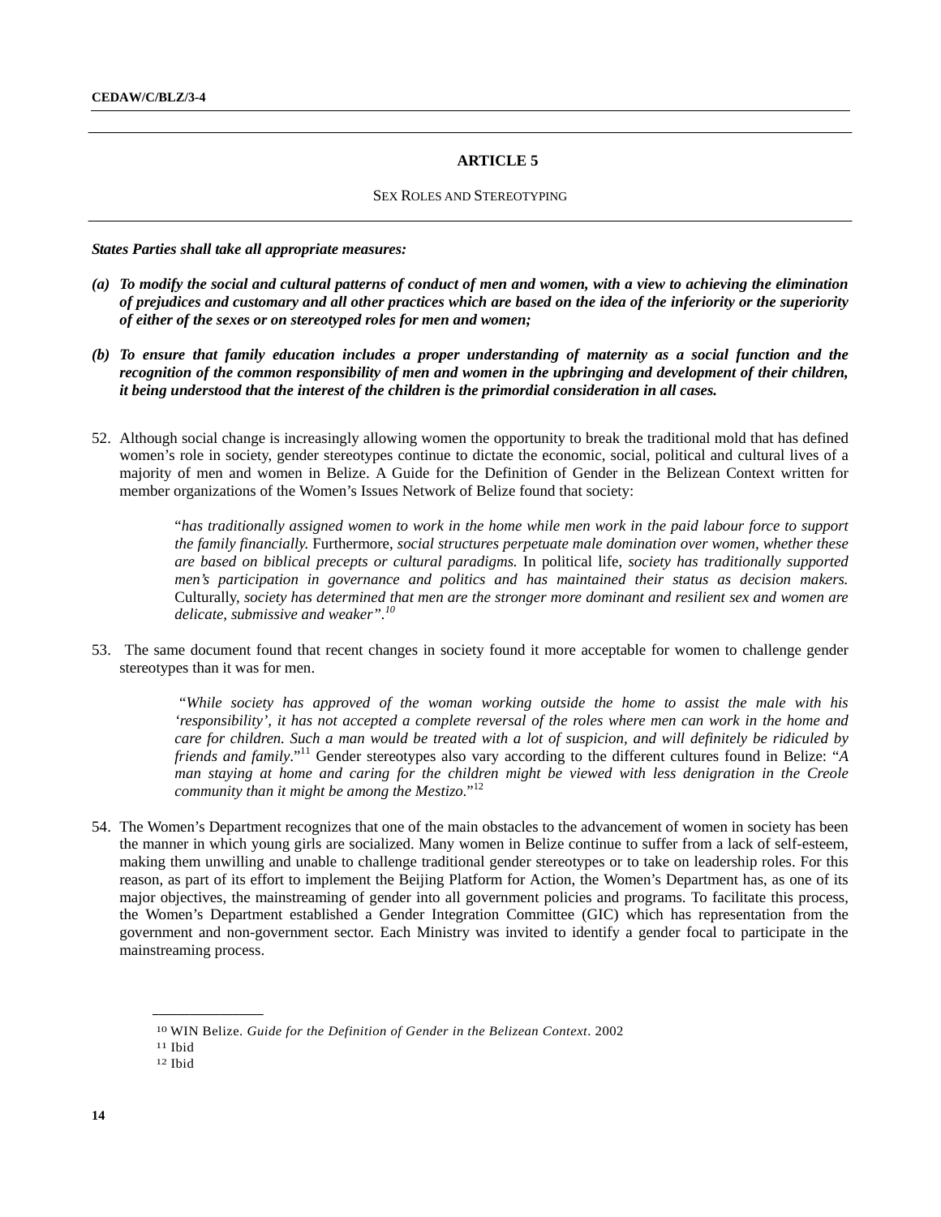## ARTICLE 5

### SEX ROLES AND STEREOTYPING

***States Parties shall take all appropriate measures:***

***(a) To modify the social and cultural patterns of conduct of men and women, with a view to achieving the elimination of prejudices and customary and all other practices which are based on the idea of the inferiority or the superiority of either of the sexes or on stereotyped roles for men and women;***

***(b) To ensure that family education includes a proper understanding of maternity as a social function and the recognition of the common responsibility of men and women in the upbringing and development of their children, it being understood that the interest of the children is the primordial consideration in all cases.***

52. Although social change is increasingly allowing women the opportunity to break the traditional mold that has defined women's role in society, gender stereotypes continue to dictate the economic, social, political and cultural lives of a majority of men and women in Belize. A Guide for the Definition of Gender in the Belizean Context written for member organizations of the Women's Issues Network of Belize found that society:

> "*has traditionally assigned women to work in the home while men work in the paid labour force to support the family financially.* Furthermore, *social structures perpetuate male domination over women, whether these are based on biblical precepts or cultural paradigms.* In political life, *society has traditionally supported men's participation in governance and politics and has maintained their status as decision makers.* Culturally, *society has determined that men are the stronger more dominant and resilient sex and women are delicate, submissive and weaker".*[10]

53. The same document found that recent changes in society found it more acceptable for women to challenge gender stereotypes than it was for men.

> "*While society has approved of the woman working outside the home to assist the male with his 'responsibility', it has not accepted a complete reversal of the roles where men can work in the home and care for children. Such a man would be treated with a lot of suspicion, and will definitely be ridiculed by friends and family*."[11] Gender stereotypes also vary according to the different cultures found in Belize: "*A man staying at home and caring for the children might be viewed with less denigration in the Creole community than it might be among the Mestizo.*"[12]

54. The Women's Department recognizes that one of the main obstacles to the advancement of women in society has been the manner in which young girls are socialized. Many women in Belize continue to suffer from a lack of self-esteem, making them unwilling and unable to challenge traditional gender stereotypes or to take on leadership roles. For this reason, as part of its effort to implement the Beijing Platform for Action, the Women's Department has, as one of its major objectives, the mainstreaming of gender into all government policies and programs. To facilitate this process, the Women's Department established a Gender Integration Committee (GIC) which has representation from the government and non-government sector. Each Ministry was invited to identify a gender focal to participate in the mainstreaming process.

---

[10] WIN Belize. *Guide for the Definition of Gender in the Belizean Context*. 2002

[11] Ibid

[12] Ibid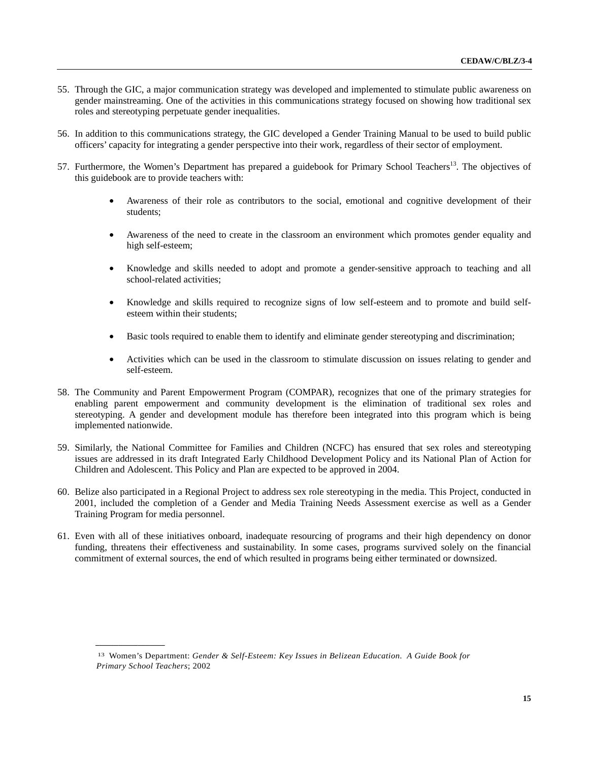55. Through the GIC, a major communication strategy was developed and implemented to stimulate public awareness on gender mainstreaming. One of the activities in this communications strategy focused on showing how traditional sex roles and stereotyping perpetuate gender inequalities.

56. In addition to this communications strategy, the GIC developed a Gender Training Manual to be used to build public officers' capacity for integrating a gender perspective into their work, regardless of their sector of employment.

57. Furthermore, the Women's Department has prepared a guidebook for Primary School Teachers[13]. The objectives of this guidebook are to provide teachers with:

    - Awareness of their role as contributors to the social, emotional and cognitive development of their students;
    - Awareness of the need to create in the classroom an environment which promotes gender equality and high self-esteem;
    - Knowledge and skills needed to adopt and promote a gender-sensitive approach to teaching and all school-related activities;
    - Knowledge and skills required to recognize signs of low self-esteem and to promote and build self-esteem within their students;
    - Basic tools required to enable them to identify and eliminate gender stereotyping and discrimination;
    - Activities which can be used in the classroom to stimulate discussion on issues relating to gender and self-esteem.

58. The Community and Parent Empowerment Program (COMPAR), recognizes that one of the primary strategies for enabling parent empowerment and community development is the elimination of traditional sex roles and stereotyping. A gender and development module has therefore been integrated into this program which is being implemented nationwide.

59. Similarly, the National Committee for Families and Children (NCFC) has ensured that sex roles and stereotyping issues are addressed in its draft Integrated Early Childhood Development Policy and its National Plan of Action for Children and Adolescent. This Policy and Plan are expected to be approved in 2004.

60. Belize also participated in a Regional Project to address sex role stereotyping in the media. This Project, conducted in 2001, included the completion of a Gender and Media Training Needs Assessment exercise as well as a Gender Training Program for media personnel.

61. Even with all of these initiatives onboard, inadequate resourcing of programs and their high dependency on donor funding, threatens their effectiveness and sustainability. In some cases, programs survived solely on the financial commitment of external sources, the end of which resulted in programs being either terminated or downsized.

---

[13] Women's Department: *Gender & Self-Esteem: Key Issues in Belizean Education. A Guide Book for Primary School Teachers*; 2002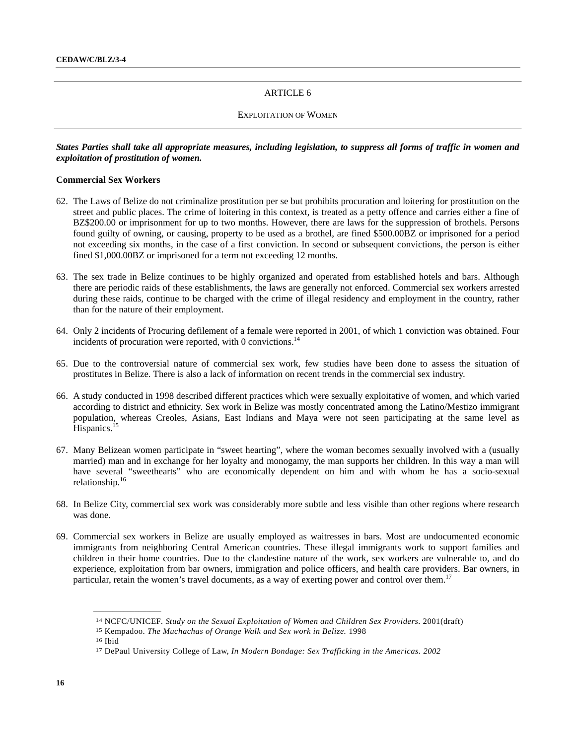## ARTICLE 6

### EXPLOITATION OF WOMEN

***States Parties shall take all appropriate measures, including legislation, to suppress all forms of traffic in women and exploitation of prostitution of women.***

**Commercial Sex Workers**

62. The Laws of Belize do not criminalize prostitution per se but prohibits procuration and loitering for prostitution on the street and public places. The crime of loitering in this context, is treated as a petty offence and carries either a fine of BZ$200.00 or imprisonment for up to two months. However, there are laws for the suppression of brothels. Persons found guilty of owning, or causing, property to be used as a brothel, are fined $500.00BZ or imprisoned for a period not exceeding six months, in the case of a first conviction. In second or subsequent convictions, the person is either fined $1,000.00BZ or imprisoned for a term not exceeding 12 months.

63. The sex trade in Belize continues to be highly organized and operated from established hotels and bars. Although there are periodic raids of these establishments, the laws are generally not enforced. Commercial sex workers arrested during these raids, continue to be charged with the crime of illegal residency and employment in the country, rather than for the nature of their employment.

64. Only 2 incidents of Procuring defilement of a female were reported in 2001, of which 1 conviction was obtained. Four incidents of procuration were reported, with 0 convictions.[14]

65. Due to the controversial nature of commercial sex work, few studies have been done to assess the situation of prostitutes in Belize. There is also a lack of information on recent trends in the commercial sex industry.

66. A study conducted in 1998 described different practices which were sexually exploitative of women, and which varied according to district and ethnicity. Sex work in Belize was mostly concentrated among the Latino/Mestizo immigrant population, whereas Creoles, Asians, East Indians and Maya were not seen participating at the same level as Hispanics.[15]

67. Many Belizean women participate in "sweet hearting", where the woman becomes sexually involved with a (usually married) man and in exchange for her loyalty and monogamy, the man supports her children. In this way a man will have several "sweethearts" who are economically dependent on him and with whom he has a socio-sexual relationship.[16]

68. In Belize City, commercial sex work was considerably more subtle and less visible than other regions where research was done.

69. Commercial sex workers in Belize are usually employed as waitresses in bars. Most are undocumented economic immigrants from neighboring Central American countries. These illegal immigrants work to support families and children in their home countries. Due to the clandestine nature of the work, sex workers are vulnerable to, and do experience, exploitation from bar owners, immigration and police officers, and health care providers. Bar owners, in particular, retain the women's travel documents, as a way of exerting power and control over them.[17]

---

[14] NCFC/UNICEF. *Study on the Sexual Exploitation of Women and Children Sex Providers.* 2001(draft)

[15] Kempadoo. *The Muchachas of Orange Walk and Sex work in Belize.* 1998

[16] Ibid

[17] DePaul University College of Law, *In Modern Bondage: Sex Trafficking in the Americas. 2002*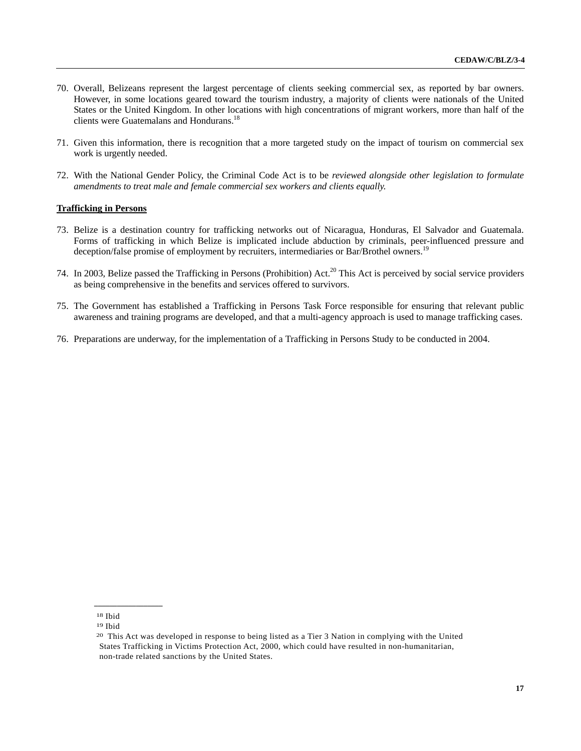70. Overall, Belizeans represent the largest percentage of clients seeking commercial sex, as reported by bar owners. However, in some locations geared toward the tourism industry, a majority of clients were nationals of the United States or the United Kingdom. In other locations with high concentrations of migrant workers, more than half of the clients were Guatemalans and Hondurans.[18]

71. Given this information, there is recognition that a more targeted study on the impact of tourism on commercial sex work is urgently needed.

72. With the National Gender Policy, the Criminal Code Act is to be *reviewed alongside other legislation to formulate amendments to treat male and female commercial sex workers and clients equally.*

**Trafficking in Persons**

73. Belize is a destination country for trafficking networks out of Nicaragua, Honduras, El Salvador and Guatemala. Forms of trafficking in which Belize is implicated include abduction by criminals, peer-influenced pressure and deception/false promise of employment by recruiters, intermediaries or Bar/Brothel owners.[19]

74. In 2003, Belize passed the Trafficking in Persons (Prohibition) Act.[20] This Act is perceived by social service providers as being comprehensive in the benefits and services offered to survivors.

75. The Government has established a Trafficking in Persons Task Force responsible for ensuring that relevant public awareness and training programs are developed, and that a multi-agency approach is used to manage trafficking cases.

76. Preparations are underway, for the implementation of a Trafficking in Persons Study to be conducted in 2004.

---

[18] Ibid

[19] Ibid

[20] This Act was developed in response to being listed as a Tier 3 Nation in complying with the United States Trafficking in Victims Protection Act, 2000, which could have resulted in non-humanitarian, non-trade related sanctions by the United States.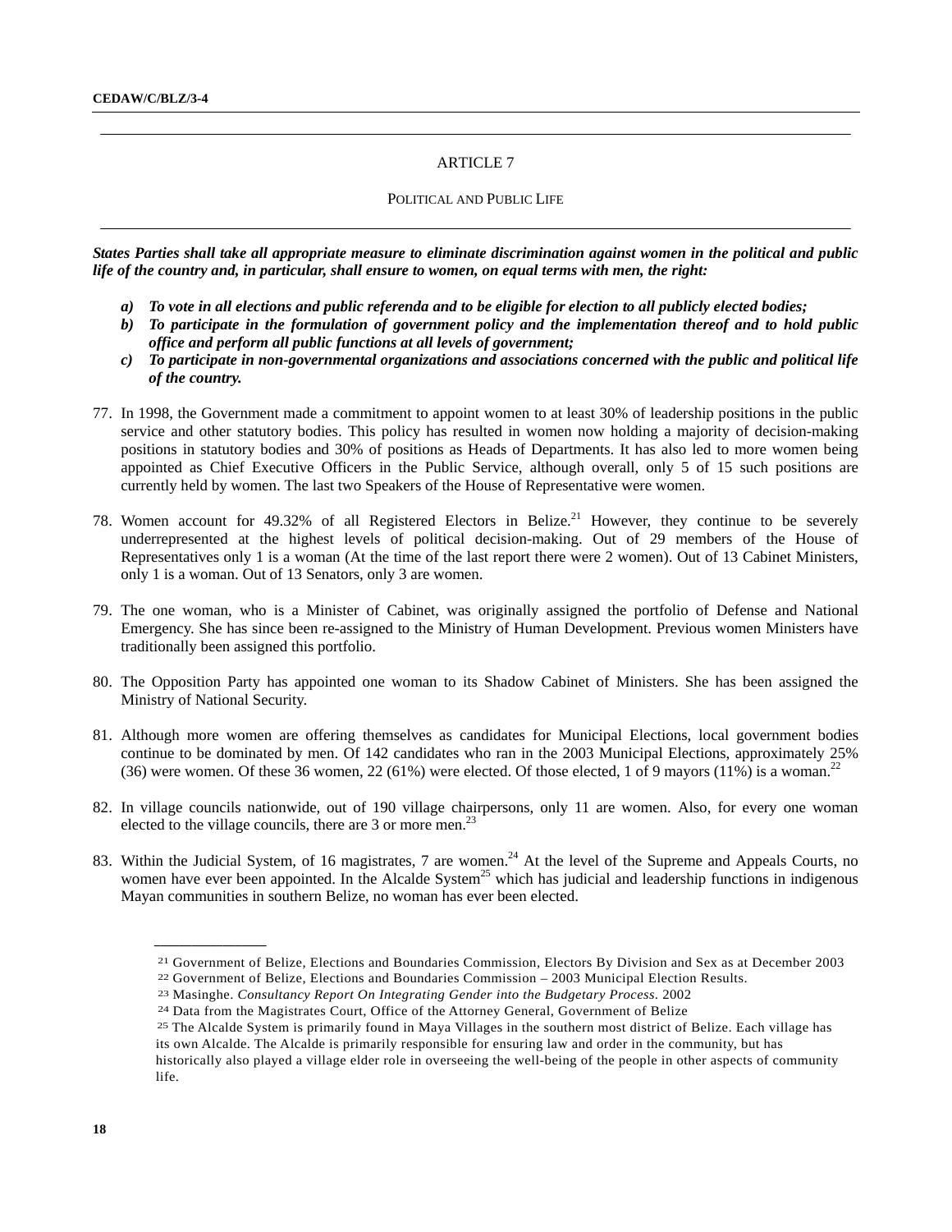## ARTICLE 7

### POLITICAL AND PUBLIC LIFE

***States Parties shall take all appropriate measure to eliminate discrimination against women in the political and public life of the country and, in particular, shall ensure to women, on equal terms with men, the right:***

- ***a) To vote in all elections and public referenda and to be eligible for election to all publicly elected bodies;***
- ***b) To participate in the formulation of government policy and the implementation thereof and to hold public office and perform all public functions at all levels of government;***
- ***c) To participate in non-governmental organizations and associations concerned with the public and political life of the country.***

77. In 1998, the Government made a commitment to appoint women to at least 30% of leadership positions in the public service and other statutory bodies. This policy has resulted in women now holding a majority of decision-making positions in statutory bodies and 30% of positions as Heads of Departments. It has also led to more women being appointed as Chief Executive Officers in the Public Service, although overall, only 5 of 15 such positions are currently held by women. The last two Speakers of the House of Representative were women.

78. Women account for 49.32% of all Registered Electors in Belize.[21] However, they continue to be severely underrepresented at the highest levels of political decision-making. Out of 29 members of the House of Representatives only 1 is a woman (At the time of the last report there were 2 women). Out of 13 Cabinet Ministers, only 1 is a woman. Out of 13 Senators, only 3 are women.

79. The one woman, who is a Minister of Cabinet, was originally assigned the portfolio of Defense and National Emergency. She has since been re-assigned to the Ministry of Human Development. Previous women Ministers have traditionally been assigned this portfolio.

80. The Opposition Party has appointed one woman to its Shadow Cabinet of Ministers. She has been assigned the Ministry of National Security.

81. Although more women are offering themselves as candidates for Municipal Elections, local government bodies continue to be dominated by men. Of 142 candidates who ran in the 2003 Municipal Elections, approximately 25% (36) were women. Of these 36 women, 22 (61%) were elected. Of those elected, 1 of 9 mayors (11%) is a woman.[22]

82. In village councils nationwide, out of 190 village chairpersons, only 11 are women. Also, for every one woman elected to the village councils, there are 3 or more men.[23]

83. Within the Judicial System, of 16 magistrates, 7 are women.[24] At the level of the Supreme and Appeals Courts, no women have ever been appointed. In the Alcalde System[25] which has judicial and leadership functions in indigenous Mayan communities in southern Belize, no woman has ever been elected.

---

[21] Government of Belize, Elections and Boundaries Commission, Electors By Division and Sex as at December 2003

[22] Government of Belize, Elections and Boundaries Commission – 2003 Municipal Election Results.

[23] Masinghe. *Consultancy Report On Integrating Gender into the Budgetary Process.* 2002

[24] Data from the Magistrates Court, Office of the Attorney General, Government of Belize

[25] The Alcalde System is primarily found in Maya Villages in the southern most district of Belize. Each village has its own Alcalde. The Alcalde is primarily responsible for ensuring law and order in the community, but has historically also played a village elder role in overseeing the well-being of the people in other aspects of community life.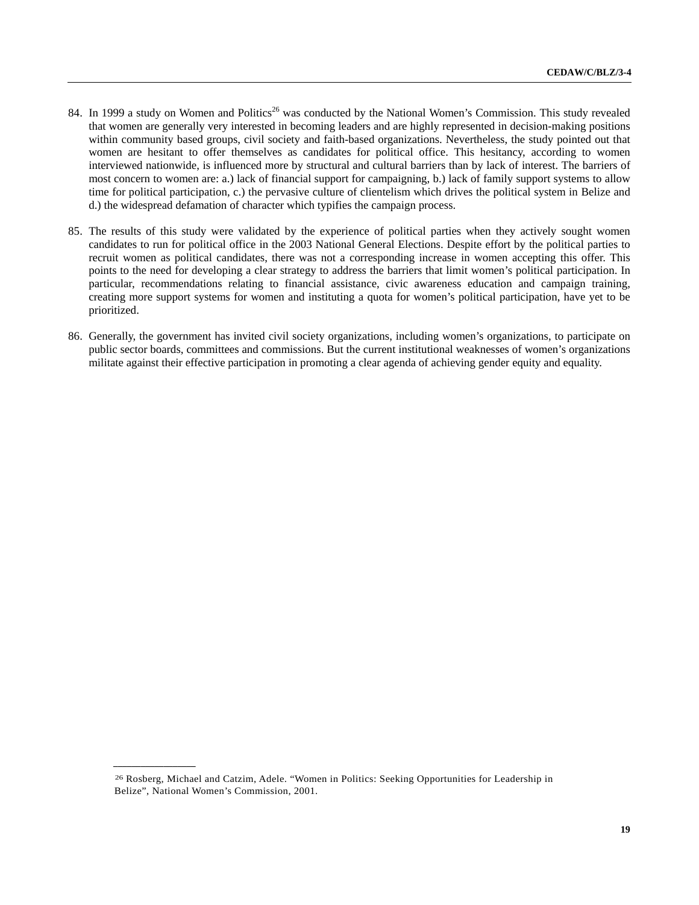84. In 1999 a study on Women and Politics[26] was conducted by the National Women's Commission. This study revealed that women are generally very interested in becoming leaders and are highly represented in decision-making positions within community based groups, civil society and faith-based organizations. Nevertheless, the study pointed out that women are hesitant to offer themselves as candidates for political office. This hesitancy, according to women interviewed nationwide, is influenced more by structural and cultural barriers than by lack of interest. The barriers of most concern to women are: a.) lack of financial support for campaigning, b.) lack of family support systems to allow time for political participation, c.) the pervasive culture of clientelism which drives the political system in Belize and d.) the widespread defamation of character which typifies the campaign process.

85. The results of this study were validated by the experience of political parties when they actively sought women candidates to run for political office in the 2003 National General Elections. Despite effort by the political parties to recruit women as political candidates, there was not a corresponding increase in women accepting this offer. This points to the need for developing a clear strategy to address the barriers that limit women's political participation. In particular, recommendations relating to financial assistance, civic awareness education and campaign training, creating more support systems for women and instituting a quota for women's political participation, have yet to be prioritized.

86. Generally, the government has invited civil society organizations, including women's organizations, to participate on public sector boards, committees and commissions. But the current institutional weaknesses of women's organizations militate against their effective participation in promoting a clear agenda of achieving gender equity and equality.

---

[26] Rosberg, Michael and Catzim, Adele. "Women in Politics: Seeking Opportunities for Leadership in Belize", National Women's Commission, 2001.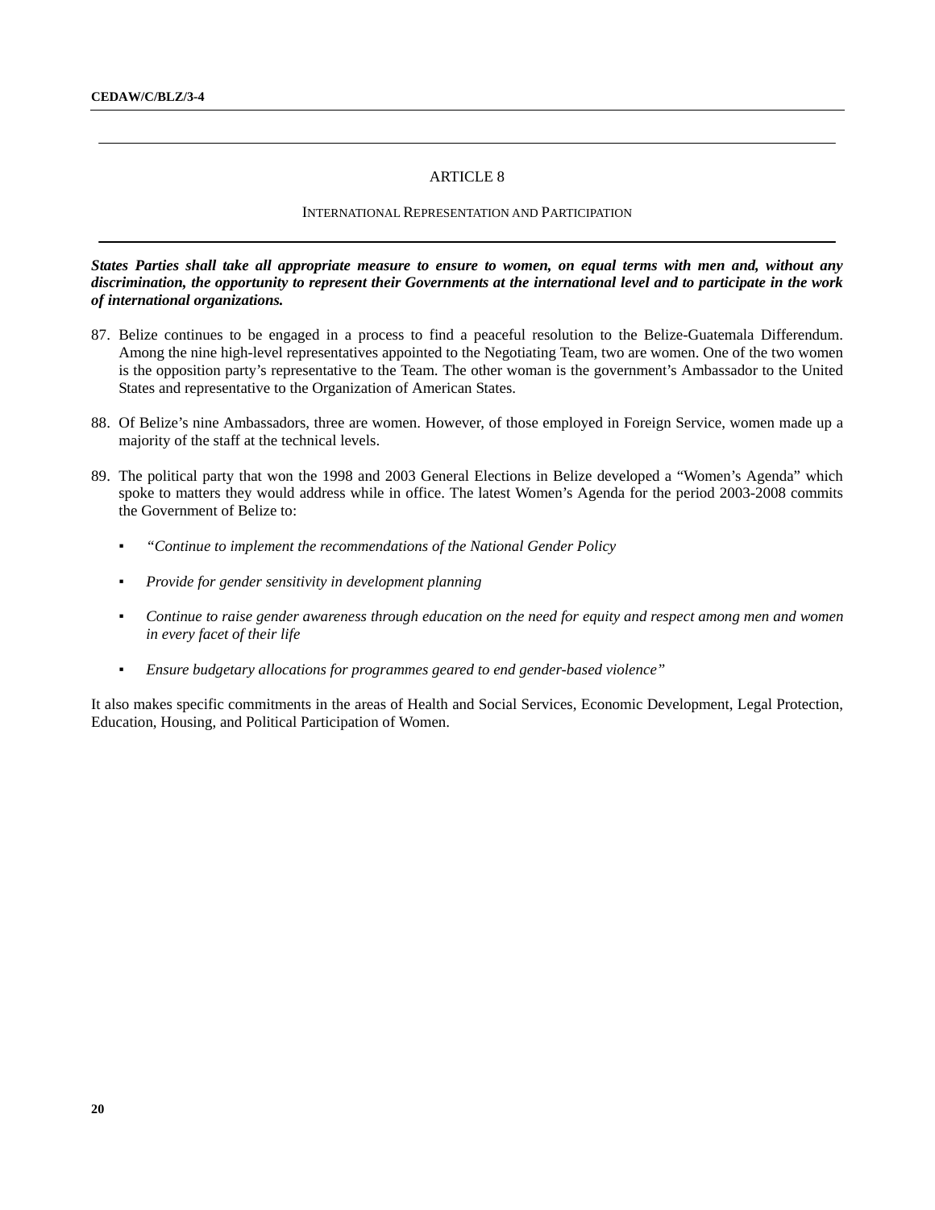## ARTICLE 8

### INTERNATIONAL REPRESENTATION AND PARTICIPATION

***States Parties shall take all appropriate measure to ensure to women, on equal terms with men and, without any discrimination, the opportunity to represent their Governments at the international level and to participate in the work of international organizations.***

87. Belize continues to be engaged in a process to find a peaceful resolution to the Belize-Guatemala Differendum. Among the nine high-level representatives appointed to the Negotiating Team, two are women. One of the two women is the opposition party's representative to the Team. The other woman is the government's Ambassador to the United States and representative to the Organization of American States.

88. Of Belize's nine Ambassadors, three are women. However, of those employed in Foreign Service, women made up a majority of the staff at the technical levels.

89. The political party that won the 1998 and 2003 General Elections in Belize developed a "Women's Agenda" which spoke to matters they would address while in office. The latest Women's Agenda for the period 2003-2008 commits the Government of Belize to:

    - *"Continue to implement the recommendations of the National Gender Policy*
    - *Provide for gender sensitivity in development planning*
    - *Continue to raise gender awareness through education on the need for equity and respect among men and women in every facet of their life*
    - *Ensure budgetary allocations for programmes geared to end gender-based violence"*

It also makes specific commitments in the areas of Health and Social Services, Economic Development, Legal Protection, Education, Housing, and Political Participation of Women.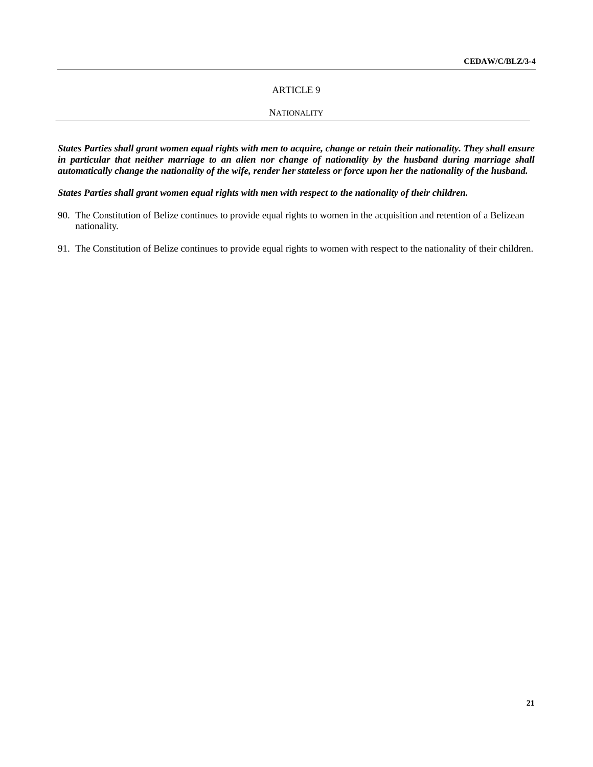## ARTICLE 9

### NATIONALITY

***States Parties shall grant women equal rights with men to acquire, change or retain their nationality. They shall ensure in particular that neither marriage to an alien nor change of nationality by the husband during marriage shall automatically change the nationality of the wife, render her stateless or force upon her the nationality of the husband.***

***States Parties shall grant women equal rights with men with respect to the nationality of their children.***

90. The Constitution of Belize continues to provide equal rights to women in the acquisition and retention of a Belizean nationality.

91. The Constitution of Belize continues to provide equal rights to women with respect to the nationality of their children.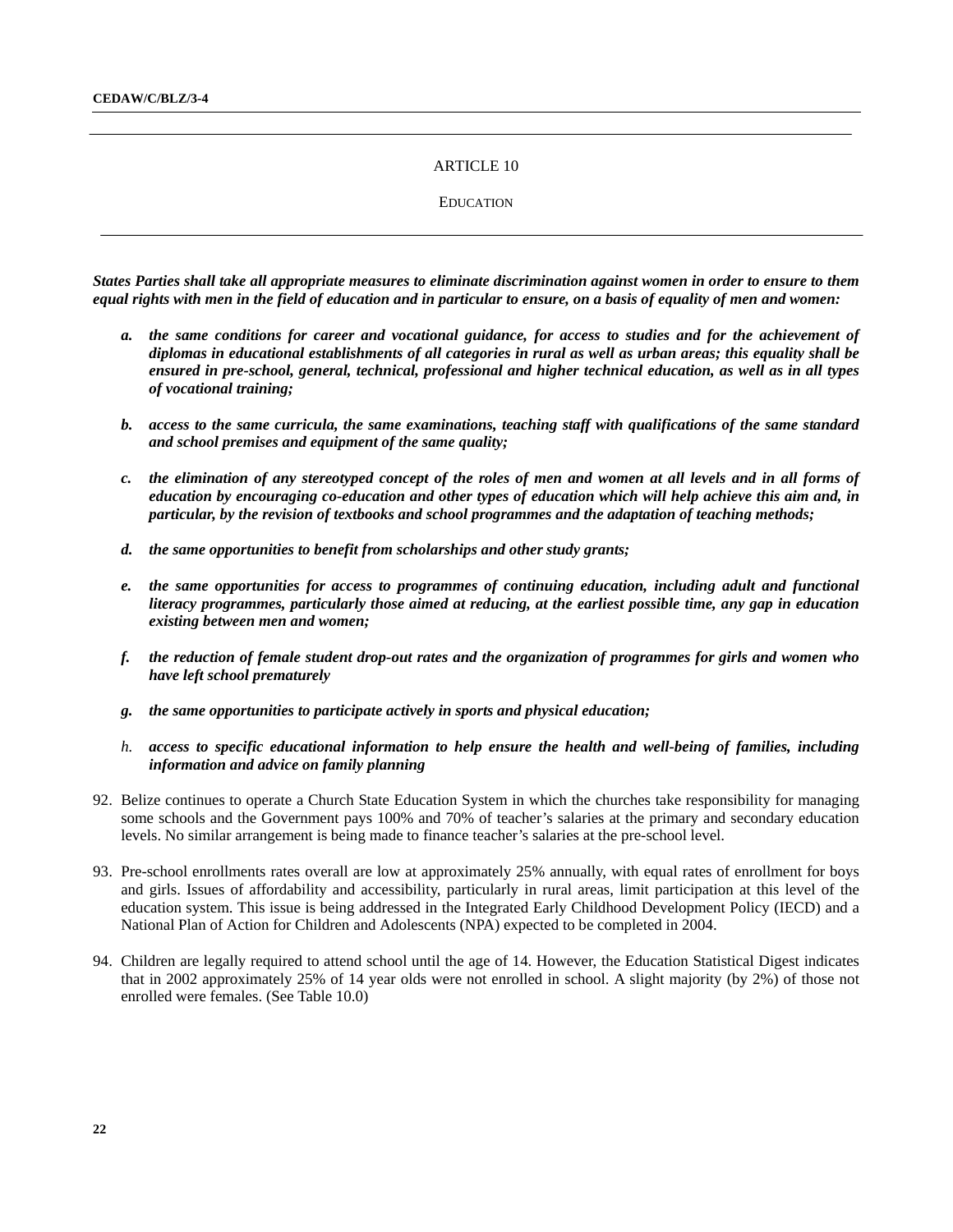## ARTICLE 10

### EDUCATION

***States Parties shall take all appropriate measures to eliminate discrimination against women in order to ensure to them equal rights with men in the field of education and in particular to ensure, on a basis of equality of men and women:***

- ***a. the same conditions for career and vocational guidance, for access to studies and for the achievement of diplomas in educational establishments of all categories in rural as well as urban areas; this equality shall be ensured in pre-school, general, technical, professional and higher technical education, as well as in all types of vocational training;***

- ***b. access to the same curricula, the same examinations, teaching staff with qualifications of the same standard and school premises and equipment of the same quality;***

- ***c. the elimination of any stereotyped concept of the roles of men and women at all levels and in all forms of education by encouraging co-education and other types of education which will help achieve this aim and, in particular, by the revision of textbooks and school programmes and the adaptation of teaching methods;***

- ***d. the same opportunities to benefit from scholarships and other study grants;***

- ***e. the same opportunities for access to programmes of continuing education, including adult and functional literacy programmes, particularly those aimed at reducing, at the earliest possible time, any gap in education existing between men and women;***

- ***f. the reduction of female student drop-out rates and the organization of programmes for girls and women who have left school prematurely***

- ***g. the same opportunities to participate actively in sports and physical education;***

- *h.* ***access to specific educational information to help ensure the health and well-being of families, including information and advice on family planning***

92. Belize continues to operate a Church State Education System in which the churches take responsibility for managing some schools and the Government pays 100% and 70% of teacher's salaries at the primary and secondary education levels. No similar arrangement is being made to finance teacher's salaries at the pre-school level.

93. Pre-school enrollments rates overall are low at approximately 25% annually, with equal rates of enrollment for boys and girls. Issues of affordability and accessibility, particularly in rural areas, limit participation at this level of the education system. This issue is being addressed in the Integrated Early Childhood Development Policy (IECD) and a National Plan of Action for Children and Adolescents (NPA) expected to be completed in 2004.

94. Children are legally required to attend school until the age of 14. However, the Education Statistical Digest indicates that in 2002 approximately 25% of 14 year olds were not enrolled in school. A slight majority (by 2%) of those not enrolled were females. (See Table 10.0)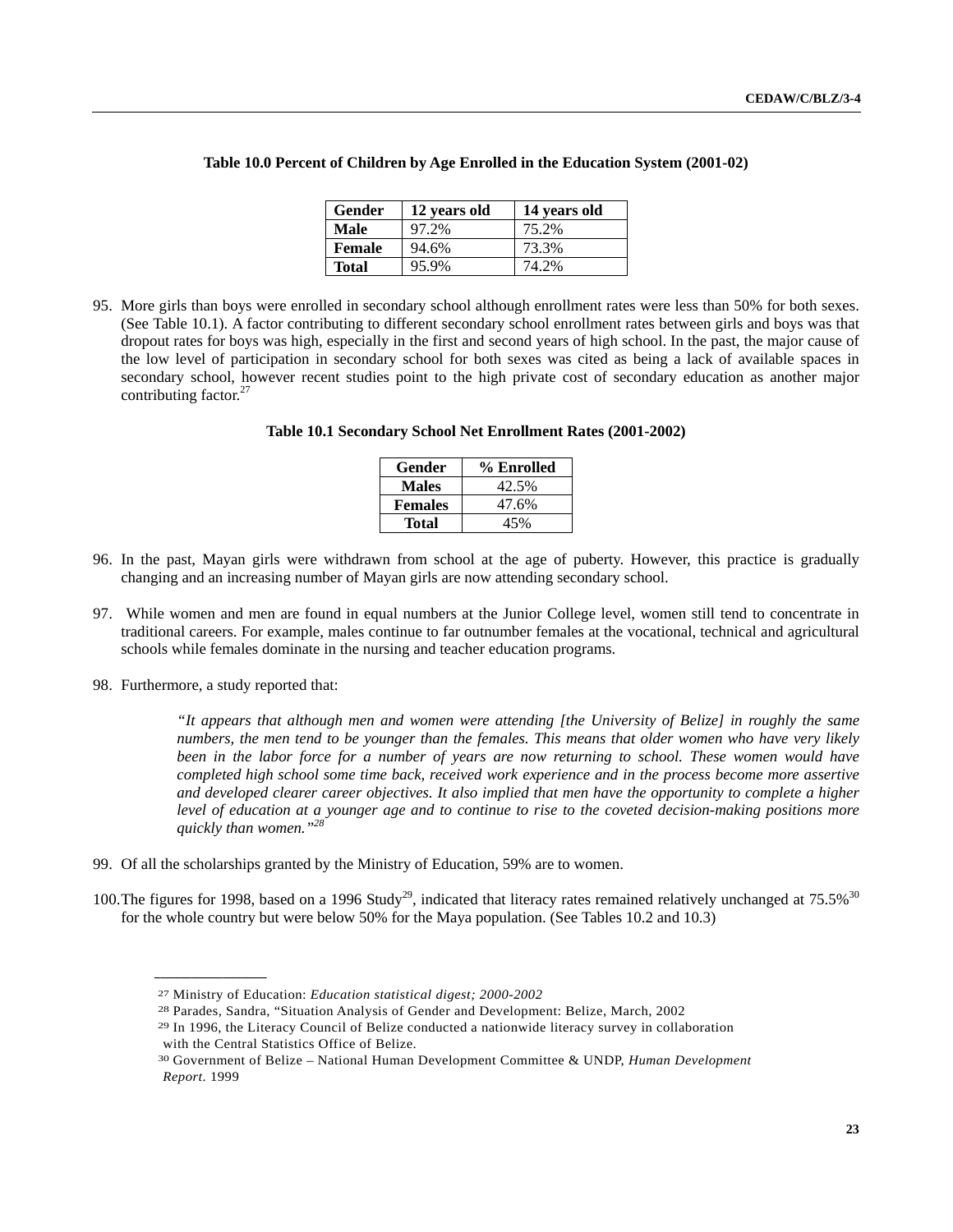**Table 10.0 Percent of Children by Age Enrolled in the Education System (2001-02)**

| Gender | 12 years old | 14 years old |
|---|---|---|
| **Male** | 97.2% | 75.2% |
| **Female** | 94.6% | 73.3% |
| **Total** | 95.9% | 74.2% |

95. More girls than boys were enrolled in secondary school although enrollment rates were less than 50% for both sexes. (See Table 10.1). A factor contributing to different secondary school enrollment rates between girls and boys was that dropout rates for boys was high, especially in the first and second years of high school. In the past, the major cause of the low level of participation in secondary school for both sexes was cited as being a lack of available spaces in secondary school, however recent studies point to the high private cost of secondary education as another major contributing factor.[27]

**Table 10.1 Secondary School Net Enrollment Rates (2001-2002)**

| Gender | % Enrolled |
|---|---|
| **Males** | 42.5% |
| **Females** | 47.6% |
| **Total** | 45% |

96. In the past, Mayan girls were withdrawn from school at the age of puberty. However, this practice is gradually changing and an increasing number of Mayan girls are now attending secondary school.

97. While women and men are found in equal numbers at the Junior College level, women still tend to concentrate in traditional careers. For example, males continue to far outnumber females at the vocational, technical and agricultural schools while females dominate in the nursing and teacher education programs.

98. Furthermore, a study reported that:

> *"It appears that although men and women were attending [the University of Belize] in roughly the same numbers, the men tend to be younger than the females. This means that older women who have very likely been in the labor force for a number of years are now returning to school. These women would have completed high school some time back, received work experience and in the process become more assertive and developed clearer career objectives. It also implied that men have the opportunity to complete a higher level of education at a younger age and to continue to rise to the coveted decision-making positions more quickly than women."*[28]

99. Of all the scholarships granted by the Ministry of Education, 59% are to women.

100. The figures for 1998, based on a 1996 Study[29], indicated that literacy rates remained relatively unchanged at 75.5%[30] for the whole country but were below 50% for the Maya population. (See Tables 10.2 and 10.3)

---

[27] Ministry of Education: *Education statistical digest; 2000-2002*

[28] Parades, Sandra, "Situation Analysis of Gender and Development: Belize, March, 2002

[29] In 1996, the Literacy Council of Belize conducted a nationwide literacy survey in collaboration with the Central Statistics Office of Belize.

[30] Government of Belize – National Human Development Committee & UNDP, *Human Development Report*. 1999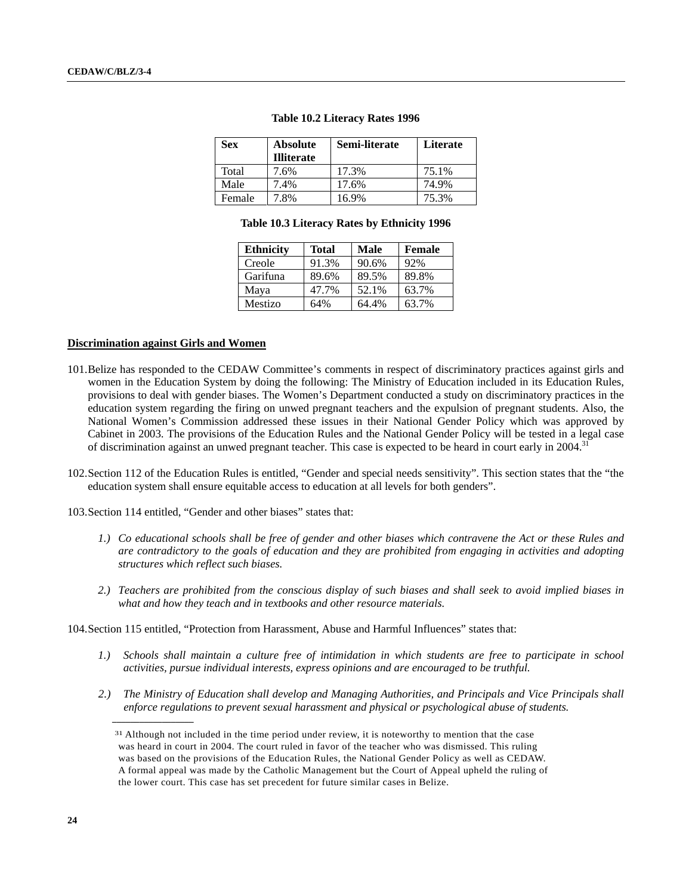**Table 10.2 Literacy Rates 1996**

| Sex | Absolute Illiterate | Semi-literate | Literate |
|---|---|---|---|
| Total | 7.6% | 17.3% | 75.1% |
| Male | 7.4% | 17.6% | 74.9% |
| Female | 7.8% | 16.9% | 75.3% |

**Table 10.3 Literacy Rates by Ethnicity 1996**

| Ethnicity | Total | Male | Female |
|---|---|---|---|
| Creole | 91.3% | 90.6% | 92% |
| Garifuna | 89.6% | 89.5% | 89.8% |
| Maya | 47.7% | 52.1% | 63.7% |
| Mestizo | 64% | 64.4% | 63.7% |

**Discrimination against Girls and Women**

101. Belize has responded to the CEDAW Committee's comments in respect of discriminatory practices against girls and women in the Education System by doing the following: The Ministry of Education included in its Education Rules, provisions to deal with gender biases. The Women's Department conducted a study on discriminatory practices in the education system regarding the firing on unwed pregnant teachers and the expulsion of pregnant students. Also, the National Women's Commission addressed these issues in their National Gender Policy which was approved by Cabinet in 2003. The provisions of the Education Rules and the National Gender Policy will be tested in a legal case of discrimination against an unwed pregnant teacher. This case is expected to be heard in court early in 2004.[31]

102. Section 112 of the Education Rules is entitled, "Gender and special needs sensitivity". This section states that the "the education system shall ensure equitable access to education at all levels for both genders".

103. Section 114 entitled, "Gender and other biases" states that:

*1.) Co educational schools shall be free of gender and other biases which contravene the Act or these Rules and are contradictory to the goals of education and they are prohibited from engaging in activities and adopting structures which reflect such biases.*

*2.) Teachers are prohibited from the conscious display of such biases and shall seek to avoid implied biases in what and how they teach and in textbooks and other resource materials.*

104. Section 115 entitled, "Protection from Harassment, Abuse and Harmful Influences" states that:

*1.) Schools shall maintain a culture free of intimidation in which students are free to participate in school activities, pursue individual interests, express opinions and are encouraged to be truthful.*

*2.) The Ministry of Education shall develop and Managing Authorities, and Principals and Vice Principals shall enforce regulations to prevent sexual harassment and physical or psychological abuse of students.*

---

[31] Although not included in the time period under review, it is noteworthy to mention that the case was heard in court in 2004. The court ruled in favor of the teacher who was dismissed. This ruling was based on the provisions of the Education Rules, the National Gender Policy as well as CEDAW. A formal appeal was made by the Catholic Management but the Court of Appeal upheld the ruling of the lower court. This case has set precedent for future similar cases in Belize.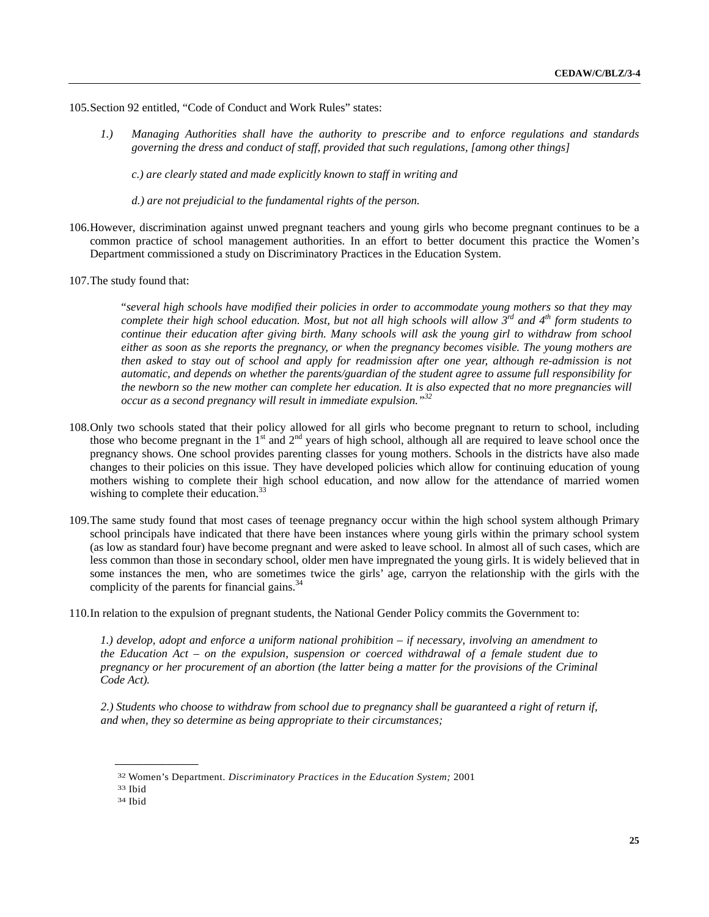105. Section 92 entitled, "Code of Conduct and Work Rules" states:

> *1.) Managing Authorities shall have the authority to prescribe and to enforce regulations and standards governing the dress and conduct of staff, provided that such regulations, [among other things]*
>
> *c.) are clearly stated and made explicitly known to staff in writing and*
>
> *d.) are not prejudicial to the fundamental rights of the person.*

106. However, discrimination against unwed pregnant teachers and young girls who become pregnant continues to be a common practice of school management authorities. In an effort to better document this practice the Women's Department commissioned a study on Discriminatory Practices in the Education System.

107. The study found that:

> "*several high schools have modified their policies in order to accommodate young mothers so that they may complete their high school education. Most, but not all high schools will allow 3rd and 4th form students to continue their education after giving birth. Many schools will ask the young girl to withdraw from school either as soon as she reports the pregnancy, or when the pregnancy becomes visible. The young mothers are then asked to stay out of school and apply for readmission after one year, although re-admission is not automatic, and depends on whether the parents/guardian of the student agree to assume full responsibility for the newborn so the new mother can complete her education. It is also expected that no more pregnancies will occur as a second pregnancy will result in immediate expulsion.*"[32]

108. Only two schools stated that their policy allowed for all girls who become pregnant to return to school, including those who become pregnant in the 1st and 2nd years of high school, although all are required to leave school once the pregnancy shows. One school provides parenting classes for young mothers. Schools in the districts have also made changes to their policies on this issue. They have developed policies which allow for continuing education of young mothers wishing to complete their high school education, and now allow for the attendance of married women wishing to complete their education.[33]

109. The same study found that most cases of teenage pregnancy occur within the high school system although Primary school principals have indicated that there have been instances where young girls within the primary school system (as low as standard four) have become pregnant and were asked to leave school. In almost all of such cases, which are less common than those in secondary school, older men have impregnated the young girls. It is widely believed that in some instances the men, who are sometimes twice the girls' age, carryon the relationship with the girls with the complicity of the parents for financial gains.[34]

110. In relation to the expulsion of pregnant students, the National Gender Policy commits the Government to:

> *1.) develop, adopt and enforce a uniform national prohibition – if necessary, involving an amendment to the Education Act – on the expulsion, suspension or coerced withdrawal of a female student due to pregnancy or her procurement of an abortion (the latter being a matter for the provisions of the Criminal Code Act).*
>
> *2.) Students who choose to withdraw from school due to pregnancy shall be guaranteed a right of return if, and when, they so determine as being appropriate to their circumstances;*

---

[32] Women's Department. *Discriminatory Practices in the Education System;* 2001

[33] Ibid

[34] Ibid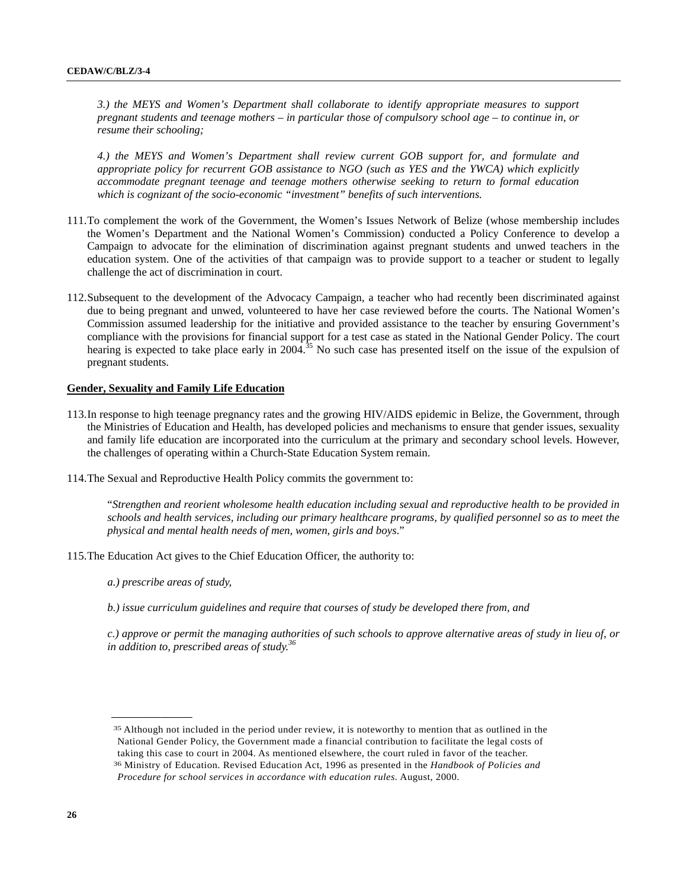*3.) the MEYS and Women's Department shall collaborate to identify appropriate measures to support pregnant students and teenage mothers – in particular those of compulsory school age – to continue in, or resume their schooling;*

*4.) the MEYS and Women's Department shall review current GOB support for, and formulate and appropriate policy for recurrent GOB assistance to NGO (such as YES and the YWCA) which explicitly accommodate pregnant teenage and teenage mothers otherwise seeking to return to formal education which is cognizant of the socio-economic "investment" benefits of such interventions.*

111.To complement the work of the Government, the Women's Issues Network of Belize (whose membership includes the Women's Department and the National Women's Commission) conducted a Policy Conference to develop a Campaign to advocate for the elimination of discrimination against pregnant students and unwed teachers in the education system. One of the activities of that campaign was to provide support to a teacher or student to legally challenge the act of discrimination in court.

112.Subsequent to the development of the Advocacy Campaign, a teacher who had recently been discriminated against due to being pregnant and unwed, volunteered to have her case reviewed before the courts. The National Women's Commission assumed leadership for the initiative and provided assistance to the teacher by ensuring Government's compliance with the provisions for financial support for a test case as stated in the National Gender Policy. The court hearing is expected to take place early in 2004.[35] No such case has presented itself on the issue of the expulsion of pregnant students.

**Gender, Sexuality and Family Life Education**

113.In response to high teenage pregnancy rates and the growing HIV/AIDS epidemic in Belize, the Government, through the Ministries of Education and Health, has developed policies and mechanisms to ensure that gender issues, sexuality and family life education are incorporated into the curriculum at the primary and secondary school levels. However, the challenges of operating within a Church-State Education System remain.

114.The Sexual and Reproductive Health Policy commits the government to:

"*Strengthen and reorient wholesome health education including sexual and reproductive health to be provided in schools and health services, including our primary healthcare programs, by qualified personnel so as to meet the physical and mental health needs of men, women, girls and boys*."

115.The Education Act gives to the Chief Education Officer, the authority to:

*a.) prescribe areas of study,*

*b.) issue curriculum guidelines and require that courses of study be developed there from, and*

*c.) approve or permit the managing authorities of such schools to approve alternative areas of study in lieu of, or in addition to, prescribed areas of study.*[36]

---

[35] Although not included in the period under review, it is noteworthy to mention that as outlined in the National Gender Policy, the Government made a financial contribution to facilitate the legal costs of taking this case to court in 2004. As mentioned elsewhere, the court ruled in favor of the teacher.

[36] Ministry of Education. Revised Education Act, 1996 as presented in the *Handbook of Policies and Procedure for school services in accordance with education rules*. August, 2000.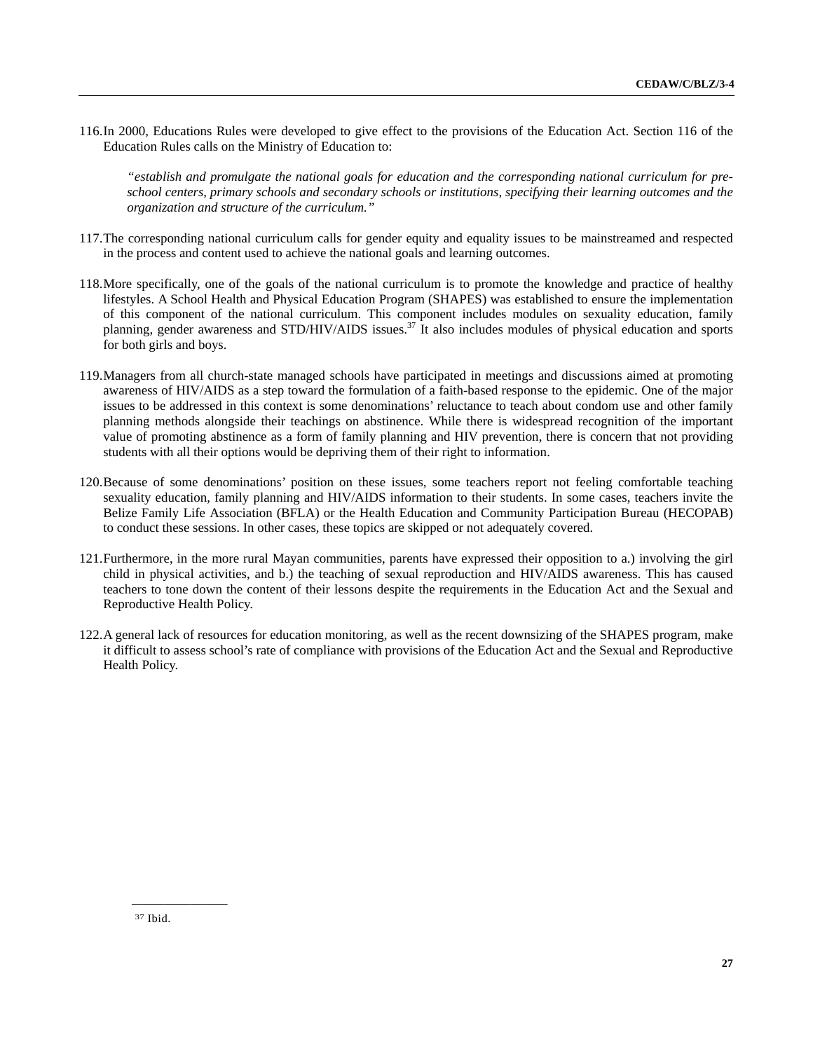116. In 2000, Educations Rules were developed to give effect to the provisions of the Education Act. Section 116 of the Education Rules calls on the Ministry of Education to:

> *"establish and promulgate the national goals for education and the corresponding national curriculum for pre-school centers, primary schools and secondary schools or institutions, specifying their learning outcomes and the organization and structure of the curriculum."*

117. The corresponding national curriculum calls for gender equity and equality issues to be mainstreamed and respected in the process and content used to achieve the national goals and learning outcomes.

118. More specifically, one of the goals of the national curriculum is to promote the knowledge and practice of healthy lifestyles. A School Health and Physical Education Program (SHAPES) was established to ensure the implementation of this component of the national curriculum. This component includes modules on sexuality education, family planning, gender awareness and STD/HIV/AIDS issues.[37] It also includes modules of physical education and sports for both girls and boys.

119. Managers from all church-state managed schools have participated in meetings and discussions aimed at promoting awareness of HIV/AIDS as a step toward the formulation of a faith-based response to the epidemic. One of the major issues to be addressed in this context is some denominations' reluctance to teach about condom use and other family planning methods alongside their teachings on abstinence. While there is widespread recognition of the important value of promoting abstinence as a form of family planning and HIV prevention, there is concern that not providing students with all their options would be depriving them of their right to information.

120. Because of some denominations' position on these issues, some teachers report not feeling comfortable teaching sexuality education, family planning and HIV/AIDS information to their students. In some cases, teachers invite the Belize Family Life Association (BFLA) or the Health Education and Community Participation Bureau (HECOPAB) to conduct these sessions. In other cases, these topics are skipped or not adequately covered.

121. Furthermore, in the more rural Mayan communities, parents have expressed their opposition to a.) involving the girl child in physical activities, and b.) the teaching of sexual reproduction and HIV/AIDS awareness. This has caused teachers to tone down the content of their lessons despite the requirements in the Education Act and the Sexual and Reproductive Health Policy.

122. A general lack of resources for education monitoring, as well as the recent downsizing of the SHAPES program, make it difficult to assess school's rate of compliance with provisions of the Education Act and the Sexual and Reproductive Health Policy.

---

[37] Ibid.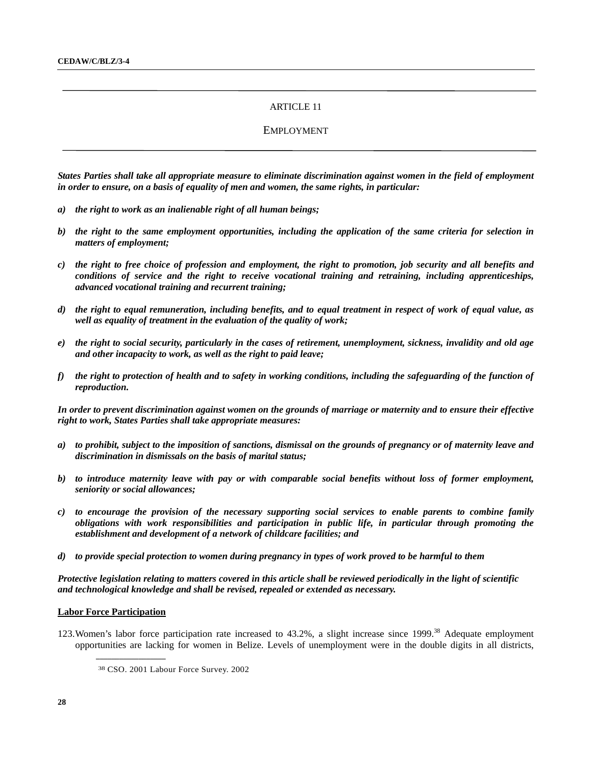## ARTICLE 11

## EMPLOYMENT

***States Parties shall take all appropriate measure to eliminate discrimination against women in the field of employment in order to ensure, on a basis of equality of men and women, the same rights, in particular:***

- ***a) the right to work as an inalienable right of all human beings;***
- ***b) the right to the same employment opportunities, including the application of the same criteria for selection in matters of employment;***
- ***c) the right to free choice of profession and employment, the right to promotion, job security and all benefits and conditions of service and the right to receive vocational training and retraining, including apprenticeships, advanced vocational training and recurrent training;***
- ***d) the right to equal remuneration, including benefits, and to equal treatment in respect of work of equal value, as well as equality of treatment in the evaluation of the quality of work;***
- ***e) the right to social security, particularly in the cases of retirement, unemployment, sickness, invalidity and old age and other incapacity to work, as well as the right to paid leave;***
- ***f) the right to protection of health and to safety in working conditions, including the safeguarding of the function of reproduction.***

***In order to prevent discrimination against women on the grounds of marriage or maternity and to ensure their effective right to work, States Parties shall take appropriate measures:***

- ***a) to prohibit, subject to the imposition of sanctions, dismissal on the grounds of pregnancy or of maternity leave and discrimination in dismissals on the basis of marital status;***
- ***b) to introduce maternity leave with pay or with comparable social benefits without loss of former employment, seniority or social allowances;***
- ***c) to encourage the provision of the necessary supporting social services to enable parents to combine family obligations with work responsibilities and participation in public life, in particular through promoting the establishment and development of a network of childcare facilities; and***
- ***d) to provide special protection to women during pregnancy in types of work proved to be harmful to them***

***Protective legislation relating to matters covered in this article shall be reviewed periodically in the light of scientific and technological knowledge and shall be revised, repealed or extended as necessary.***

**Labor Force Participation**

123. Women's labor force participation rate increased to 43.2%, a slight increase since 1999.[38] Adequate employment opportunities are lacking for women in Belize. Levels of unemployment were in the double digits in all districts,

[38] CSO. 2001 Labour Force Survey. 2002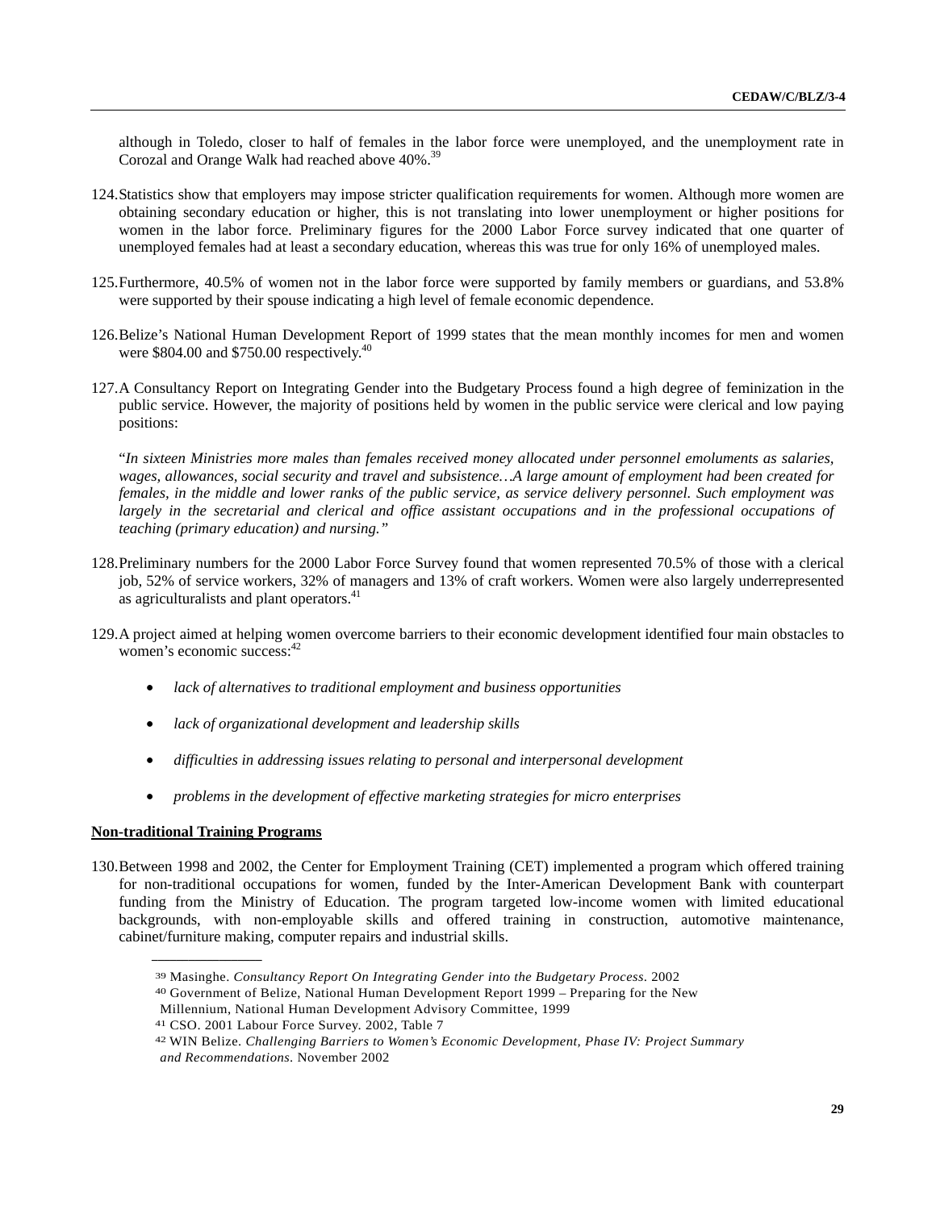although in Toledo, closer to half of females in the labor force were unemployed, and the unemployment rate in Corozal and Orange Walk had reached above 40%.[39]

124. Statistics show that employers may impose stricter qualification requirements for women. Although more women are obtaining secondary education or higher, this is not translating into lower unemployment or higher positions for women in the labor force. Preliminary figures for the 2000 Labor Force survey indicated that one quarter of unemployed females had at least a secondary education, whereas this was true for only 16% of unemployed males.

125. Furthermore, 40.5% of women not in the labor force were supported by family members or guardians, and 53.8% were supported by their spouse indicating a high level of female economic dependence.

126. Belize's National Human Development Report of 1999 states that the mean monthly incomes for men and women were $804.00 and $750.00 respectively.[40]

127. A Consultancy Report on Integrating Gender into the Budgetary Process found a high degree of feminization in the public service. However, the majority of positions held by women in the public service were clerical and low paying positions:

"*In sixteen Ministries more males than females received money allocated under personnel emoluments as salaries, wages, allowances, social security and travel and subsistence…A large amount of employment had been created for females, in the middle and lower ranks of the public service, as service delivery personnel. Such employment was largely in the secretarial and clerical and office assistant occupations and in the professional occupations of teaching (primary education) and nursing.*"

128. Preliminary numbers for the 2000 Labor Force Survey found that women represented 70.5% of those with a clerical job, 52% of service workers, 32% of managers and 13% of craft workers. Women were also largely underrepresented as agriculturalists and plant operators.[41]

129. A project aimed at helping women overcome barriers to their economic development identified four main obstacles to women's economic success:[42]

- *lack of alternatives to traditional employment and business opportunities*
- *lack of organizational development and leadership skills*
- *difficulties in addressing issues relating to personal and interpersonal development*
- *problems in the development of effective marketing strategies for micro enterprises*

**Non-traditional Training Programs**

130. Between 1998 and 2002, the Center for Employment Training (CET) implemented a program which offered training for non-traditional occupations for women, funded by the Inter-American Development Bank with counterpart funding from the Ministry of Education. The program targeted low-income women with limited educational backgrounds, with non-employable skills and offered training in construction, automotive maintenance, cabinet/furniture making, computer repairs and industrial skills.

---

[39] Masinghe. *Consultancy Report On Integrating Gender into the Budgetary Process*. 2002

[40] Government of Belize, National Human Development Report 1999 – Preparing for the New Millennium, National Human Development Advisory Committee, 1999

[41] CSO. 2001 Labour Force Survey. 2002, Table 7

[42] WIN Belize. *Challenging Barriers to Women's Economic Development, Phase IV: Project Summary and Recommendations*. November 2002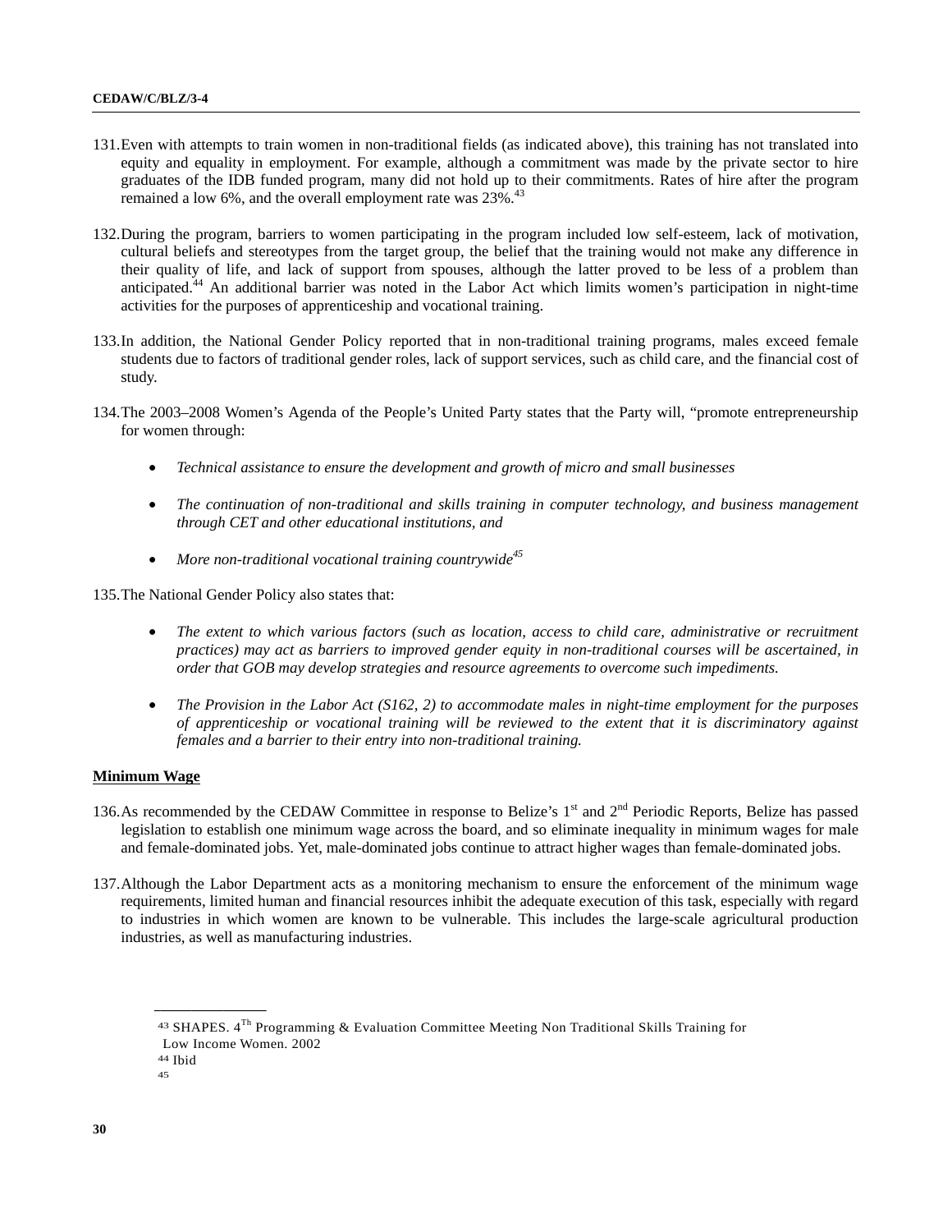131. Even with attempts to train women in non-traditional fields (as indicated above), this training has not translated into equity and equality in employment. For example, although a commitment was made by the private sector to hire graduates of the IDB funded program, many did not hold up to their commitments. Rates of hire after the program remained a low 6%, and the overall employment rate was 23%.[43]

132. During the program, barriers to women participating in the program included low self-esteem, lack of motivation, cultural beliefs and stereotypes from the target group, the belief that the training would not make any difference in their quality of life, and lack of support from spouses, although the latter proved to be less of a problem than anticipated.[44] An additional barrier was noted in the Labor Act which limits women's participation in night-time activities for the purposes of apprenticeship and vocational training.

133. In addition, the National Gender Policy reported that in non-traditional training programs, males exceed female students due to factors of traditional gender roles, lack of support services, such as child care, and the financial cost of study.

134. The 2003–2008 Women's Agenda of the People's United Party states that the Party will, "promote entrepreneurship for women through:

- *Technical assistance to ensure the development and growth of micro and small businesses*
- *The continuation of non-traditional and skills training in computer technology, and business management through CET and other educational institutions, and*
- *More non-traditional vocational training countrywide*[45]

135. The National Gender Policy also states that:

- *The extent to which various factors (such as location, access to child care, administrative or recruitment practices) may act as barriers to improved gender equity in non-traditional courses will be ascertained, in order that GOB may develop strategies and resource agreements to overcome such impediments.*
- *The Provision in the Labor Act (S162, 2) to accommodate males in night-time employment for the purposes of apprenticeship or vocational training will be reviewed to the extent that it is discriminatory against females and a barrier to their entry into non-traditional training.*

**Minimum Wage**

136. As recommended by the CEDAW Committee in response to Belize's 1st and 2nd Periodic Reports, Belize has passed legislation to establish one minimum wage across the board, and so eliminate inequality in minimum wages for male and female-dominated jobs. Yet, male-dominated jobs continue to attract higher wages than female-dominated jobs.

137. Although the Labor Department acts as a monitoring mechanism to ensure the enforcement of the minimum wage requirements, limited human and financial resources inhibit the adequate execution of this task, especially with regard to industries in which women are known to be vulnerable. This includes the large-scale agricultural production industries, as well as manufacturing industries.

---

[43] SHAPES. 4Th Programming & Evaluation Committee Meeting Non Traditional Skills Training for Low Income Women. 2002

[44] Ibid

[45]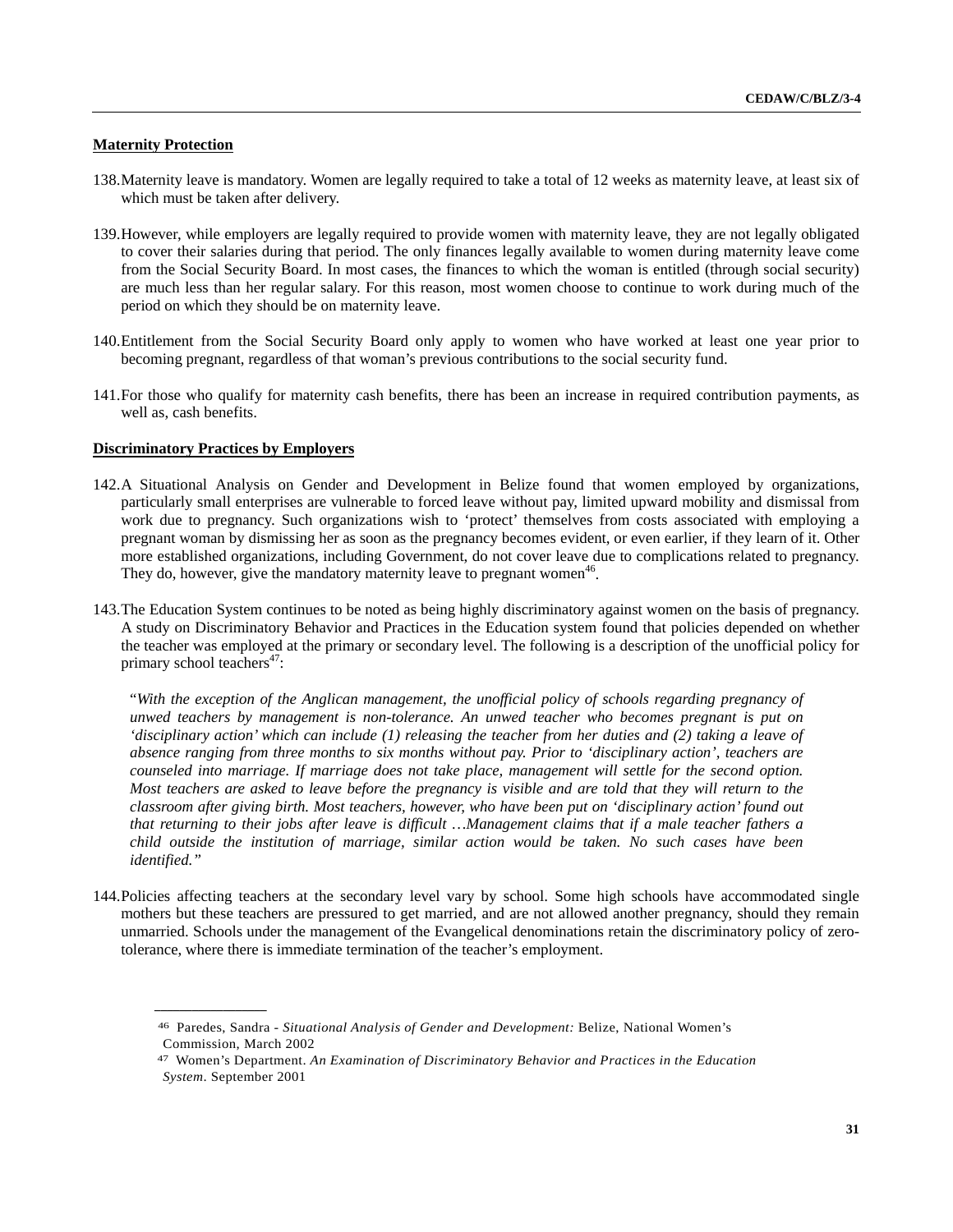**Maternity Protection**

138. Maternity leave is mandatory. Women are legally required to take a total of 12 weeks as maternity leave, at least six of which must be taken after delivery.

139. However, while employers are legally required to provide women with maternity leave, they are not legally obligated to cover their salaries during that period. The only finances legally available to women during maternity leave come from the Social Security Board. In most cases, the finances to which the woman is entitled (through social security) are much less than her regular salary. For this reason, most women choose to continue to work during much of the period on which they should be on maternity leave.

140. Entitlement from the Social Security Board only apply to women who have worked at least one year prior to becoming pregnant, regardless of that woman's previous contributions to the social security fund.

141. For those who qualify for maternity cash benefits, there has been an increase in required contribution payments, as well as, cash benefits.

**Discriminatory Practices by Employers**

142. A Situational Analysis on Gender and Development in Belize found that women employed by organizations, particularly small enterprises are vulnerable to forced leave without pay, limited upward mobility and dismissal from work due to pregnancy. Such organizations wish to 'protect' themselves from costs associated with employing a pregnant woman by dismissing her as soon as the pregnancy becomes evident, or even earlier, if they learn of it. Other more established organizations, including Government, do not cover leave due to complications related to pregnancy. They do, however, give the mandatory maternity leave to pregnant women[46].

143. The Education System continues to be noted as being highly discriminatory against women on the basis of pregnancy. A study on Discriminatory Behavior and Practices in the Education system found that policies depended on whether the teacher was employed at the primary or secondary level. The following is a description of the unofficial policy for primary school teachers[47]:

> "*With the exception of the Anglican management, the unofficial policy of schools regarding pregnancy of unwed teachers by management is non-tolerance. An unwed teacher who becomes pregnant is put on 'disciplinary action' which can include (1) releasing the teacher from her duties and (2) taking a leave of absence ranging from three months to six months without pay. Prior to 'disciplinary action', teachers are counseled into marriage. If marriage does not take place, management will settle for the second option. Most teachers are asked to leave before the pregnancy is visible and are told that they will return to the classroom after giving birth. Most teachers, however, who have been put on 'disciplinary action' found out that returning to their jobs after leave is difficult …Management claims that if a male teacher fathers a child outside the institution of marriage, similar action would be taken. No such cases have been identified."*

144. Policies affecting teachers at the secondary level vary by school. Some high schools have accommodated single mothers but these teachers are pressured to get married, and are not allowed another pregnancy, should they remain unmarried. Schools under the management of the Evangelical denominations retain the discriminatory policy of zero-tolerance, where there is immediate termination of the teacher's employment.

---

[46] Paredes, Sandra - *Situational Analysis of Gender and Development:* Belize, National Women's Commission, March 2002

[47] Women's Department. *An Examination of Discriminatory Behavior and Practices in the Education System*. September 2001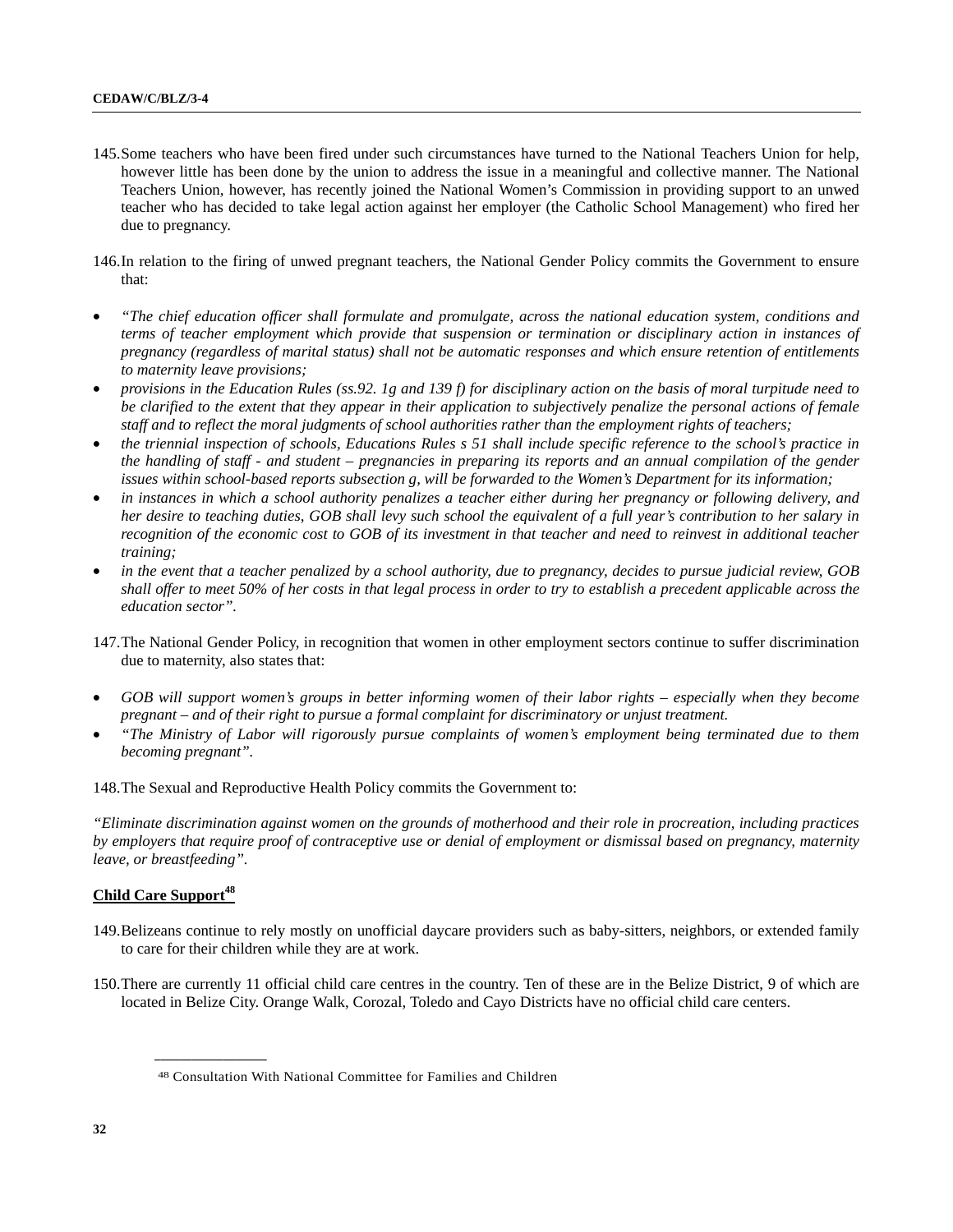145. Some teachers who have been fired under such circumstances have turned to the National Teachers Union for help, however little has been done by the union to address the issue in a meaningful and collective manner. The National Teachers Union, however, has recently joined the National Women's Commission in providing support to an unwed teacher who has decided to take legal action against her employer (the Catholic School Management) who fired her due to pregnancy.

146. In relation to the firing of unwed pregnant teachers, the National Gender Policy commits the Government to ensure that:

- *"The chief education officer shall formulate and promulgate, across the national education system, conditions and terms of teacher employment which provide that suspension or termination or disciplinary action in instances of pregnancy (regardless of marital status) shall not be automatic responses and which ensure retention of entitlements to maternity leave provisions;*
- *provisions in the Education Rules (ss.92. 1g and 139 f) for disciplinary action on the basis of moral turpitude need to be clarified to the extent that they appear in their application to subjectively penalize the personal actions of female staff and to reflect the moral judgments of school authorities rather than the employment rights of teachers;*
- *the triennial inspection of schools, Educations Rules s 51 shall include specific reference to the school's practice in the handling of staff - and student – pregnancies in preparing its reports and an annual compilation of the gender issues within school-based reports subsection g, will be forwarded to the Women's Department for its information;*
- *in instances in which a school authority penalizes a teacher either during her pregnancy or following delivery, and her desire to teaching duties, GOB shall levy such school the equivalent of a full year's contribution to her salary in recognition of the economic cost to GOB of its investment in that teacher and need to reinvest in additional teacher training;*
- *in the event that a teacher penalized by a school authority, due to pregnancy, decides to pursue judicial review, GOB shall offer to meet 50% of her costs in that legal process in order to try to establish a precedent applicable across the education sector".*

147. The National Gender Policy, in recognition that women in other employment sectors continue to suffer discrimination due to maternity, also states that:

- *GOB will support women's groups in better informing women of their labor rights – especially when they become pregnant – and of their right to pursue a formal complaint for discriminatory or unjust treatment.*
- *"The Ministry of Labor will rigorously pursue complaints of women's employment being terminated due to them becoming pregnant".*

148. The Sexual and Reproductive Health Policy commits the Government to:

*"Eliminate discrimination against women on the grounds of motherhood and their role in procreation, including practices by employers that require proof of contraceptive use or denial of employment or dismissal based on pregnancy, maternity leave, or breastfeeding".*

**Child Care Support**[48]

149. Belizeans continue to rely mostly on unofficial daycare providers such as baby-sitters, neighbors, or extended family to care for their children while they are at work.

150. There are currently 11 official child care centres in the country. Ten of these are in the Belize District, 9 of which are located in Belize City. Orange Walk, Corozal, Toledo and Cayo Districts have no official child care centers.

---

[48] Consultation With National Committee for Families and Children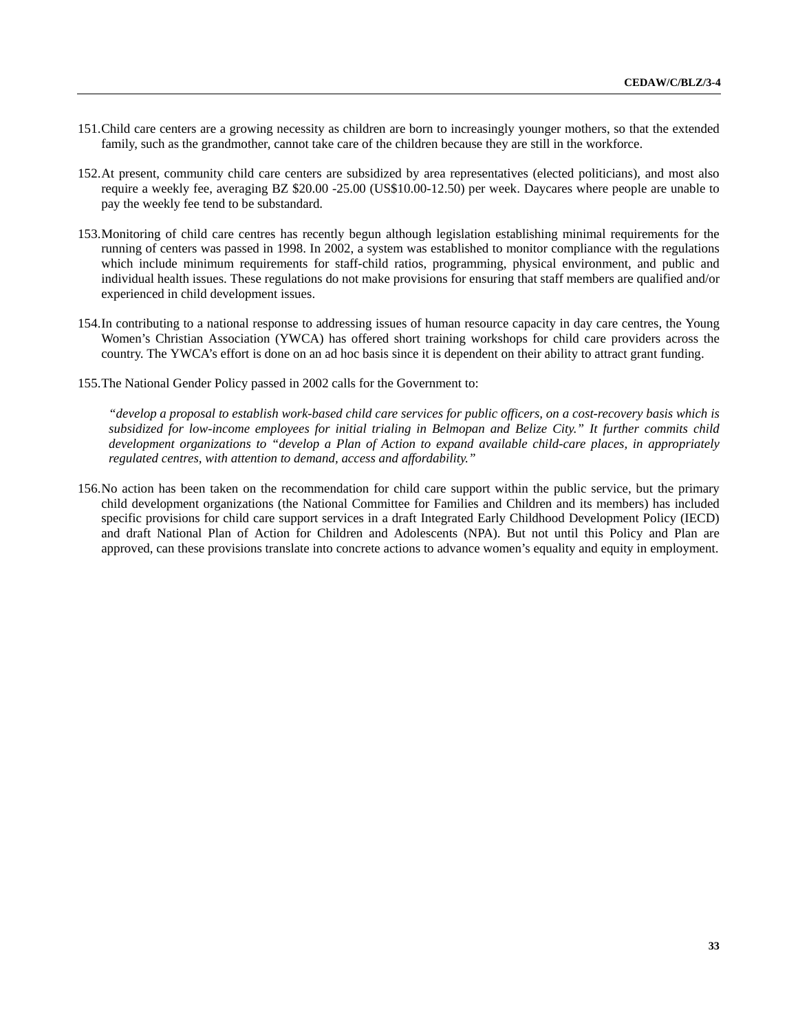151. Child care centers are a growing necessity as children are born to increasingly younger mothers, so that the extended family, such as the grandmother, cannot take care of the children because they are still in the workforce.

152. At present, community child care centers are subsidized by area representatives (elected politicians), and most also require a weekly fee, averaging BZ $20.00 -25.00 (US$10.00-12.50) per week. Daycares where people are unable to pay the weekly fee tend to be substandard.

153. Monitoring of child care centres has recently begun although legislation establishing minimal requirements for the running of centers was passed in 1998. In 2002, a system was established to monitor compliance with the regulations which include minimum requirements for staff-child ratios, programming, physical environment, and public and individual health issues. These regulations do not make provisions for ensuring that staff members are qualified and/or experienced in child development issues.

154. In contributing to a national response to addressing issues of human resource capacity in day care centres, the Young Women's Christian Association (YWCA) has offered short training workshops for child care providers across the country. The YWCA's effort is done on an ad hoc basis since it is dependent on their ability to attract grant funding.

155. The National Gender Policy passed in 2002 calls for the Government to:

> *"develop a proposal to establish work-based child care services for public officers, on a cost-recovery basis which is subsidized for low-income employees for initial trialing in Belmopan and Belize City." It further commits child development organizations to "develop a Plan of Action to expand available child-care places, in appropriately regulated centres, with attention to demand, access and affordability."*

156. No action has been taken on the recommendation for child care support within the public service, but the primary child development organizations (the National Committee for Families and Children and its members) has included specific provisions for child care support services in a draft Integrated Early Childhood Development Policy (IECD) and draft National Plan of Action for Children and Adolescents (NPA). But not until this Policy and Plan are approved, can these provisions translate into concrete actions to advance women's equality and equity in employment.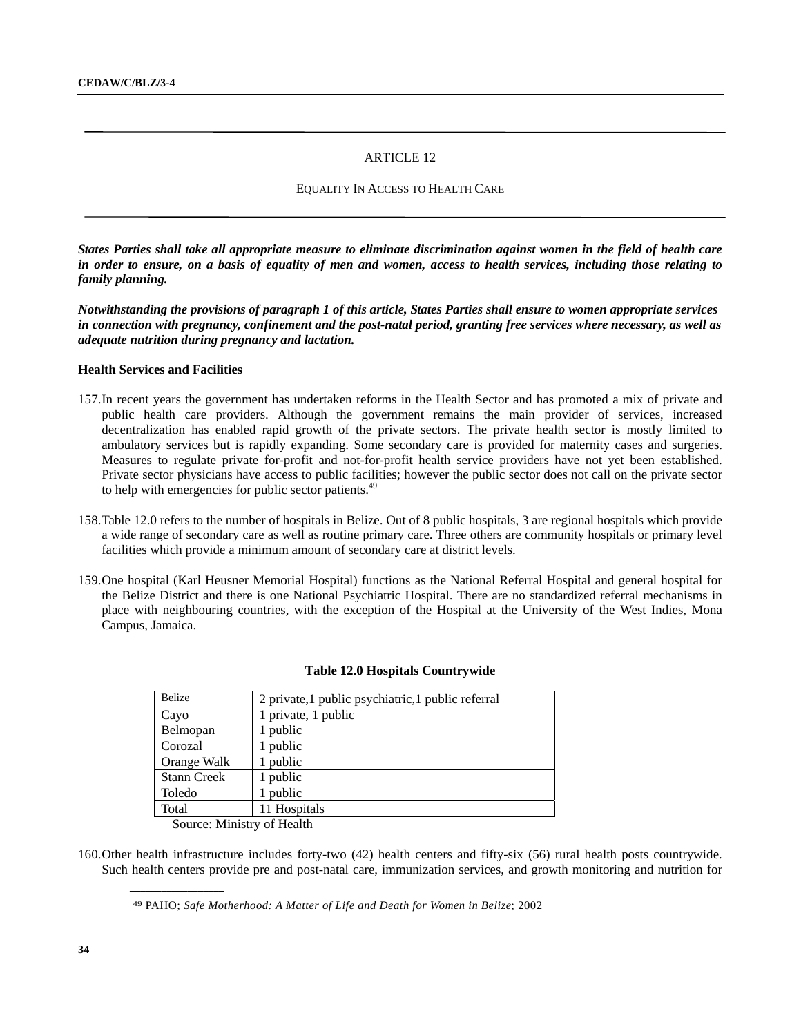## ARTICLE 12

### EQUALITY IN ACCESS TO HEALTH CARE

***States Parties shall take all appropriate measure to eliminate discrimination against women in the field of health care in order to ensure, on a basis of equality of men and women, access to health services, including those relating to family planning.***

***Notwithstanding the provisions of paragraph 1 of this article, States Parties shall ensure to women appropriate services in connection with pregnancy, confinement and the post-natal period, granting free services where necessary, as well as adequate nutrition during pregnancy and lactation.***

**Health Services and Facilities**

157. In recent years the government has undertaken reforms in the Health Sector and has promoted a mix of private and public health care providers. Although the government remains the main provider of services, increased decentralization has enabled rapid growth of the private sectors. The private health sector is mostly limited to ambulatory services but is rapidly expanding. Some secondary care is provided for maternity cases and surgeries. Measures to regulate private for-profit and not-for-profit health service providers have not yet been established. Private sector physicians have access to public facilities; however the public sector does not call on the private sector to help with emergencies for public sector patients.[49]

158. Table 12.0 refers to the number of hospitals in Belize. Out of 8 public hospitals, 3 are regional hospitals which provide a wide range of secondary care as well as routine primary care. Three others are community hospitals or primary level facilities which provide a minimum amount of secondary care at district levels.

159. One hospital (Karl Heusner Memorial Hospital) functions as the National Referral Hospital and general hospital for the Belize District and there is one National Psychiatric Hospital. There are no standardized referral mechanisms in place with neighbouring countries, with the exception of the Hospital at the University of the West Indies, Mona Campus, Jamaica.

**Table 12.0 Hospitals Countrywide**

| Belize | 2 private,1 public psychiatric,1 public referral |
|---|---|
| Cayo | 1 private, 1 public |
| Belmopan | 1 public |
| Corozal | 1 public |
| Orange Walk | 1 public |
| Stann Creek | 1 public |
| Toledo | 1 public |
| Total | 11 Hospitals |

Source: Ministry of Health

160. Other health infrastructure includes forty-two (42) health centers and fifty-six (56) rural health posts countrywide. Such health centers provide pre and post-natal care, immunization services, and growth monitoring and nutrition for

[49] PAHO; *Safe Motherhood: A Matter of Life and Death for Women in Belize*; 2002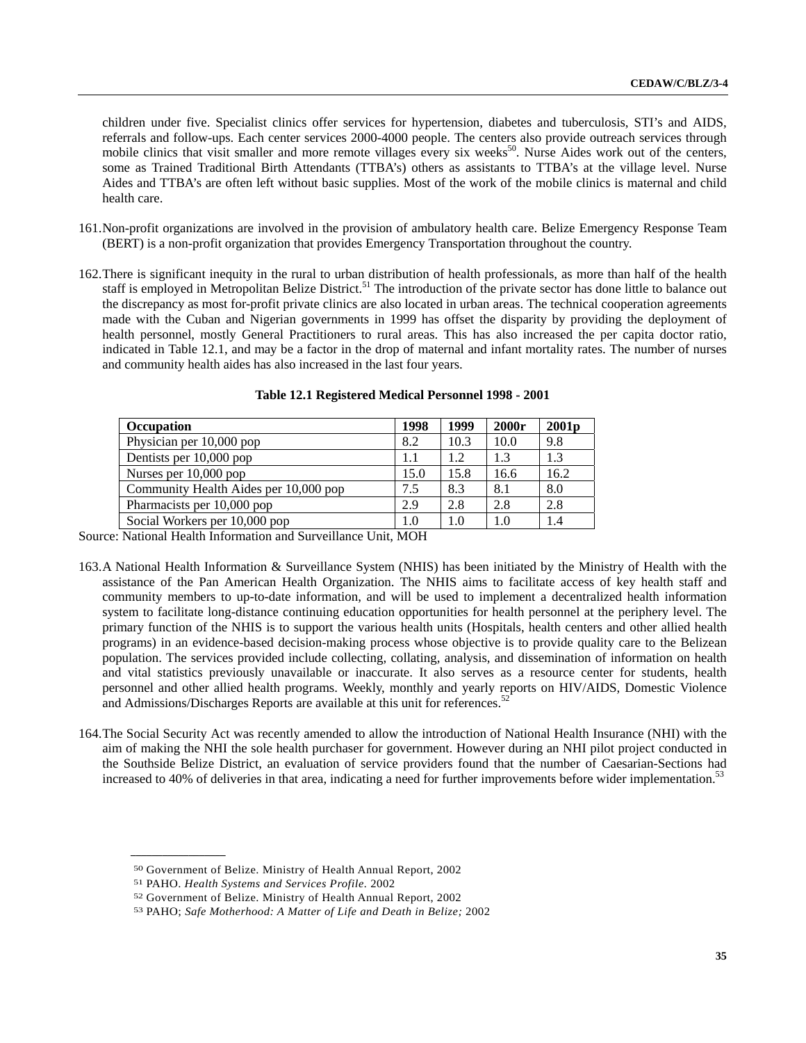children under five. Specialist clinics offer services for hypertension, diabetes and tuberculosis, STI's and AIDS, referrals and follow-ups. Each center services 2000-4000 people. The centers also provide outreach services through mobile clinics that visit smaller and more remote villages every six weeks[50]. Nurse Aides work out of the centers, some as Trained Traditional Birth Attendants (TTBA's) others as assistants to TTBA's at the village level. Nurse Aides and TTBA's are often left without basic supplies. Most of the work of the mobile clinics is maternal and child health care.

161. Non-profit organizations are involved in the provision of ambulatory health care. Belize Emergency Response Team (BERT) is a non-profit organization that provides Emergency Transportation throughout the country.

162. There is significant inequity in the rural to urban distribution of health professionals, as more than half of the health staff is employed in Metropolitan Belize District.[51] The introduction of the private sector has done little to balance out the discrepancy as most for-profit private clinics are also located in urban areas. The technical cooperation agreements made with the Cuban and Nigerian governments in 1999 has offset the disparity by providing the deployment of health personnel, mostly General Practitioners to rural areas. This has also increased the per capita doctor ratio, indicated in Table 12.1, and may be a factor in the drop of maternal and infant mortality rates. The number of nurses and community health aides has also increased in the last four years.

**Table 12.1 Registered Medical Personnel 1998 - 2001**

| Occupation | 1998 | 1999 | 2000r | 2001p |
|---|---|---|---|---|
| Physician per 10,000 pop | 8.2 | 10.3 | 10.0 | 9.8 |
| Dentists per 10,000 pop | 1.1 | 1.2 | 1.3 | 1.3 |
| Nurses per 10,000 pop | 15.0 | 15.8 | 16.6 | 16.2 |
| Community Health Aides per 10,000 pop | 7.5 | 8.3 | 8.1 | 8.0 |
| Pharmacists per 10,000 pop | 2.9 | 2.8 | 2.8 | 2.8 |
| Social Workers per 10,000 pop | 1.0 | 1.0 | 1.0 | 1.4 |

Source: National Health Information and Surveillance Unit, MOH

163. A National Health Information & Surveillance System (NHIS) has been initiated by the Ministry of Health with the assistance of the Pan American Health Organization. The NHIS aims to facilitate access of key health staff and community members to up-to-date information, and will be used to implement a decentralized health information system to facilitate long-distance continuing education opportunities for health personnel at the periphery level. The primary function of the NHIS is to support the various health units (Hospitals, health centers and other allied health programs) in an evidence-based decision-making process whose objective is to provide quality care to the Belizean population. The services provided include collecting, collating, analysis, and dissemination of information on health and vital statistics previously unavailable or inaccurate. It also serves as a resource center for students, health personnel and other allied health programs. Weekly, monthly and yearly reports on HIV/AIDS, Domestic Violence and Admissions/Discharges Reports are available at this unit for references.[52]

164. The Social Security Act was recently amended to allow the introduction of National Health Insurance (NHI) with the aim of making the NHI the sole health purchaser for government. However during an NHI pilot project conducted in the Southside Belize District, an evaluation of service providers found that the number of Caesarian-Sections had increased to 40% of deliveries in that area, indicating a need for further improvements before wider implementation.[53]

---

[50] Government of Belize. Ministry of Health Annual Report, 2002

[51] PAHO. *Health Systems and Services Profile.* 2002

[52] Government of Belize. Ministry of Health Annual Report, 2002

[53] PAHO; *Safe Motherhood: A Matter of Life and Death in Belize;* 2002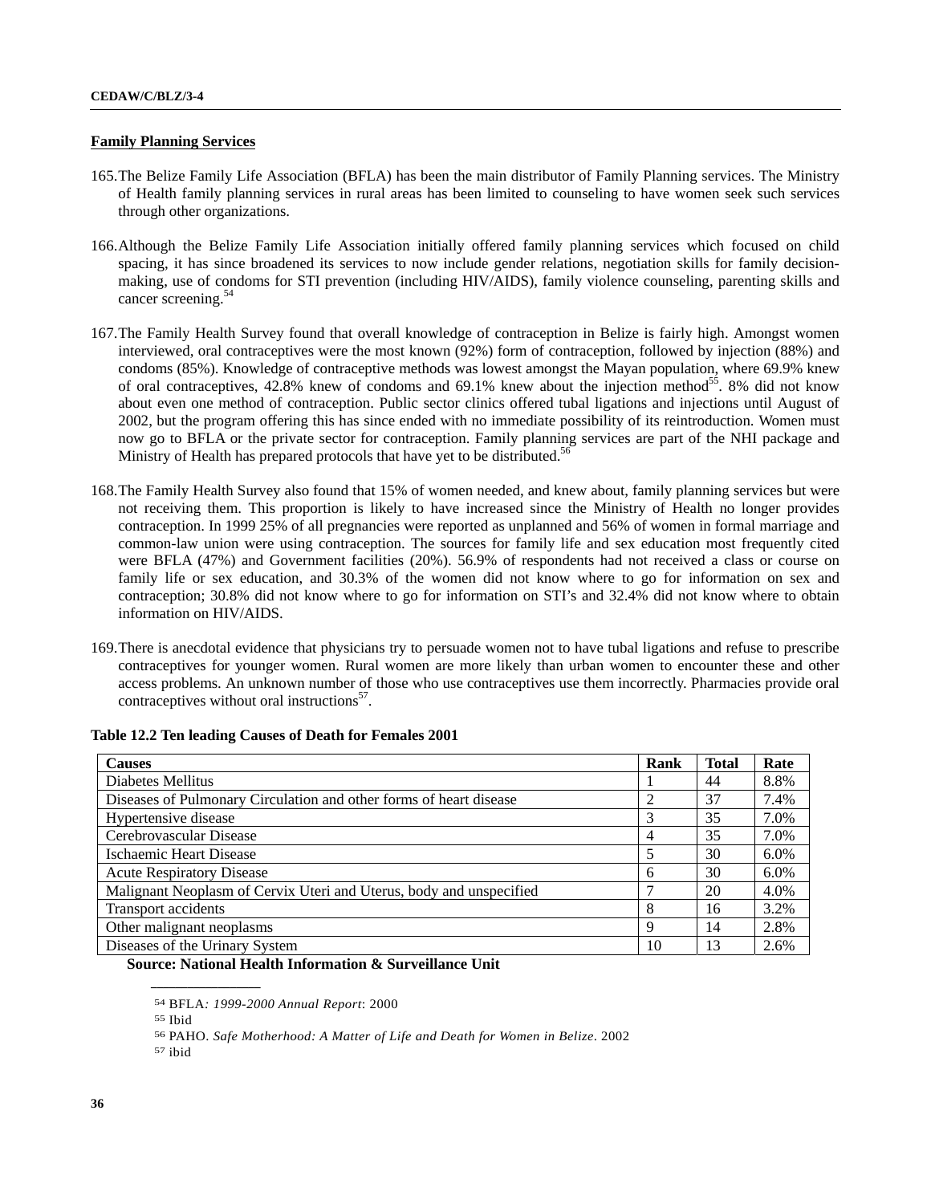**Family Planning Services**

165. The Belize Family Life Association (BFLA) has been the main distributor of Family Planning services. The Ministry of Health family planning services in rural areas has been limited to counseling to have women seek such services through other organizations.

166. Although the Belize Family Life Association initially offered family planning services which focused on child spacing, it has since broadened its services to now include gender relations, negotiation skills for family decision-making, use of condoms for STI prevention (including HIV/AIDS), family violence counseling, parenting skills and cancer screening.[54]

167. The Family Health Survey found that overall knowledge of contraception in Belize is fairly high. Amongst women interviewed, oral contraceptives were the most known (92%) form of contraception, followed by injection (88%) and condoms (85%). Knowledge of contraceptive methods was lowest amongst the Mayan population, where 69.9% knew of oral contraceptives, 42.8% knew of condoms and 69.1% knew about the injection method[55]. 8% did not know about even one method of contraception. Public sector clinics offered tubal ligations and injections until August of 2002, but the program offering this has since ended with no immediate possibility of its reintroduction. Women must now go to BFLA or the private sector for contraception. Family planning services are part of the NHI package and Ministry of Health has prepared protocols that have yet to be distributed.[56]

168. The Family Health Survey also found that 15% of women needed, and knew about, family planning services but were not receiving them. This proportion is likely to have increased since the Ministry of Health no longer provides contraception. In 1999 25% of all pregnancies were reported as unplanned and 56% of women in formal marriage and common-law union were using contraception. The sources for family life and sex education most frequently cited were BFLA (47%) and Government facilities (20%). 56.9% of respondents had not received a class or course on family life or sex education, and 30.3% of the women did not know where to go for information on sex and contraception; 30.8% did not know where to go for information on STI's and 32.4% did not know where to obtain information on HIV/AIDS.

169. There is anecdotal evidence that physicians try to persuade women not to have tubal ligations and refuse to prescribe contraceptives for younger women. Rural women are more likely than urban women to encounter these and other access problems. An unknown number of those who use contraceptives use them incorrectly. Pharmacies provide oral contraceptives without oral instructions[57].

**Table 12.2 Ten leading Causes of Death for Females 2001**

| Causes | Rank | Total | Rate |
|---|---|---|---|
| Diabetes Mellitus | 1 | 44 | 8.8% |
| Diseases of Pulmonary Circulation and other forms of heart disease | 2 | 37 | 7.4% |
| Hypertensive disease | 3 | 35 | 7.0% |
| Cerebrovascular Disease | 4 | 35 | 7.0% |
| Ischaemic Heart Disease | 5 | 30 | 6.0% |
| Acute Respiratory Disease | 6 | 30 | 6.0% |
| Malignant Neoplasm of Cervix Uteri and Uterus, body and unspecified | 7 | 20 | 4.0% |
| Transport accidents | 8 | 16 | 3.2% |
| Other malignant neoplasms | 9 | 14 | 2.8% |
| Diseases of the Urinary System | 10 | 13 | 2.6% |

**Source: National Health Information & Surveillance Unit**

---

[54] BFLA*: 1999-2000 Annual Report*: 2000

[55] Ibid

[56] PAHO. *Safe Motherhood: A Matter of Life and Death for Women in Belize*. 2002

[57] ibid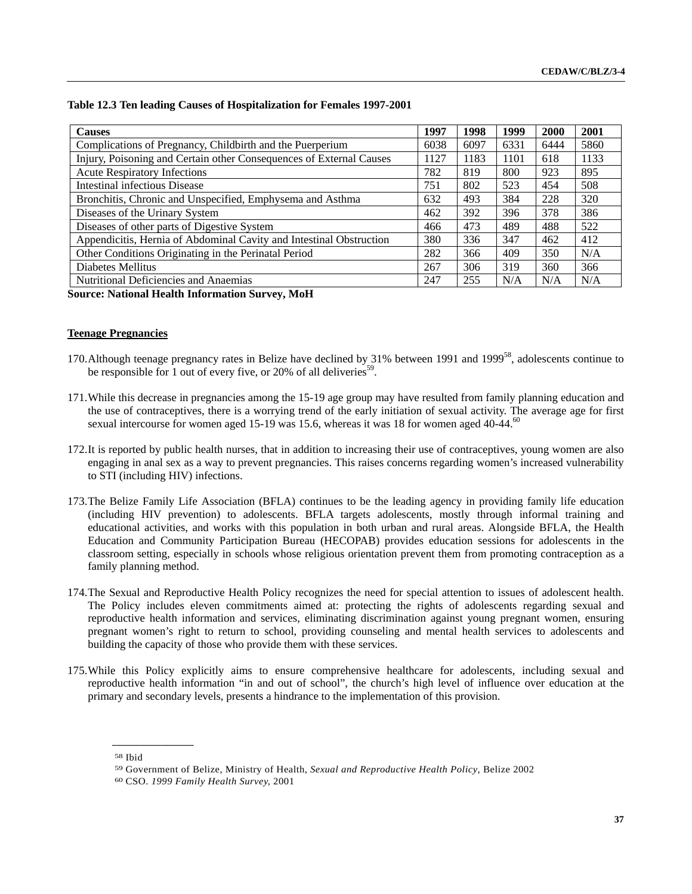**Table 12.3 Ten leading Causes of Hospitalization for Females 1997-2001**

| Causes | 1997 | 1998 | 1999 | 2000 | 2001 |
|---|---|---|---|---|---|
| Complications of Pregnancy, Childbirth and the Puerperium | 6038 | 6097 | 6331 | 6444 | 5860 |
| Injury, Poisoning and Certain other Consequences of External Causes | 1127 | 1183 | 1101 | 618 | 1133 |
| Acute Respiratory Infections | 782 | 819 | 800 | 923 | 895 |
| Intestinal infectious Disease | 751 | 802 | 523 | 454 | 508 |
| Bronchitis, Chronic and Unspecified, Emphysema and Asthma | 632 | 493 | 384 | 228 | 320 |
| Diseases of the Urinary System | 462 | 392 | 396 | 378 | 386 |
| Diseases of other parts of Digestive System | 466 | 473 | 489 | 488 | 522 |
| Appendicitis, Hernia of Abdominal Cavity and Intestinal Obstruction | 380 | 336 | 347 | 462 | 412 |
| Other Conditions Originating in the Perinatal Period | 282 | 366 | 409 | 350 | N/A |
| Diabetes Mellitus | 267 | 306 | 319 | 360 | 366 |
| Nutritional Deficiencies and Anaemias | 247 | 255 | N/A | N/A | N/A |

**Source: National Health Information Survey, MoH**

**Teenage Pregnancies**

170. Although teenage pregnancy rates in Belize have declined by 31% between 1991 and 1999[58], adolescents continue to be responsible for 1 out of every five, or 20% of all deliveries[59].

171. While this decrease in pregnancies among the 15-19 age group may have resulted from family planning education and the use of contraceptives, there is a worrying trend of the early initiation of sexual activity. The average age for first sexual intercourse for women aged 15-19 was 15.6, whereas it was 18 for women aged 40-44.[60]

172. It is reported by public health nurses, that in addition to increasing their use of contraceptives, young women are also engaging in anal sex as a way to prevent pregnancies. This raises concerns regarding women's increased vulnerability to STI (including HIV) infections.

173. The Belize Family Life Association (BFLA) continues to be the leading agency in providing family life education (including HIV prevention) to adolescents. BFLA targets adolescents, mostly through informal training and educational activities, and works with this population in both urban and rural areas. Alongside BFLA, the Health Education and Community Participation Bureau (HECOPAB) provides education sessions for adolescents in the classroom setting, especially in schools whose religious orientation prevent them from promoting contraception as a family planning method.

174. The Sexual and Reproductive Health Policy recognizes the need for special attention to issues of adolescent health. The Policy includes eleven commitments aimed at: protecting the rights of adolescents regarding sexual and reproductive health information and services, eliminating discrimination against young pregnant women, ensuring pregnant women's right to return to school, providing counseling and mental health services to adolescents and building the capacity of those who provide them with these services.

175. While this Policy explicitly aims to ensure comprehensive healthcare for adolescents, including sexual and reproductive health information "in and out of school", the church's high level of influence over education at the primary and secondary levels, presents a hindrance to the implementation of this provision.

---

[58] Ibid

[59] Government of Belize, Ministry of Health, *Sexual and Reproductive Health Policy*, Belize 2002

[60] CSO. *1999 Family Health Survey*, 2001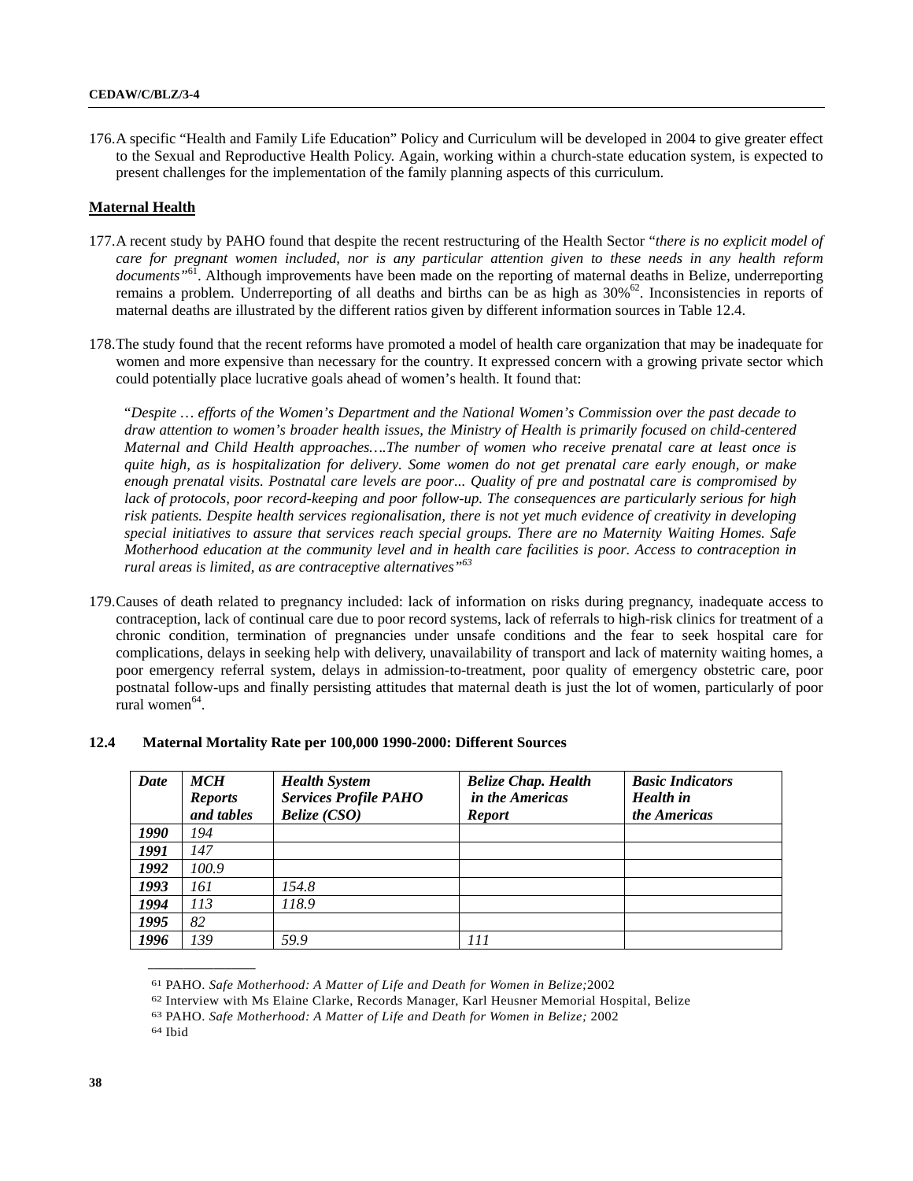176. A specific "Health and Family Life Education" Policy and Curriculum will be developed in 2004 to give greater effect to the Sexual and Reproductive Health Policy. Again, working within a church-state education system, is expected to present challenges for the implementation of the family planning aspects of this curriculum.

**Maternal Health**

177. A recent study by PAHO found that despite the recent restructuring of the Health Sector "*there is no explicit model of care for pregnant women included, nor is any particular attention given to these needs in any health reform documents"*[61]. Although improvements have been made on the reporting of maternal deaths in Belize, underreporting remains a problem. Underreporting of all deaths and births can be as high as 30%[62]. Inconsistencies in reports of maternal deaths are illustrated by the different ratios given by different information sources in Table 12.4.

178. The study found that the recent reforms have promoted a model of health care organization that may be inadequate for women and more expensive than necessary for the country. It expressed concern with a growing private sector which could potentially place lucrative goals ahead of women's health. It found that:

"*Despite … efforts of the Women's Department and the National Women's Commission over the past decade to draw attention to women's broader health issues, the Ministry of Health is primarily focused on child-centered Maternal and Child Health approaches….The number of women who receive prenatal care at least once is quite high, as is hospitalization for delivery. Some women do not get prenatal care early enough, or make enough prenatal visits. Postnatal care levels are poor... Quality of pre and postnatal care is compromised by lack of protocols, poor record-keeping and poor follow-up. The consequences are particularly serious for high risk patients. Despite health services regionalisation, there is not yet much evidence of creativity in developing special initiatives to assure that services reach special groups. There are no Maternity Waiting Homes. Safe Motherhood education at the community level and in health care facilities is poor. Access to contraception in rural areas is limited, as are contraceptive alternatives"*[63]

179. Causes of death related to pregnancy included: lack of information on risks during pregnancy, inadequate access to contraception, lack of continual care due to poor record systems, lack of referrals to high-risk clinics for treatment of a chronic condition, termination of pregnancies under unsafe conditions and the fear to seek hospital care for complications, delays in seeking help with delivery, unavailability of transport and lack of maternity waiting homes, a poor emergency referral system, delays in admission-to-treatment, poor quality of emergency obstetric care, poor postnatal follow-ups and finally persisting attitudes that maternal death is just the lot of women, particularly of poor rural women[64].

**12.4 Maternal Mortality Rate per 100,000 1990-2000: Different Sources**

| *Date* | *MCH Reports and tables* | *Health System Services Profile PAHO Belize (CSO)* | *Belize Chap. Health in the Americas Report* | *Basic Indicators Health in the Americas* |
|---|---|---|---|---|
| *1990* | *194* | | | |
| *1991* | *147* | | | |
| *1992* | *100.9* | | | |
| *1993* | *161* | *154.8* | | |
| *1994* | *113* | *118.9* | | |
| *1995* | *82* | | | |
| *1996* | *139* | *59.9* | *111* | |

---

[61] PAHO. *Safe Motherhood: A Matter of Life and Death for Women in Belize;* 2002

[62] Interview with Ms Elaine Clarke, Records Manager, Karl Heusner Memorial Hospital, Belize

[63] PAHO. *Safe Motherhood: A Matter of Life and Death for Women in Belize;* 2002

[64] Ibid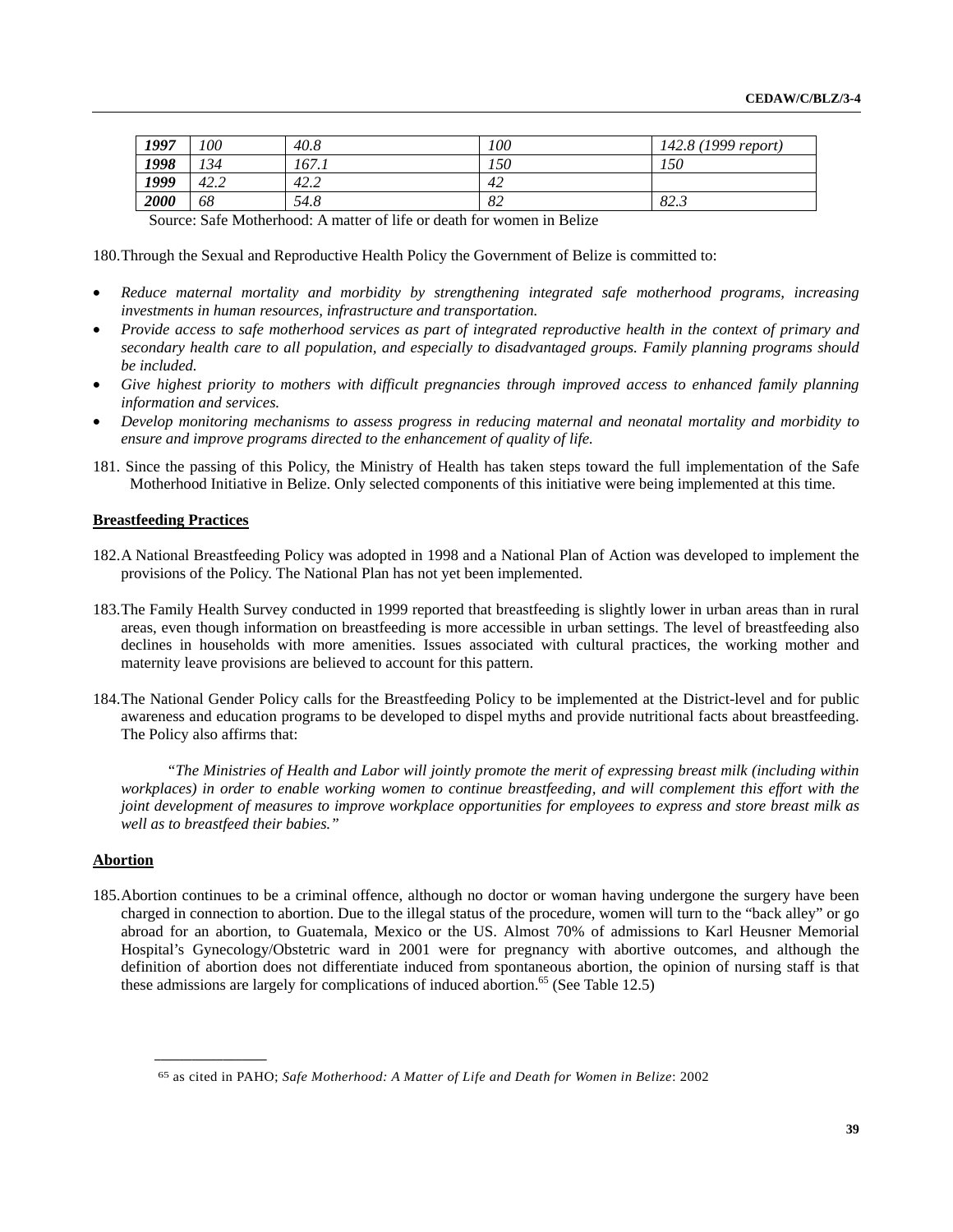| ***1997*** | *100* | *40.8* | *100* | *142.8 (1999 report)* |
|---|---|---|---|---|
| ***1998*** | *134* | *167.1* | *150* | *150* |
| ***1999*** | *42.2* | *42.2* | *42* | |
| ***2000*** | *68* | *54.8* | *82* | *82.3* |

Source: Safe Motherhood: A matter of life or death for women in Belize

180. Through the Sexual and Reproductive Health Policy the Government of Belize is committed to:

- *Reduce maternal mortality and morbidity by strengthening integrated safe motherhood programs, increasing investments in human resources, infrastructure and transportation.*
- *Provide access to safe motherhood services as part of integrated reproductive health in the context of primary and secondary health care to all population, and especially to disadvantaged groups. Family planning programs should be included.*
- *Give highest priority to mothers with difficult pregnancies through improved access to enhanced family planning information and services.*
- *Develop monitoring mechanisms to assess progress in reducing maternal and neonatal mortality and morbidity to ensure and improve programs directed to the enhancement of quality of life.*

181. Since the passing of this Policy, the Ministry of Health has taken steps toward the full implementation of the Safe Motherhood Initiative in Belize. Only selected components of this initiative were being implemented at this time.

**Breastfeeding Practices**

182. A National Breastfeeding Policy was adopted in 1998 and a National Plan of Action was developed to implement the provisions of the Policy. The National Plan has not yet been implemented.

183. The Family Health Survey conducted in 1999 reported that breastfeeding is slightly lower in urban areas than in rural areas, even though information on breastfeeding is more accessible in urban settings. The level of breastfeeding also declines in households with more amenities. Issues associated with cultural practices, the working mother and maternity leave provisions are believed to account for this pattern.

184. The National Gender Policy calls for the Breastfeeding Policy to be implemented at the District-level and for public awareness and education programs to be developed to dispel myths and provide nutritional facts about breastfeeding. The Policy also affirms that:

*"The Ministries of Health and Labor will jointly promote the merit of expressing breast milk (including within workplaces) in order to enable working women to continue breastfeeding, and will complement this effort with the joint development of measures to improve workplace opportunities for employees to express and store breast milk as well as to breastfeed their babies."*

**Abortion**

185. Abortion continues to be a criminal offence, although no doctor or woman having undergone the surgery have been charged in connection to abortion. Due to the illegal status of the procedure, women will turn to the "back alley" or go abroad for an abortion, to Guatemala, Mexico or the US. Almost 70% of admissions to Karl Heusner Memorial Hospital's Gynecology/Obstetric ward in 2001 were for pregnancy with abortive outcomes, and although the definition of abortion does not differentiate induced from spontaneous abortion, the opinion of nursing staff is that these admissions are largely for complications of induced abortion.[65] (See Table 12.5)

---

[65] as cited in PAHO; *Safe Motherhood: A Matter of Life and Death for Women in Belize*: 2002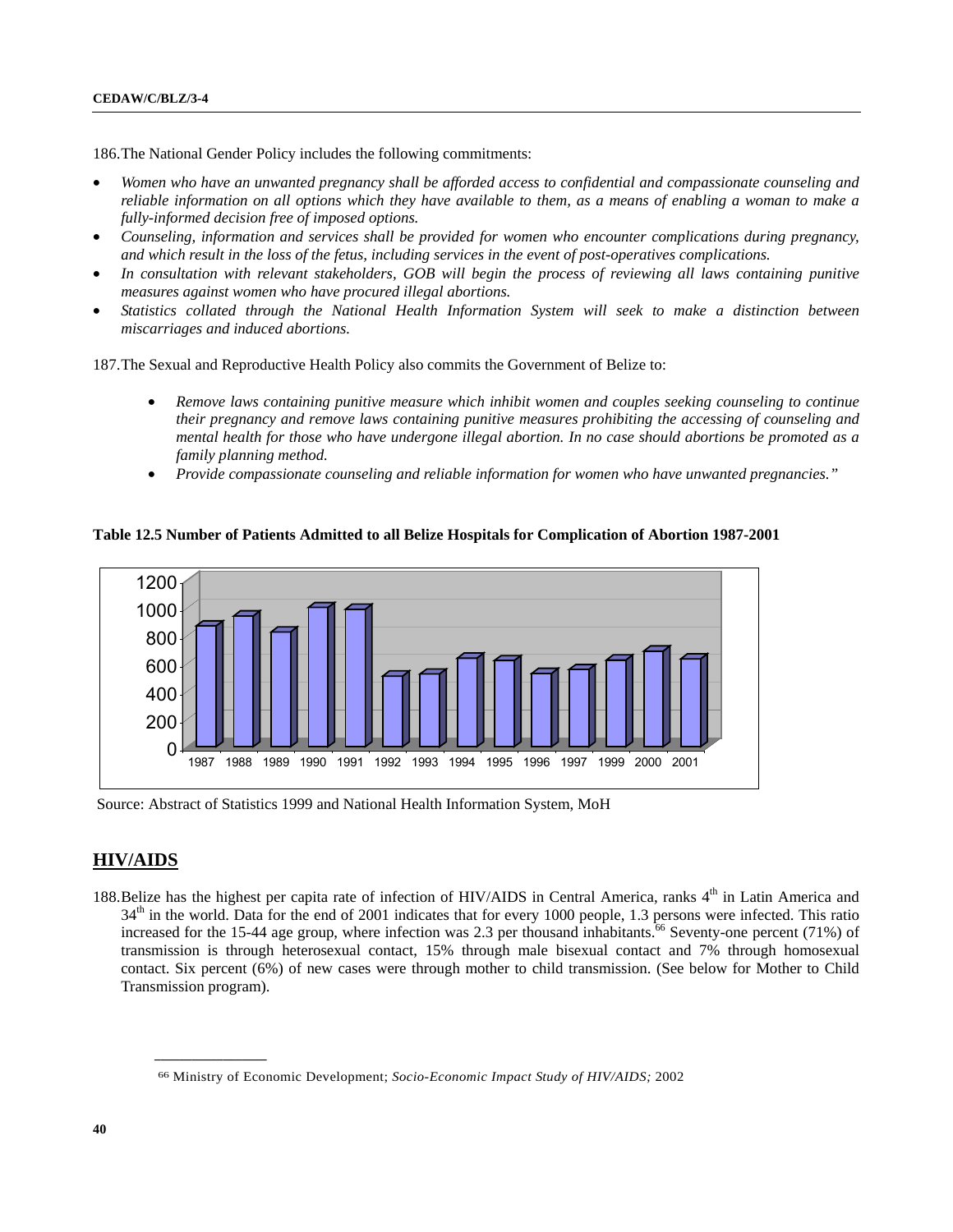186. The National Gender Policy includes the following commitments:

- *Women who have an unwanted pregnancy shall be afforded access to confidential and compassionate counseling and reliable information on all options which they have available to them, as a means of enabling a woman to make a fully-informed decision free of imposed options.*
- *Counseling, information and services shall be provided for women who encounter complications during pregnancy, and which result in the loss of the fetus, including services in the event of post-operatives complications.*
- *In consultation with relevant stakeholders, GOB will begin the process of reviewing all laws containing punitive measures against women who have procured illegal abortions.*
- *Statistics collated through the National Health Information System will seek to make a distinction between miscarriages and induced abortions.*

187. The Sexual and Reproductive Health Policy also commits the Government of Belize to:

- *Remove laws containing punitive measure which inhibit women and couples seeking counseling to continue their pregnancy and remove laws containing punitive measures prohibiting the accessing of counseling and mental health for those who have undergone illegal abortion. In no case should abortions be promoted as a family planning method.*
- *Provide compassionate counseling and reliable information for women who have unwanted pregnancies."*

**Table 12.5 Number of Patients Admitted to all Belize Hospitals for Complication of Abortion 1987-2001**

Source: Abstract of Statistics 1999 and National Health Information System, MoH

## HIV/AIDS

188. Belize has the highest per capita rate of infection of HIV/AIDS in Central America, ranks 4th in Latin America and 34th in the world. Data for the end of 2001 indicates that for every 1000 people, 1.3 persons were infected. This ratio increased for the 15-44 age group, where infection was 2.3 per thousand inhabitants.[66] Seventy-one percent (71%) of transmission is through heterosexual contact, 15% through male bisexual contact and 7% through homosexual contact. Six percent (6%) of new cases were through mother to child transmission. (See below for Mother to Child Transmission program).

---

[66] Ministry of Economic Development; *Socio-Economic Impact Study of HIV/AIDS;* 2002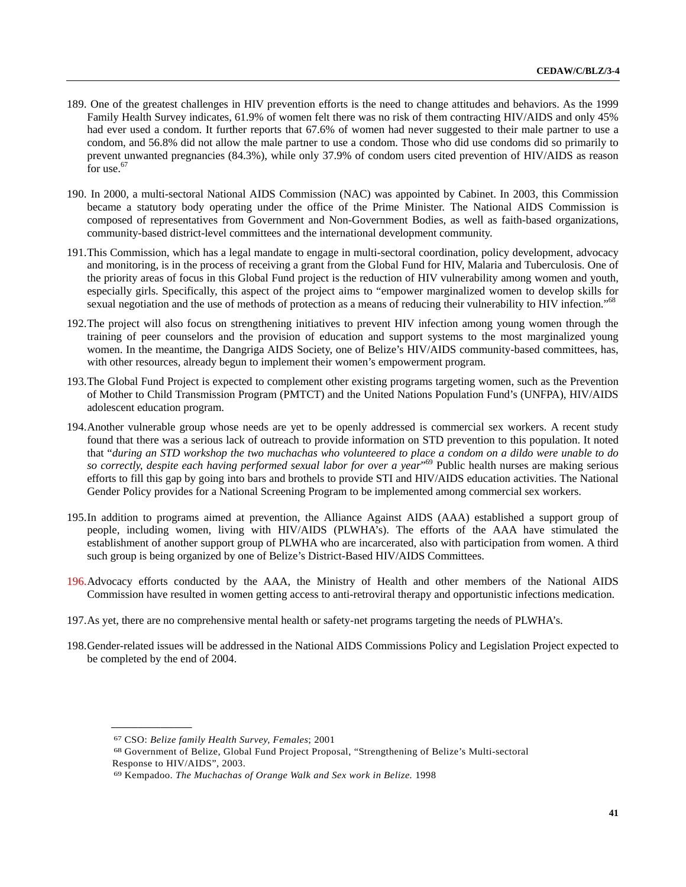189. One of the greatest challenges in HIV prevention efforts is the need to change attitudes and behaviors. As the 1999 Family Health Survey indicates, 61.9% of women felt there was no risk of them contracting HIV/AIDS and only 45% had ever used a condom. It further reports that 67.6% of women had never suggested to their male partner to use a condom, and 56.8% did not allow the male partner to use a condom. Those who did use condoms did so primarily to prevent unwanted pregnancies (84.3%), while only 37.9% of condom users cited prevention of HIV/AIDS as reason for use.[67]

190. In 2000, a multi-sectoral National AIDS Commission (NAC) was appointed by Cabinet. In 2003, this Commission became a statutory body operating under the office of the Prime Minister. The National AIDS Commission is composed of representatives from Government and Non-Government Bodies, as well as faith-based organizations, community-based district-level committees and the international development community.

191. This Commission, which has a legal mandate to engage in multi-sectoral coordination, policy development, advocacy and monitoring, is in the process of receiving a grant from the Global Fund for HIV, Malaria and Tuberculosis. One of the priority areas of focus in this Global Fund project is the reduction of HIV vulnerability among women and youth, especially girls. Specifically, this aspect of the project aims to "empower marginalized women to develop skills for sexual negotiation and the use of methods of protection as a means of reducing their vulnerability to HIV infection."[68]

192. The project will also focus on strengthening initiatives to prevent HIV infection among young women through the training of peer counselors and the provision of education and support systems to the most marginalized young women. In the meantime, the Dangriga AIDS Society, one of Belize's HIV/AIDS community-based committees, has, with other resources, already begun to implement their women's empowerment program.

193. The Global Fund Project is expected to complement other existing programs targeting women, such as the Prevention of Mother to Child Transmission Program (PMTCT) and the United Nations Population Fund's (UNFPA), HIV/AIDS adolescent education program.

194. Another vulnerable group whose needs are yet to be openly addressed is commercial sex workers. A recent study found that there was a serious lack of outreach to provide information on STD prevention to this population. It noted that "*during an STD workshop the two muchachas who volunteered to place a condom on a dildo were unable to do so correctly, despite each having performed sexual labor for over a year*"[69] Public health nurses are making serious efforts to fill this gap by going into bars and brothels to provide STI and HIV/AIDS education activities. The National Gender Policy provides for a National Screening Program to be implemented among commercial sex workers.

195. In addition to programs aimed at prevention, the Alliance Against AIDS (AAA) established a support group of people, including women, living with HIV/AIDS (PLWHA's). The efforts of the AAA have stimulated the establishment of another support group of PLWHA who are incarcerated, also with participation from women. A third such group is being organized by one of Belize's District-Based HIV/AIDS Committees.

196. Advocacy efforts conducted by the AAA, the Ministry of Health and other members of the National AIDS Commission have resulted in women getting access to anti-retroviral therapy and opportunistic infections medication.

197. As yet, there are no comprehensive mental health or safety-net programs targeting the needs of PLWHA's.

198. Gender-related issues will be addressed in the National AIDS Commissions Policy and Legislation Project expected to be completed by the end of 2004.

---

[67] CSO: *Belize family Health Survey, Females*; 2001

[68] Government of Belize, Global Fund Project Proposal, "Strengthening of Belize's Multi-sectoral Response to HIV/AIDS", 2003.

[69] Kempadoo. *The Muchachas of Orange Walk and Sex work in Belize.* 1998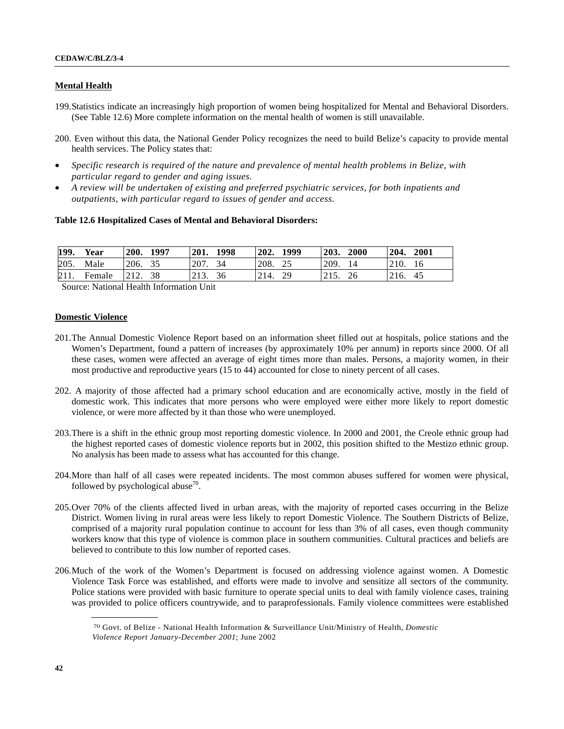## Mental Health

199. Statistics indicate an increasingly high proportion of women being hospitalized for Mental and Behavioral Disorders. (See Table 12.6) More complete information on the mental health of women is still unavailable.

200. Even without this data, the National Gender Policy recognizes the need to build Belize's capacity to provide mental health services. The Policy states that:

- *Specific research is required of the nature and prevalence of mental health problems in Belize, with particular regard to gender and aging issues.*
- *A review will be undertaken of existing and preferred psychiatric services, for both inpatients and outpatients, with particular regard to issues of gender and access.*

**Table 12.6 Hospitalized Cases of Mental and Behavioral Disorders:**

| 199. Year | 200. 1997 | 201. 1998 | 202. 1999 | 203. 2000 | 204. 2001 |
|---|---|---|---|---|---|
| 205. Male | 206. 35 | 207. 34 | 208. 25 | 209. 14 | 210. 16 |
| 211. Female | 212. 38 | 213. 36 | 214. 29 | 215. 26 | 216. 45 |

Source: National Health Information Unit

## Domestic Violence

201. The Annual Domestic Violence Report based on an information sheet filled out at hospitals, police stations and the Women's Department, found a pattern of increases (by approximately 10% per annum) in reports since 2000. Of all these cases, women were affected an average of eight times more than males. Persons, a majority women, in their most productive and reproductive years (15 to 44) accounted for close to ninety percent of all cases.

202. A majority of those affected had a primary school education and are economically active, mostly in the field of domestic work. This indicates that more persons who were employed were either more likely to report domestic violence, or were more affected by it than those who were unemployed.

203. There is a shift in the ethnic group most reporting domestic violence. In 2000 and 2001, the Creole ethnic group had the highest reported cases of domestic violence reports but in 2002, this position shifted to the Mestizo ethnic group. No analysis has been made to assess what has accounted for this change.

204. More than half of all cases were repeated incidents. The most common abuses suffered for women were physical, followed by psychological abuse[70].

205. Over 70% of the clients affected lived in urban areas, with the majority of reported cases occurring in the Belize District. Women living in rural areas were less likely to report Domestic Violence. The Southern Districts of Belize, comprised of a majority rural population continue to account for less than 3% of all cases, even though community workers know that this type of violence is common place in southern communities. Cultural practices and beliefs are believed to contribute to this low number of reported cases.

206. Much of the work of the Women's Department is focused on addressing violence against women. A Domestic Violence Task Force was established, and efforts were made to involve and sensitize all sectors of the community. Police stations were provided with basic furniture to operate special units to deal with family violence cases, training was provided to police officers countrywide, and to paraprofessionals. Family violence committees were established

---

[70] Govt. of Belize - National Health Information & Surveillance Unit/Ministry of Health, *Domestic Violence Report January-December 2001*; June 2002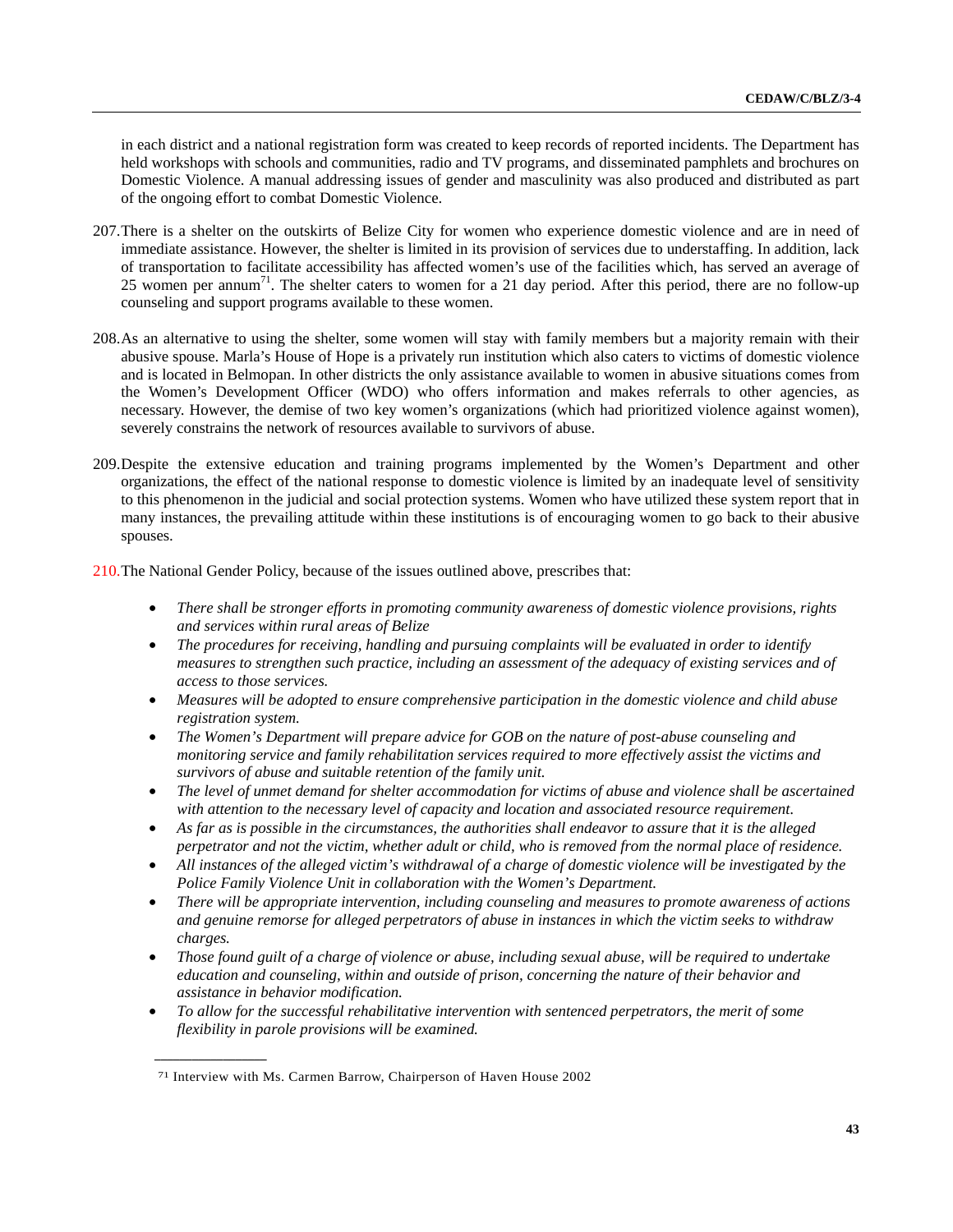in each district and a national registration form was created to keep records of reported incidents. The Department has held workshops with schools and communities, radio and TV programs, and disseminated pamphlets and brochures on Domestic Violence. A manual addressing issues of gender and masculinity was also produced and distributed as part of the ongoing effort to combat Domestic Violence.

207. There is a shelter on the outskirts of Belize City for women who experience domestic violence and are in need of immediate assistance. However, the shelter is limited in its provision of services due to understaffing. In addition, lack of transportation to facilitate accessibility has affected women's use of the facilities which, has served an average of 25 women per annum[71]. The shelter caters to women for a 21 day period. After this period, there are no follow-up counseling and support programs available to these women.

208. As an alternative to using the shelter, some women will stay with family members but a majority remain with their abusive spouse. Marla's House of Hope is a privately run institution which also caters to victims of domestic violence and is located in Belmopan. In other districts the only assistance available to women in abusive situations comes from the Women's Development Officer (WDO) who offers information and makes referrals to other agencies, as necessary. However, the demise of two key women's organizations (which had prioritized violence against women), severely constrains the network of resources available to survivors of abuse.

209. Despite the extensive education and training programs implemented by the Women's Department and other organizations, the effect of the national response to domestic violence is limited by an inadequate level of sensitivity to this phenomenon in the judicial and social protection systems. Women who have utilized these system report that in many instances, the prevailing attitude within these institutions is of encouraging women to go back to their abusive spouses.

210. The National Gender Policy, because of the issues outlined above, prescribes that:

- *There shall be stronger efforts in promoting community awareness of domestic violence provisions, rights and services within rural areas of Belize*
- *The procedures for receiving, handling and pursuing complaints will be evaluated in order to identify measures to strengthen such practice, including an assessment of the adequacy of existing services and of access to those services.*
- *Measures will be adopted to ensure comprehensive participation in the domestic violence and child abuse registration system.*
- *The Women's Department will prepare advice for GOB on the nature of post-abuse counseling and monitoring service and family rehabilitation services required to more effectively assist the victims and survivors of abuse and suitable retention of the family unit.*
- *The level of unmet demand for shelter accommodation for victims of abuse and violence shall be ascertained with attention to the necessary level of capacity and location and associated resource requirement.*
- *As far as is possible in the circumstances, the authorities shall endeavor to assure that it is the alleged perpetrator and not the victim, whether adult or child, who is removed from the normal place of residence.*
- *All instances of the alleged victim's withdrawal of a charge of domestic violence will be investigated by the Police Family Violence Unit in collaboration with the Women's Department.*
- *There will be appropriate intervention, including counseling and measures to promote awareness of actions and genuine remorse for alleged perpetrators of abuse in instances in which the victim seeks to withdraw charges.*
- *Those found guilt of a charge of violence or abuse, including sexual abuse, will be required to undertake education and counseling, within and outside of prison, concerning the nature of their behavior and assistance in behavior modification.*
- *To allow for the successful rehabilitative intervention with sentenced perpetrators, the merit of some flexibility in parole provisions will be examined.*

---

[71] Interview with Ms. Carmen Barrow, Chairperson of Haven House 2002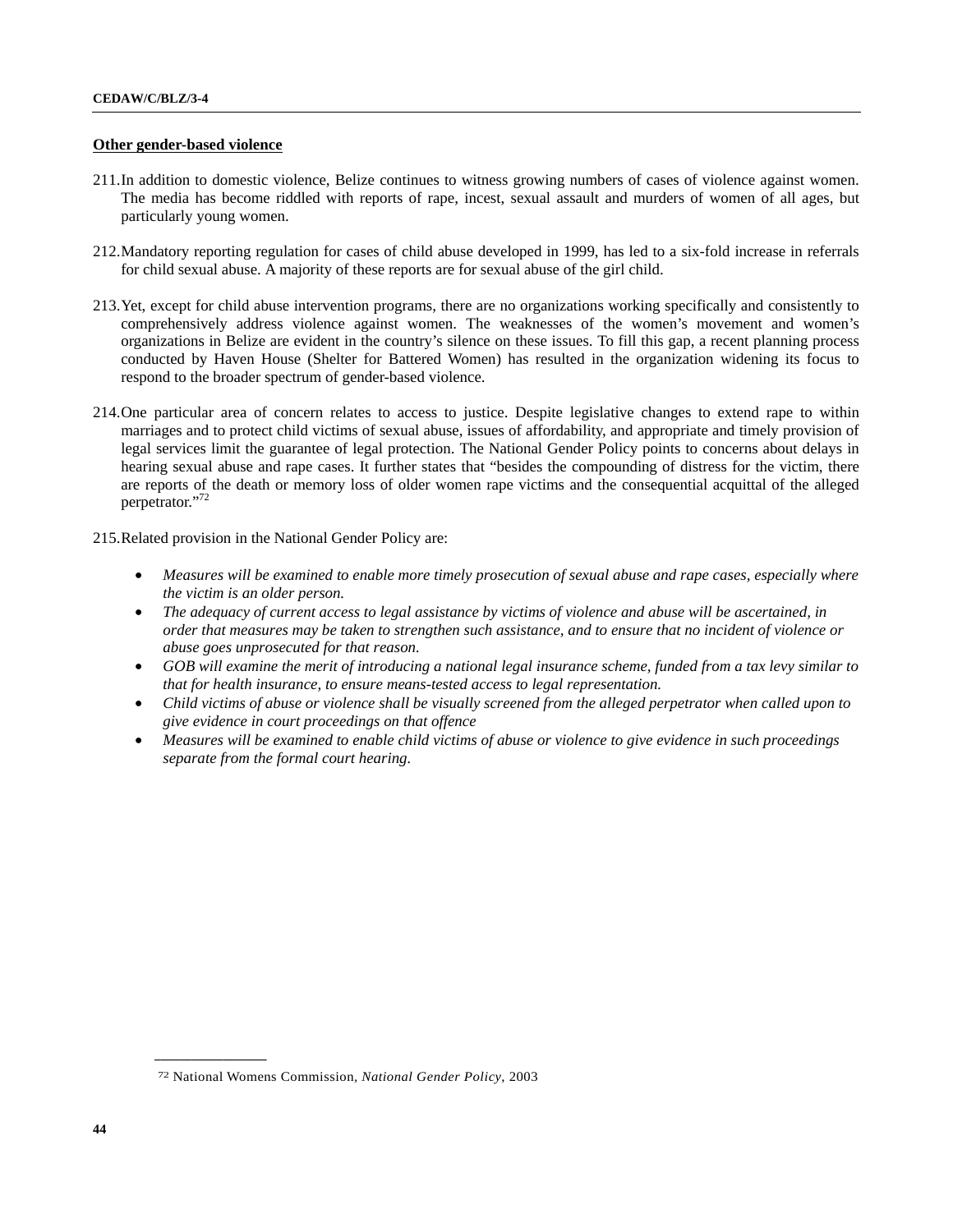**Other gender-based violence**

211. In addition to domestic violence, Belize continues to witness growing numbers of cases of violence against women. The media has become riddled with reports of rape, incest, sexual assault and murders of women of all ages, but particularly young women.

212. Mandatory reporting regulation for cases of child abuse developed in 1999, has led to a six-fold increase in referrals for child sexual abuse. A majority of these reports are for sexual abuse of the girl child.

213. Yet, except for child abuse intervention programs, there are no organizations working specifically and consistently to comprehensively address violence against women. The weaknesses of the women's movement and women's organizations in Belize are evident in the country's silence on these issues. To fill this gap, a recent planning process conducted by Haven House (Shelter for Battered Women) has resulted in the organization widening its focus to respond to the broader spectrum of gender-based violence.

214. One particular area of concern relates to access to justice. Despite legislative changes to extend rape to within marriages and to protect child victims of sexual abuse, issues of affordability, and appropriate and timely provision of legal services limit the guarantee of legal protection. The National Gender Policy points to concerns about delays in hearing sexual abuse and rape cases. It further states that "besides the compounding of distress for the victim, there are reports of the death or memory loss of older women rape victims and the consequential acquittal of the alleged perpetrator."[72]

215. Related provision in the National Gender Policy are:

- *Measures will be examined to enable more timely prosecution of sexual abuse and rape cases, especially where the victim is an older person.*
- *The adequacy of current access to legal assistance by victims of violence and abuse will be ascertained, in order that measures may be taken to strengthen such assistance, and to ensure that no incident of violence or abuse goes unprosecuted for that reason.*
- *GOB will examine the merit of introducing a national legal insurance scheme, funded from a tax levy similar to that for health insurance, to ensure means-tested access to legal representation.*
- *Child victims of abuse or violence shall be visually screened from the alleged perpetrator when called upon to give evidence in court proceedings on that offence*
- *Measures will be examined to enable child victims of abuse or violence to give evidence in such proceedings separate from the formal court hearing.*

---

[72] National Womens Commission, *National Gender Policy*, 2003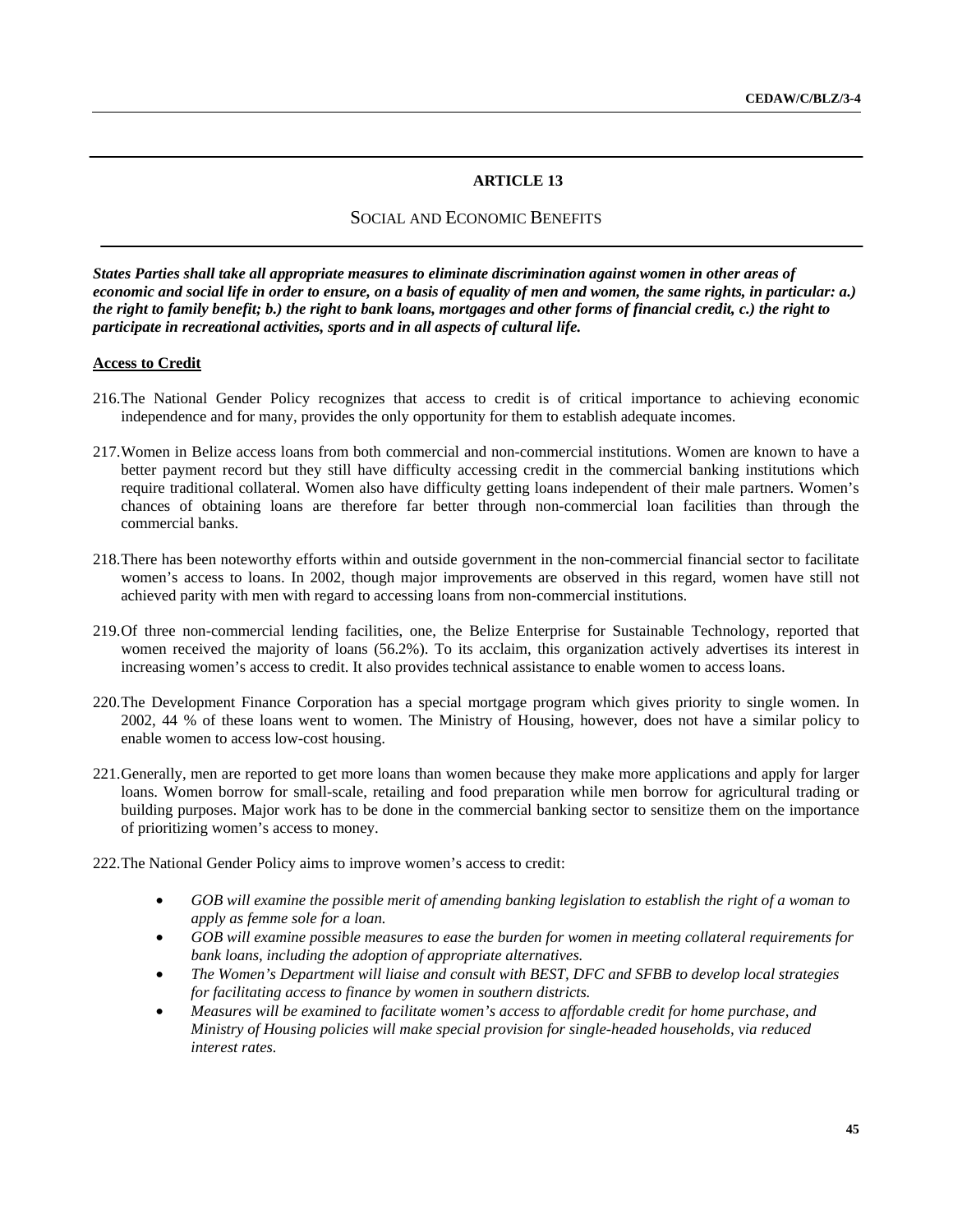## ARTICLE 13

### SOCIAL AND ECONOMIC BENEFITS

***States Parties shall take all appropriate measures to eliminate discrimination against women in other areas of economic and social life in order to ensure, on a basis of equality of men and women, the same rights, in particular: a.) the right to family benefit; b.) the right to bank loans, mortgages and other forms of financial credit, c.) the right to participate in recreational activities, sports and in all aspects of cultural life.***

**Access to Credit**

216. The National Gender Policy recognizes that access to credit is of critical importance to achieving economic independence and for many, provides the only opportunity for them to establish adequate incomes.

217. Women in Belize access loans from both commercial and non-commercial institutions. Women are known to have a better payment record but they still have difficulty accessing credit in the commercial banking institutions which require traditional collateral. Women also have difficulty getting loans independent of their male partners. Women's chances of obtaining loans are therefore far better through non-commercial loan facilities than through the commercial banks.

218. There has been noteworthy efforts within and outside government in the non-commercial financial sector to facilitate women's access to loans. In 2002, though major improvements are observed in this regard, women have still not achieved parity with men with regard to accessing loans from non-commercial institutions.

219. Of three non-commercial lending facilities, one, the Belize Enterprise for Sustainable Technology, reported that women received the majority of loans (56.2%). To its acclaim, this organization actively advertises its interest in increasing women's access to credit. It also provides technical assistance to enable women to access loans.

220. The Development Finance Corporation has a special mortgage program which gives priority to single women. In 2002, 44 % of these loans went to women. The Ministry of Housing, however, does not have a similar policy to enable women to access low-cost housing.

221. Generally, men are reported to get more loans than women because they make more applications and apply for larger loans. Women borrow for small-scale, retailing and food preparation while men borrow for agricultural trading or building purposes. Major work has to be done in the commercial banking sector to sensitize them on the importance of prioritizing women's access to money.

222. The National Gender Policy aims to improve women's access to credit:

- *GOB will examine the possible merit of amending banking legislation to establish the right of a woman to apply as femme sole for a loan.*
- *GOB will examine possible measures to ease the burden for women in meeting collateral requirements for bank loans, including the adoption of appropriate alternatives.*
- *The Women's Department will liaise and consult with BEST, DFC and SFBB to develop local strategies for facilitating access to finance by women in southern districts.*
- *Measures will be examined to facilitate women's access to affordable credit for home purchase, and Ministry of Housing policies will make special provision for single-headed households, via reduced interest rates.*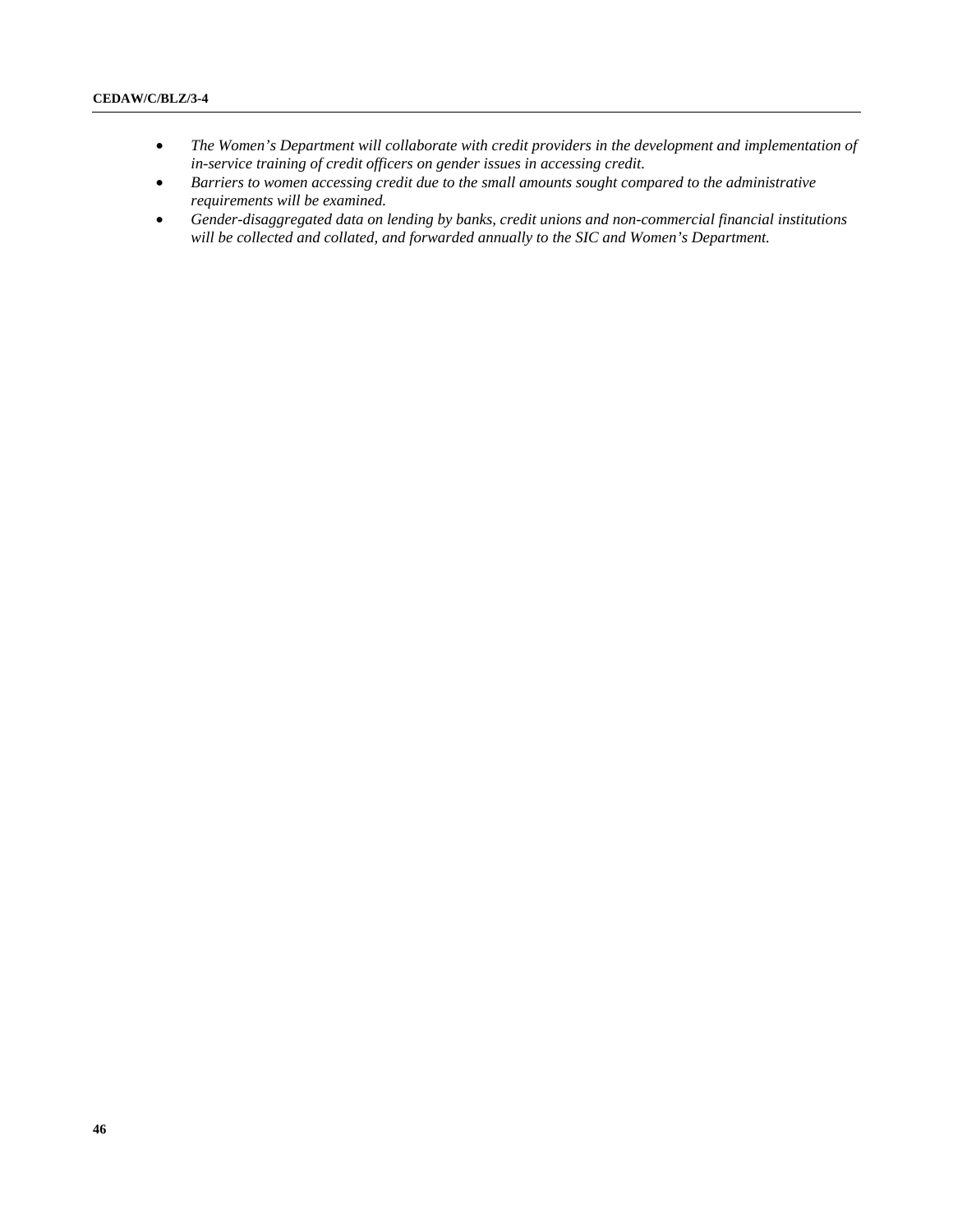- *The Women's Department will collaborate with credit providers in the development and implementation of in-service training of credit officers on gender issues in accessing credit.*
- *Barriers to women accessing credit due to the small amounts sought compared to the administrative requirements will be examined.*
- *Gender-disaggregated data on lending by banks, credit unions and non-commercial financial institutions will be collected and collated, and forwarded annually to the SIC and Women's Department.*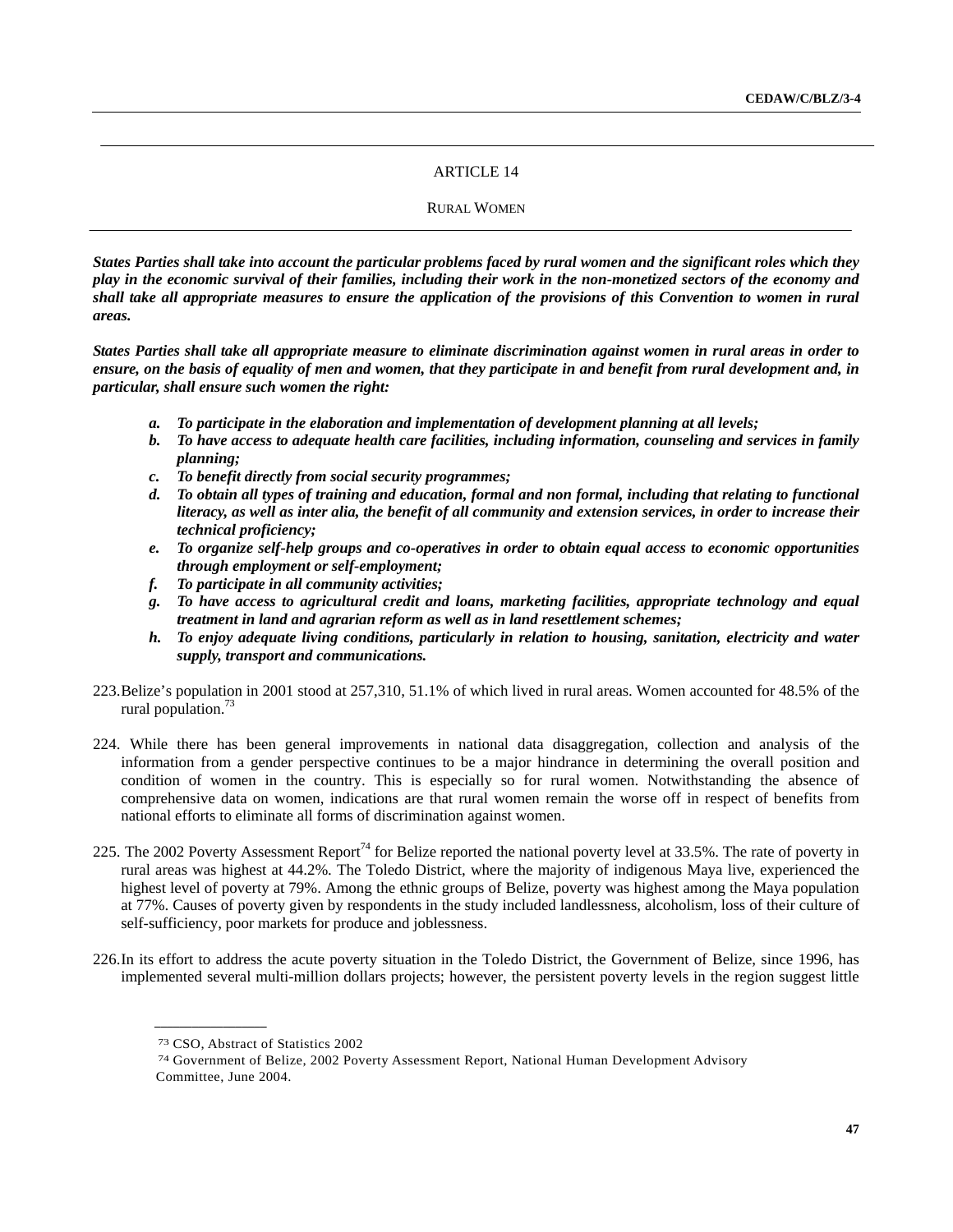## ARTICLE 14

### RURAL WOMEN

***States Parties shall take into account the particular problems faced by rural women and the significant roles which they play in the economic survival of their families, including their work in the non-monetized sectors of the economy and shall take all appropriate measures to ensure the application of the provisions of this Convention to women in rural areas.***

***States Parties shall take all appropriate measure to eliminate discrimination against women in rural areas in order to ensure, on the basis of equality of men and women, that they participate in and benefit from rural development and, in particular, shall ensure such women the right:***

- ***a. To participate in the elaboration and implementation of development planning at all levels;***
- ***b. To have access to adequate health care facilities, including information, counseling and services in family planning;***
- ***c. To benefit directly from social security programmes;***
- ***d. To obtain all types of training and education, formal and non formal, including that relating to functional literacy, as well as inter alia, the benefit of all community and extension services, in order to increase their technical proficiency;***
- ***e. To organize self-help groups and co-operatives in order to obtain equal access to economic opportunities through employment or self-employment;***
- ***f. To participate in all community activities;***
- ***g. To have access to agricultural credit and loans, marketing facilities, appropriate technology and equal treatment in land and agrarian reform as well as in land resettlement schemes;***
- ***h. To enjoy adequate living conditions, particularly in relation to housing, sanitation, electricity and water supply, transport and communications.***

223. Belize's population in 2001 stood at 257,310, 51.1% of which lived in rural areas. Women accounted for 48.5% of the rural population.[73]

224. While there has been general improvements in national data disaggregation, collection and analysis of the information from a gender perspective continues to be a major hindrance in determining the overall position and condition of women in the country. This is especially so for rural women. Notwithstanding the absence of comprehensive data on women, indications are that rural women remain the worse off in respect of benefits from national efforts to eliminate all forms of discrimination against women.

225. The 2002 Poverty Assessment Report[74] for Belize reported the national poverty level at 33.5%. The rate of poverty in rural areas was highest at 44.2%. The Toledo District, where the majority of indigenous Maya live, experienced the highest level of poverty at 79%. Among the ethnic groups of Belize, poverty was highest among the Maya population at 77%. Causes of poverty given by respondents in the study included landlessness, alcoholism, loss of their culture of self-sufficiency, poor markets for produce and joblessness.

226. In its effort to address the acute poverty situation in the Toledo District, the Government of Belize, since 1996, has implemented several multi-million dollars projects; however, the persistent poverty levels in the region suggest little

---

[73] CSO, Abstract of Statistics 2002

[74] Government of Belize, 2002 Poverty Assessment Report, National Human Development Advisory Committee, June 2004.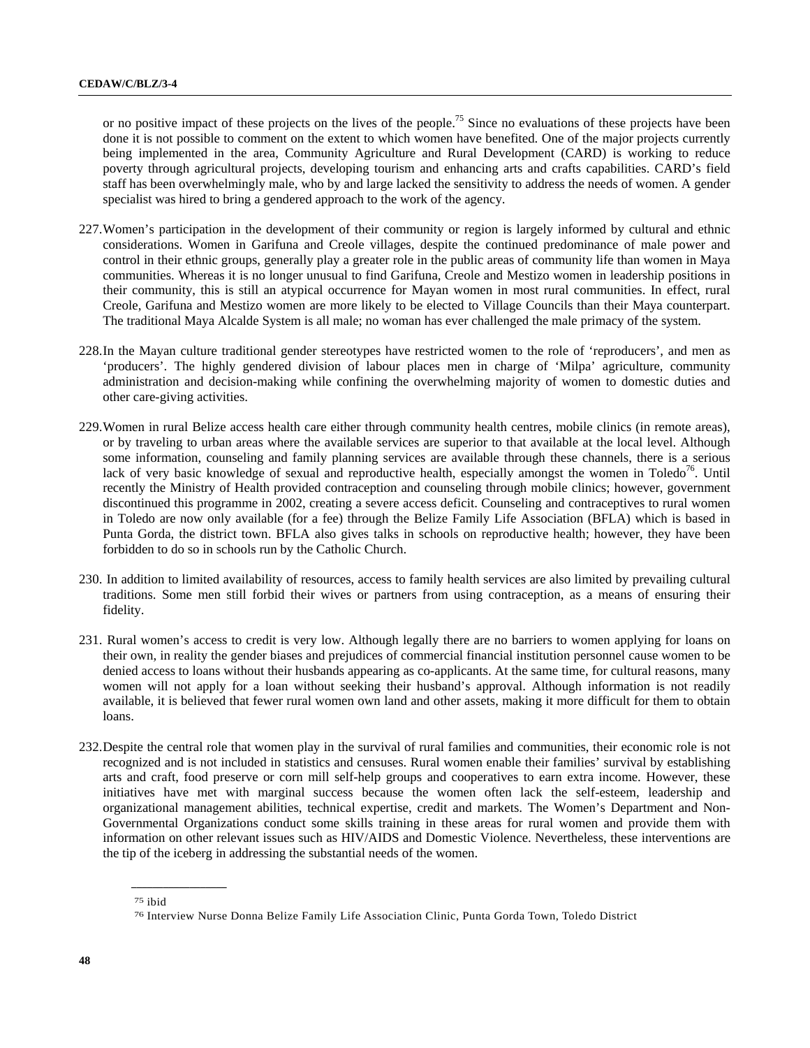or no positive impact of these projects on the lives of the people.[75] Since no evaluations of these projects have been done it is not possible to comment on the extent to which women have benefited. One of the major projects currently being implemented in the area, Community Agriculture and Rural Development (CARD) is working to reduce poverty through agricultural projects, developing tourism and enhancing arts and crafts capabilities. CARD's field staff has been overwhelmingly male, who by and large lacked the sensitivity to address the needs of women. A gender specialist was hired to bring a gendered approach to the work of the agency.

227. Women's participation in the development of their community or region is largely informed by cultural and ethnic considerations. Women in Garifuna and Creole villages, despite the continued predominance of male power and control in their ethnic groups, generally play a greater role in the public areas of community life than women in Maya communities. Whereas it is no longer unusual to find Garifuna, Creole and Mestizo women in leadership positions in their community, this is still an atypical occurrence for Mayan women in most rural communities. In effect, rural Creole, Garifuna and Mestizo women are more likely to be elected to Village Councils than their Maya counterpart. The traditional Maya Alcalde System is all male; no woman has ever challenged the male primacy of the system.

228. In the Mayan culture traditional gender stereotypes have restricted women to the role of 'reproducers', and men as 'producers'. The highly gendered division of labour places men in charge of 'Milpa' agriculture, community administration and decision-making while confining the overwhelming majority of women to domestic duties and other care-giving activities.

229. Women in rural Belize access health care either through community health centres, mobile clinics (in remote areas), or by traveling to urban areas where the available services are superior to that available at the local level. Although some information, counseling and family planning services are available through these channels, there is a serious lack of very basic knowledge of sexual and reproductive health, especially amongst the women in Toledo[76]. Until recently the Ministry of Health provided contraception and counseling through mobile clinics; however, government discontinued this programme in 2002, creating a severe access deficit. Counseling and contraceptives to rural women in Toledo are now only available (for a fee) through the Belize Family Life Association (BFLA) which is based in Punta Gorda, the district town. BFLA also gives talks in schools on reproductive health; however, they have been forbidden to do so in schools run by the Catholic Church.

230. In addition to limited availability of resources, access to family health services are also limited by prevailing cultural traditions. Some men still forbid their wives or partners from using contraception, as a means of ensuring their fidelity.

231. Rural women's access to credit is very low. Although legally there are no barriers to women applying for loans on their own, in reality the gender biases and prejudices of commercial financial institution personnel cause women to be denied access to loans without their husbands appearing as co-applicants. At the same time, for cultural reasons, many women will not apply for a loan without seeking their husband's approval. Although information is not readily available, it is believed that fewer rural women own land and other assets, making it more difficult for them to obtain loans.

232. Despite the central role that women play in the survival of rural families and communities, their economic role is not recognized and is not included in statistics and censuses. Rural women enable their families' survival by establishing arts and craft, food preserve or corn mill self-help groups and cooperatives to earn extra income. However, these initiatives have met with marginal success because the women often lack the self-esteem, leadership and organizational management abilities, technical expertise, credit and markets. The Women's Department and Non-Governmental Organizations conduct some skills training in these areas for rural women and provide them with information on other relevant issues such as HIV/AIDS and Domestic Violence. Nevertheless, these interventions are the tip of the iceberg in addressing the substantial needs of the women.

---

[75] ibid

[76] Interview Nurse Donna Belize Family Life Association Clinic, Punta Gorda Town, Toledo District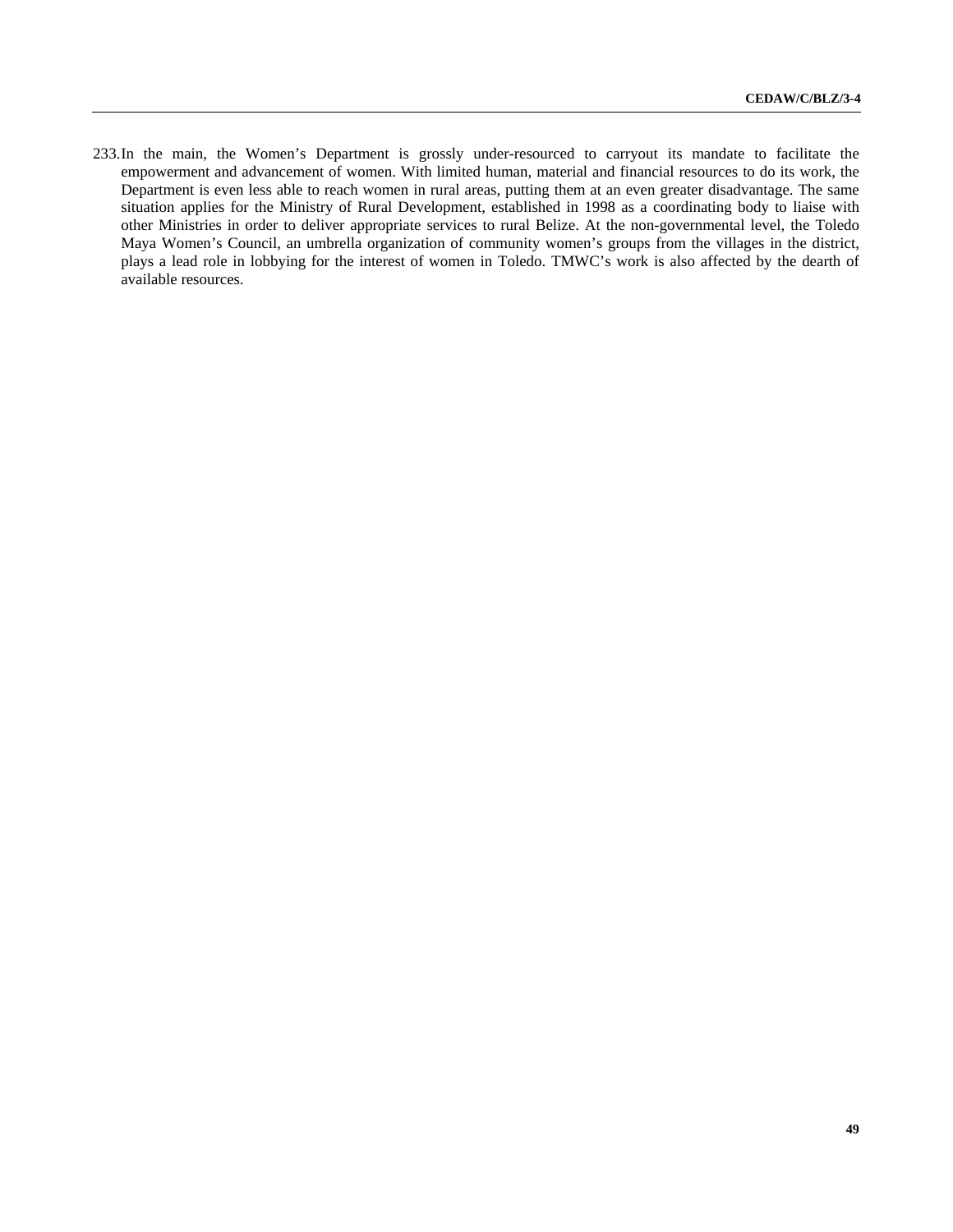233. In the main, the Women's Department is grossly under-resourced to carryout its mandate to facilitate the empowerment and advancement of women. With limited human, material and financial resources to do its work, the Department is even less able to reach women in rural areas, putting them at an even greater disadvantage. The same situation applies for the Ministry of Rural Development, established in 1998 as a coordinating body to liaise with other Ministries in order to deliver appropriate services to rural Belize. At the non-governmental level, the Toledo Maya Women's Council, an umbrella organization of community women's groups from the villages in the district, plays a lead role in lobbying for the interest of women in Toledo. TMWC's work is also affected by the dearth of available resources.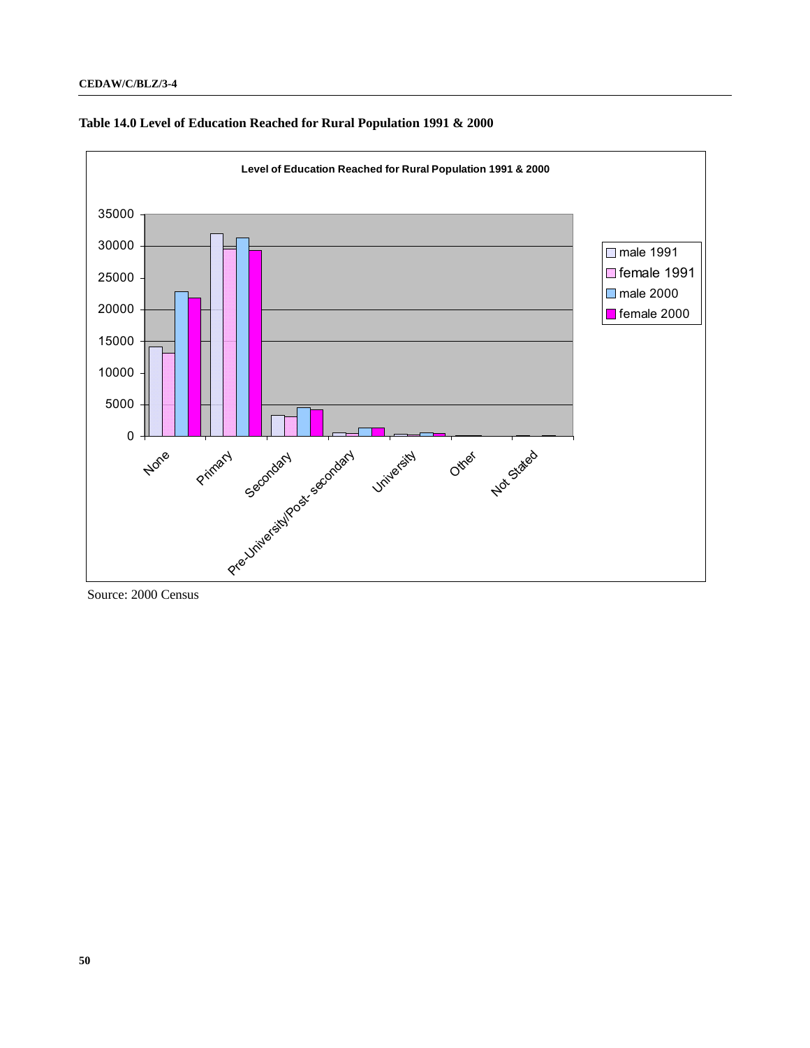**Table 14.0 Level of Education Reached for Rural Population 1991 & 2000**

Source: 2000 Census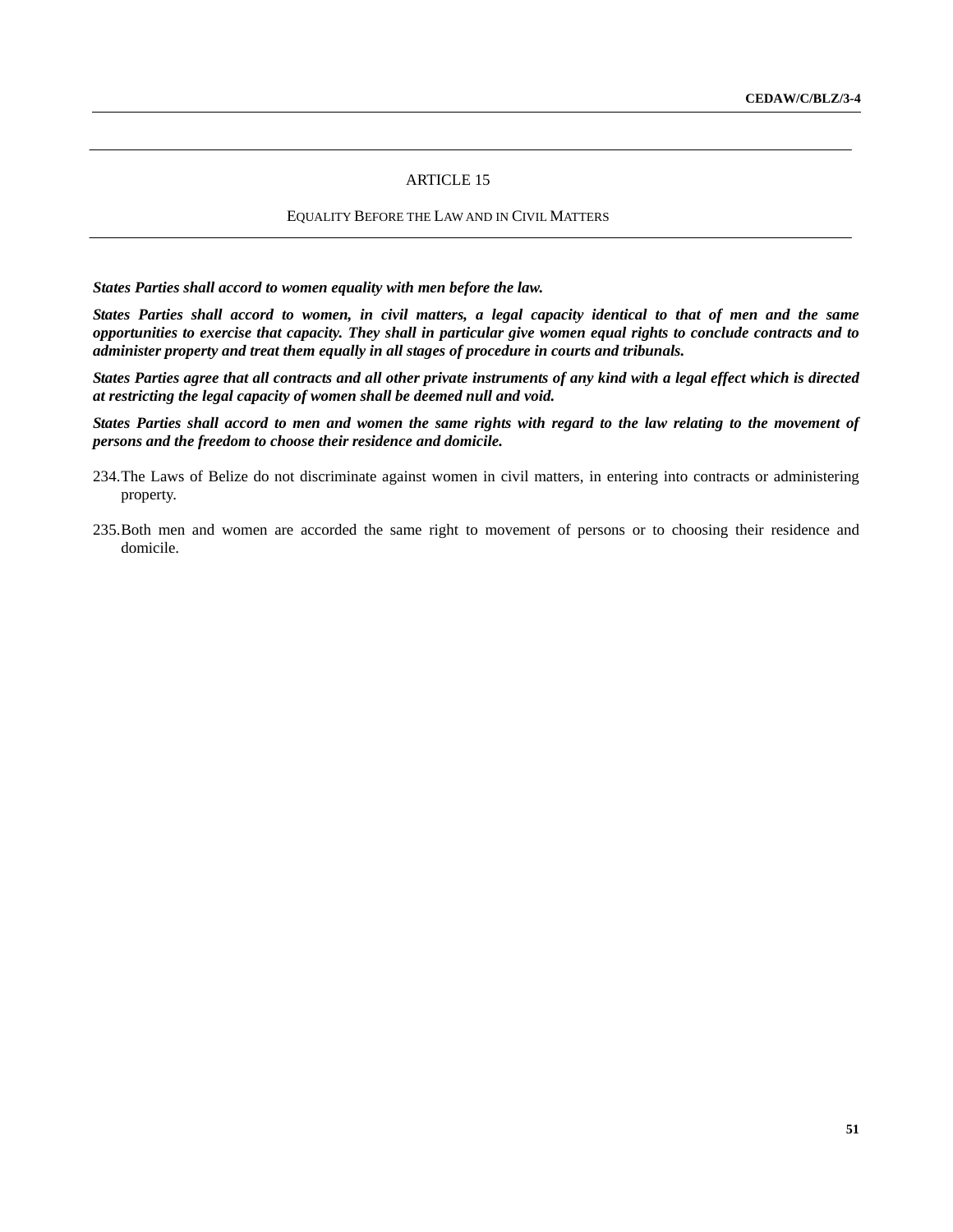## ARTICLE 15

### EQUALITY BEFORE THE LAW AND IN CIVIL MATTERS

***States Parties shall accord to women equality with men before the law.***

***States Parties shall accord to women, in civil matters, a legal capacity identical to that of men and the same opportunities to exercise that capacity. They shall in particular give women equal rights to conclude contracts and to administer property and treat them equally in all stages of procedure in courts and tribunals.***

***States Parties agree that all contracts and all other private instruments of any kind with a legal effect which is directed at restricting the legal capacity of women shall be deemed null and void.***

***States Parties shall accord to men and women the same rights with regard to the law relating to the movement of persons and the freedom to choose their residence and domicile.***

234. The Laws of Belize do not discriminate against women in civil matters, in entering into contracts or administering property.

235. Both men and women are accorded the same right to movement of persons or to choosing their residence and domicile.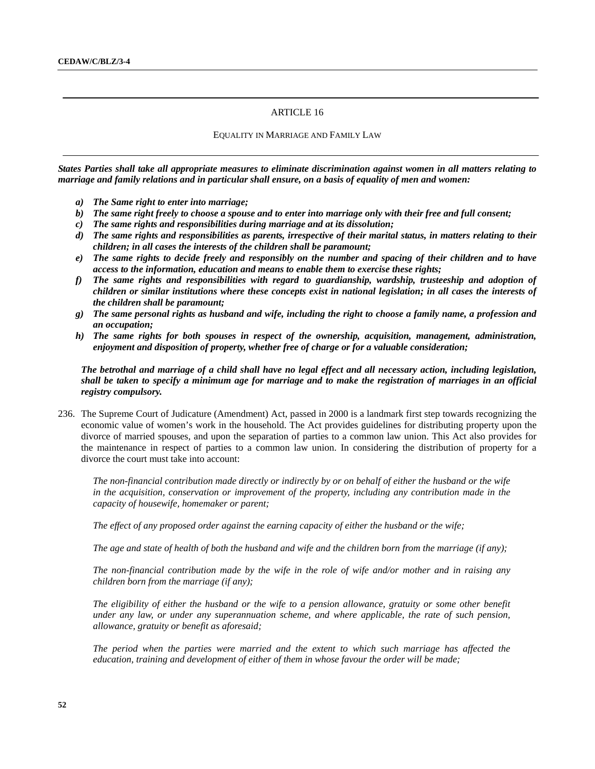## ARTICLE 16

### EQUALITY IN MARRIAGE AND FAMILY LAW

***States Parties shall take all appropriate measures to eliminate discrimination against women in all matters relating to marriage and family relations and in particular shall ensure, on a basis of equality of men and women:***

- ***a) The Same right to enter into marriage;***
- ***b) The same right freely to choose a spouse and to enter into marriage only with their free and full consent;***
- ***c) The same rights and responsibilities during marriage and at its dissolution;***
- ***d) The same rights and responsibilities as parents, irrespective of their marital status, in matters relating to their children; in all cases the interests of the children shall be paramount;***
- ***e) The same rights to decide freely and responsibly on the number and spacing of their children and to have access to the information, education and means to enable them to exercise these rights;***
- ***f) The same rights and responsibilities with regard to guardianship, wardship, trusteeship and adoption of children or similar institutions where these concepts exist in national legislation; in all cases the interests of the children shall be paramount;***
- ***g) The same personal rights as husband and wife, including the right to choose a family name, a profession and an occupation;***
- ***h) The same rights for both spouses in respect of the ownership, acquisition, management, administration, enjoyment and disposition of property, whether free of charge or for a valuable consideration;***

***The betrothal and marriage of a child shall have no legal effect and all necessary action, including legislation, shall be taken to specify a minimum age for marriage and to make the registration of marriages in an official registry compulsory.***

236. The Supreme Court of Judicature (Amendment) Act, passed in 2000 is a landmark first step towards recognizing the economic value of women's work in the household. The Act provides guidelines for distributing property upon the divorce of married spouses, and upon the separation of parties to a common law union. This Act also provides for the maintenance in respect of parties to a common law union. In considering the distribution of property for a divorce the court must take into account:

   *The non-financial contribution made directly or indirectly by or on behalf of either the husband or the wife in the acquisition, conservation or improvement of the property, including any contribution made in the capacity of housewife, homemaker or parent;*

   *The effect of any proposed order against the earning capacity of either the husband or the wife;*

   *The age and state of health of both the husband and wife and the children born from the marriage (if any);*

   *The non-financial contribution made by the wife in the role of wife and/or mother and in raising any children born from the marriage (if any);*

   *The eligibility of either the husband or the wife to a pension allowance, gratuity or some other benefit under any law, or under any superannuation scheme, and where applicable, the rate of such pension, allowance, gratuity or benefit as aforesaid;*

   *The period when the parties were married and the extent to which such marriage has affected the education, training and development of either of them in whose favour the order will be made;*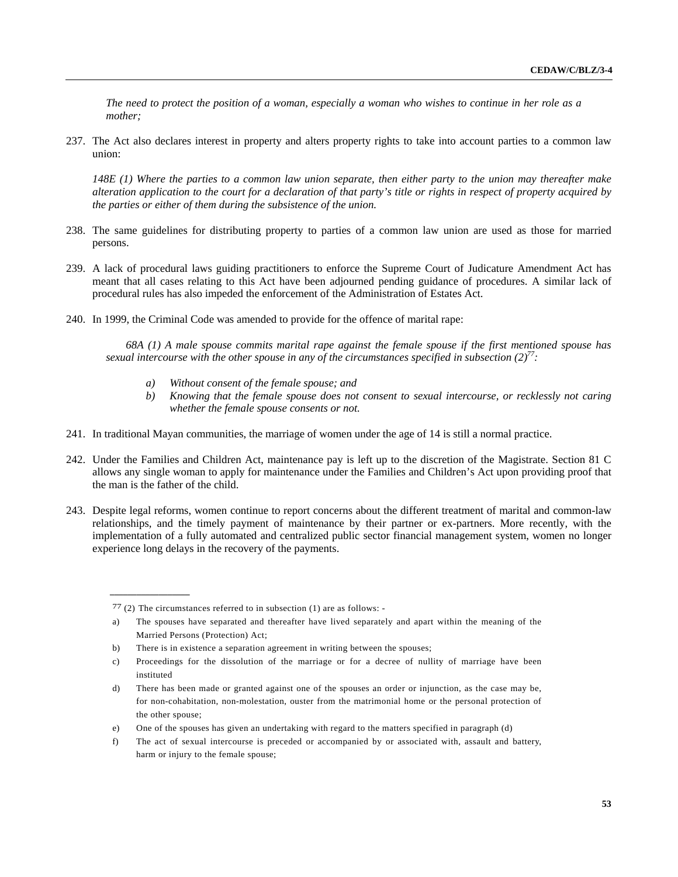*The need to protect the position of a woman, especially a woman who wishes to continue in her role as a mother;*

237. The Act also declares interest in property and alters property rights to take into account parties to a common law union:

*148E (1) Where the parties to a common law union separate, then either party to the union may thereafter make alteration application to the court for a declaration of that party's title or rights in respect of property acquired by the parties or either of them during the subsistence of the union.*

238. The same guidelines for distributing property to parties of a common law union are used as those for married persons.

239. A lack of procedural laws guiding practitioners to enforce the Supreme Court of Judicature Amendment Act has meant that all cases relating to this Act have been adjourned pending guidance of procedures. A similar lack of procedural rules has also impeded the enforcement of the Administration of Estates Act.

240. In 1999, the Criminal Code was amended to provide for the offence of marital rape:

*68A (1) A male spouse commits marital rape against the female spouse if the first mentioned spouse has sexual intercourse with the other spouse in any of the circumstances specified in subsection (2)*[77]*:*

- *a) Without consent of the female spouse; and*
- *b) Knowing that the female spouse does not consent to sexual intercourse, or recklessly not caring whether the female spouse consents or not.*

241. In traditional Mayan communities, the marriage of women under the age of 14 is still a normal practice.

242. Under the Families and Children Act, maintenance pay is left up to the discretion of the Magistrate. Section 81 C allows any single woman to apply for maintenance under the Families and Children's Act upon providing proof that the man is the father of the child.

243. Despite legal reforms, women continue to report concerns about the different treatment of marital and common-law relationships, and the timely payment of maintenance by their partner or ex-partners. More recently, with the implementation of a fully automated and centralized public sector financial management system, women no longer experience long delays in the recovery of the payments.

---

[77] (2) The circumstances referred to in subsection (1) are as follows: -

- a) The spouses have separated and thereafter have lived separately and apart within the meaning of the Married Persons (Protection) Act;
- b) There is in existence a separation agreement in writing between the spouses;
- c) Proceedings for the dissolution of the marriage or for a decree of nullity of marriage have been instituted
- d) There has been made or granted against one of the spouses an order or injunction, as the case may be, for non-cohabitation, non-molestation, ouster from the matrimonial home or the personal protection of the other spouse;
- e) One of the spouses has given an undertaking with regard to the matters specified in paragraph (d)
- f) The act of sexual intercourse is preceded or accompanied by or associated with, assault and battery, harm or injury to the female spouse;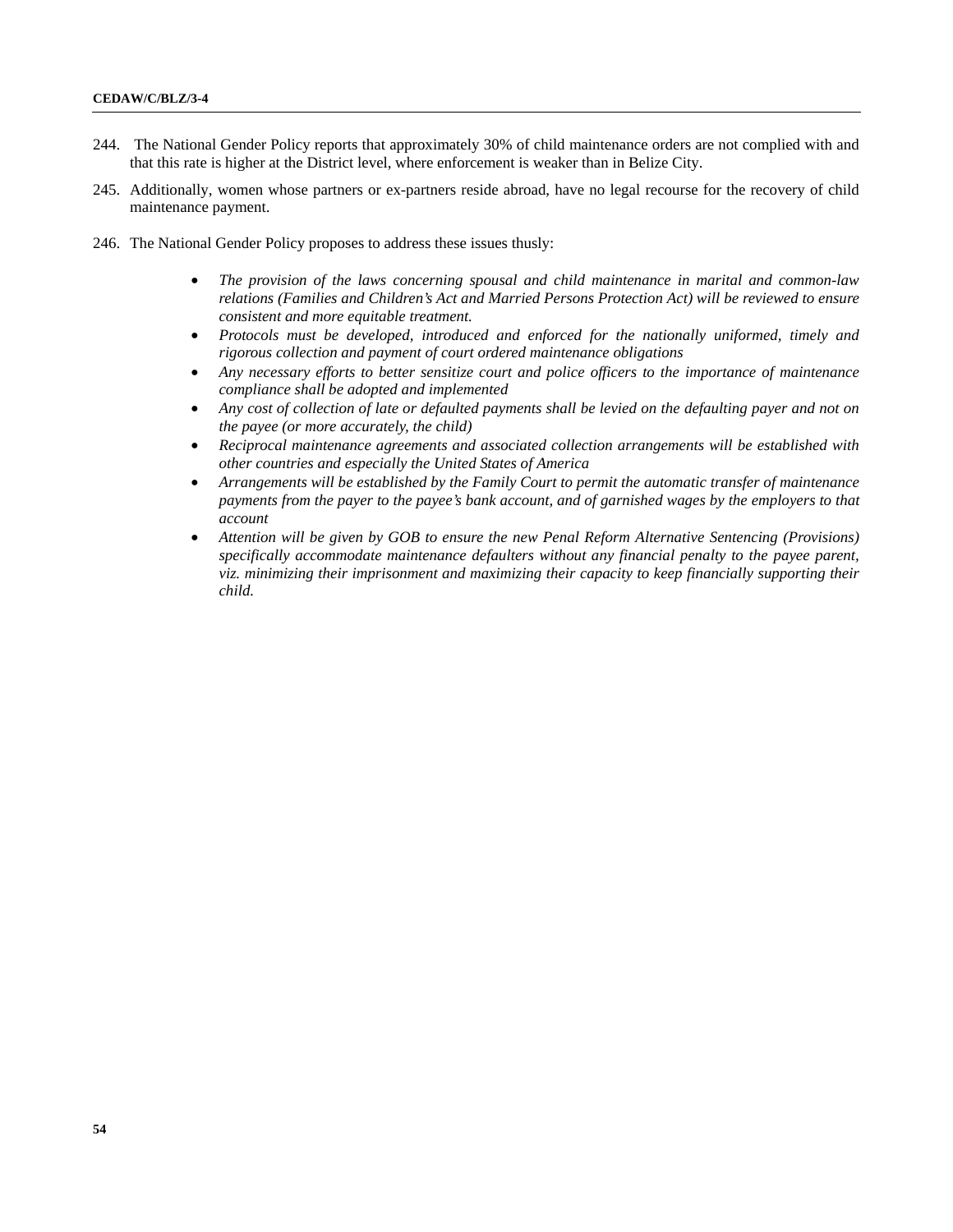244. The National Gender Policy reports that approximately 30% of child maintenance orders are not complied with and that this rate is higher at the District level, where enforcement is weaker than in Belize City.

245. Additionally, women whose partners or ex-partners reside abroad, have no legal recourse for the recovery of child maintenance payment.

246. The National Gender Policy proposes to address these issues thusly:

- *The provision of the laws concerning spousal and child maintenance in marital and common-law relations (Families and Children's Act and Married Persons Protection Act) will be reviewed to ensure consistent and more equitable treatment.*
- *Protocols must be developed, introduced and enforced for the nationally uniformed, timely and rigorous collection and payment of court ordered maintenance obligations*
- *Any necessary efforts to better sensitize court and police officers to the importance of maintenance compliance shall be adopted and implemented*
- *Any cost of collection of late or defaulted payments shall be levied on the defaulting payer and not on the payee (or more accurately, the child)*
- *Reciprocal maintenance agreements and associated collection arrangements will be established with other countries and especially the United States of America*
- *Arrangements will be established by the Family Court to permit the automatic transfer of maintenance payments from the payer to the payee's bank account, and of garnished wages by the employers to that account*
- *Attention will be given by GOB to ensure the new Penal Reform Alternative Sentencing (Provisions) specifically accommodate maintenance defaulters without any financial penalty to the payee parent, viz. minimizing their imprisonment and maximizing their capacity to keep financially supporting their child.*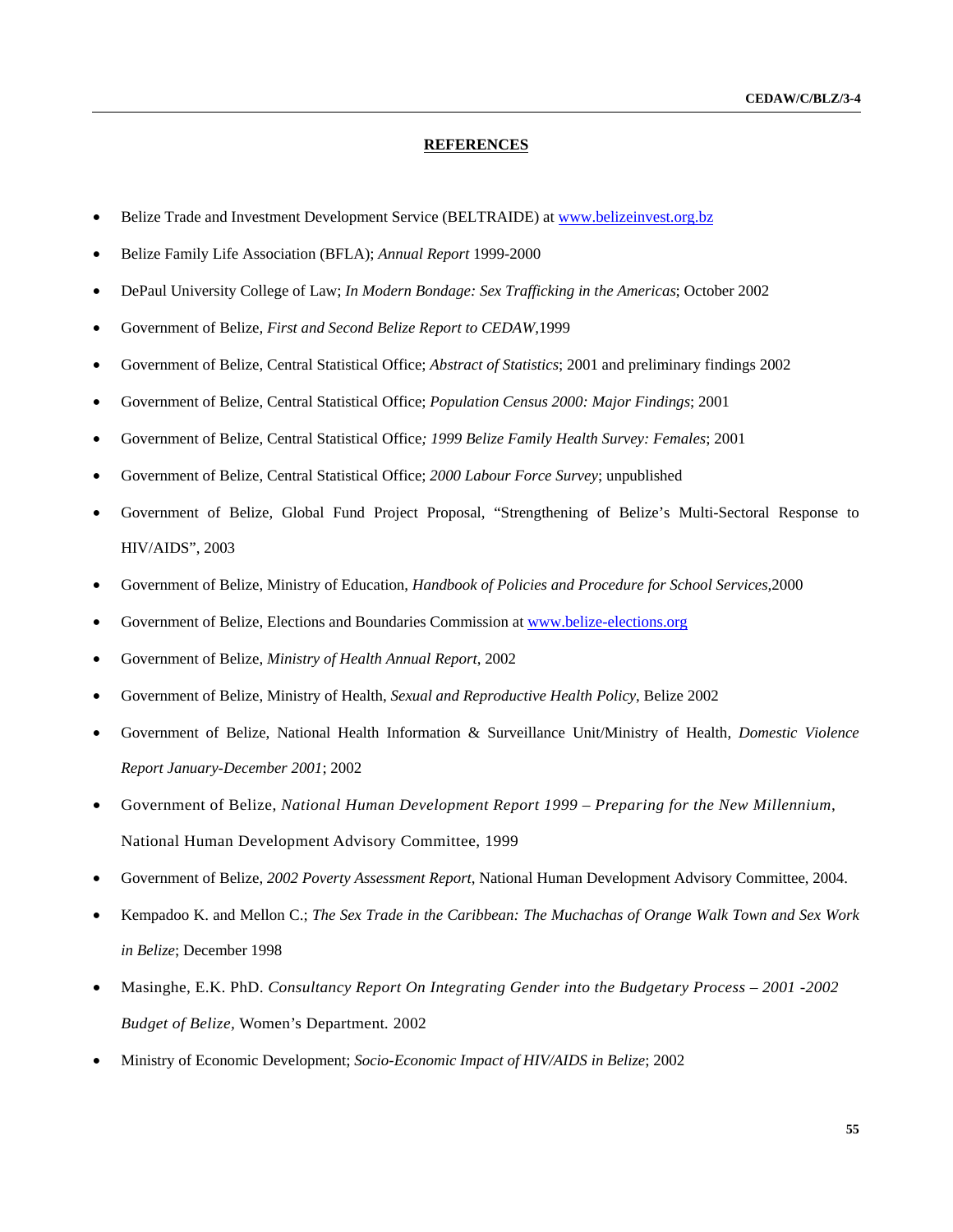## REFERENCES

- Belize Trade and Investment Development Service (BELTRAIDE) at www.belizeinvest.org.bz
- Belize Family Life Association (BFLA); *Annual Report* 1999-2000
- DePaul University College of Law; *In Modern Bondage: Sex Trafficking in the Americas*; October 2002
- Government of Belize, *First and Second Belize Report to CEDAW*,1999
- Government of Belize, Central Statistical Office; *Abstract of Statistics*; 2001 and preliminary findings 2002
- Government of Belize, Central Statistical Office; *Population Census 2000: Major Findings*; 2001
- Government of Belize, Central Statistical Office*; 1999 Belize Family Health Survey: Females*; 2001
- Government of Belize, Central Statistical Office; *2000 Labour Force Survey*; unpublished
- Government of Belize, Global Fund Project Proposal, "Strengthening of Belize's Multi-Sectoral Response to HIV/AIDS", 2003
- Government of Belize, Ministry of Education, *Handbook of Policies and Procedure for School Services*,2000
- Government of Belize, Elections and Boundaries Commission at www.belize-elections.org
- Government of Belize, *Ministry of Health Annual Report*, 2002
- Government of Belize, Ministry of Health, *Sexual and Reproductive Health Policy*, Belize 2002
- Government of Belize, National Health Information & Surveillance Unit/Ministry of Health, *Domestic Violence Report January-December 2001*; 2002
- Government of Belize, *National Human Development Report 1999 – Preparing for the New Millennium*, National Human Development Advisory Committee, 1999
- Government of Belize, *2002 Poverty Assessment Report*, National Human Development Advisory Committee, 2004.
- Kempadoo K. and Mellon C.; *The Sex Trade in the Caribbean: The Muchachas of Orange Walk Town and Sex Work in Belize*; December 1998
- Masinghe, E.K. PhD. *Consultancy Report On Integrating Gender into the Budgetary Process – 2001 -2002 Budget of Belize,* Women's Department. 2002
- Ministry of Economic Development; *Socio-Economic Impact of HIV/AIDS in Belize*; 2002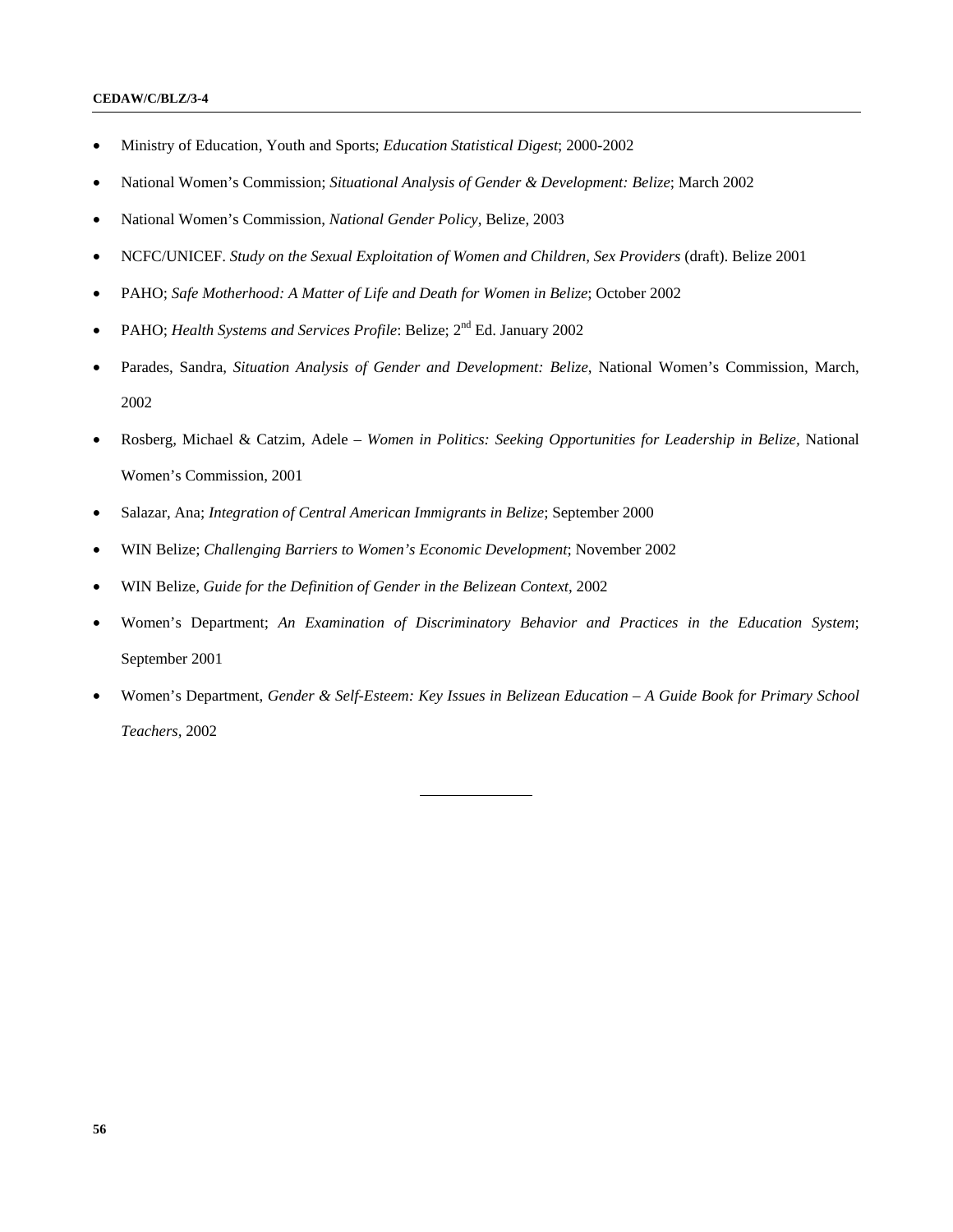- Ministry of Education, Youth and Sports; *Education Statistical Digest*; 2000-2002
- National Women's Commission; *Situational Analysis of Gender & Development: Belize*; March 2002
- National Women's Commission, *National Gender Policy*, Belize, 2003
- NCFC/UNICEF. *Study on the Sexual Exploitation of Women and Children, Sex Providers* (draft). Belize 2001
- PAHO; *Safe Motherhood: A Matter of Life and Death for Women in Belize*; October 2002
- PAHO; *Health Systems and Services Profile*: Belize; 2nd Ed. January 2002
- Parades, Sandra, *Situation Analysis of Gender and Development: Belize*, National Women's Commission, March, 2002
- Rosberg, Michael & Catzim, Adele – *Women in Politics: Seeking Opportunities for Leadership in Belize,* National Women's Commission, 2001
- Salazar, Ana; *Integration of Central American Immigrants in Belize*; September 2000
- WIN Belize; *Challenging Barriers to Women's Economic Development*; November 2002
- WIN Belize, *Guide for the Definition of Gender in the Belizean Context*, 2002
- Women's Department; *An Examination of Discriminatory Behavior and Practices in the Education System*; September 2001
- Women's Department, *Gender & Self-Esteem: Key Issues in Belizean Education – A Guide Book for Primary School Teachers,* 2002